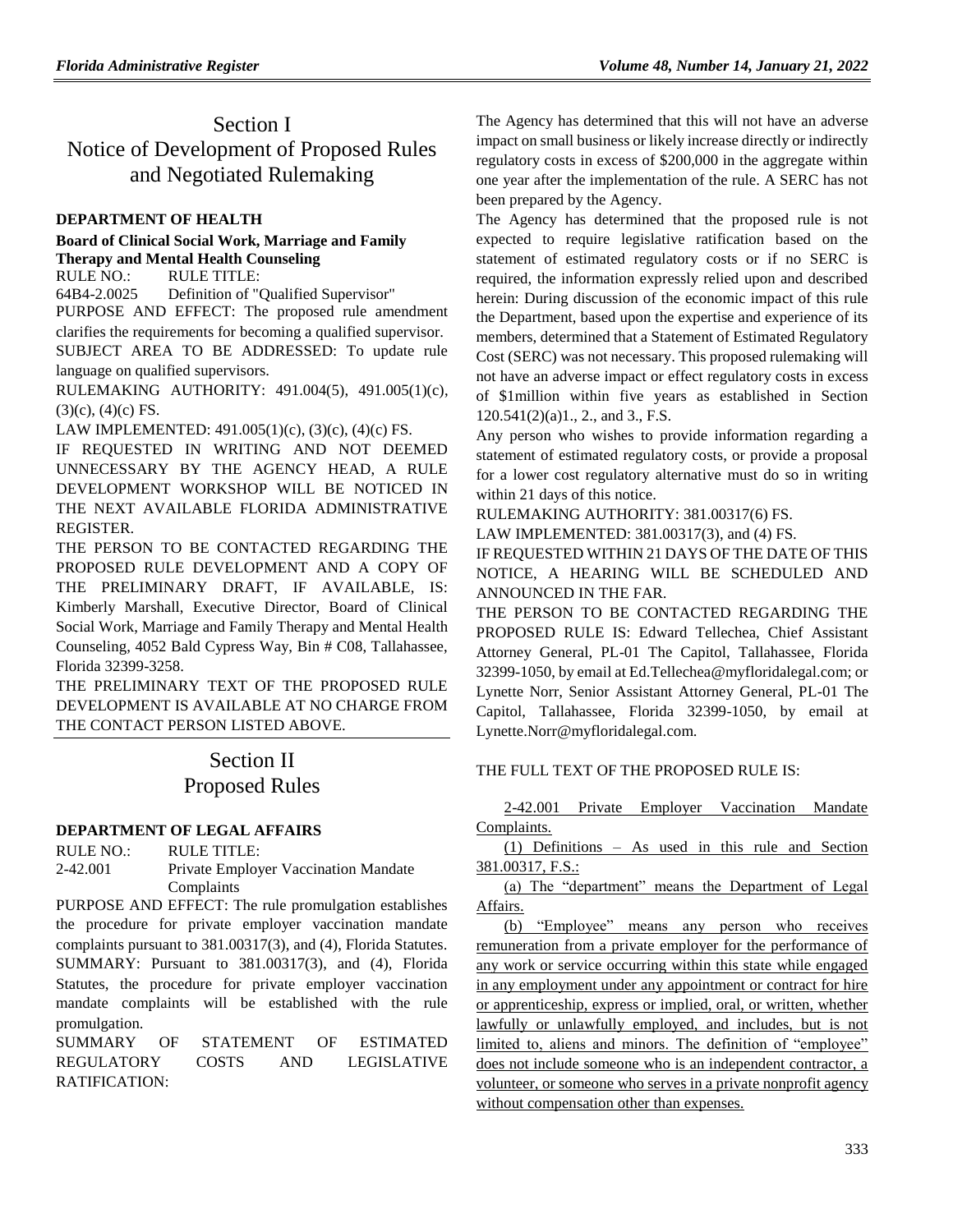# Section I
# Notice of Development of Proposed Rules and Negotiated Rulemaking

**DEPARTMENT OF HEALTH**

**Board of Clinical Social Work, Marriage and Family Therapy and Mental Health Counseling**

RULE NO.: RULE TITLE:

64B4-2.0025 Definition of "Qualified Supervisor"

PURPOSE AND EFFECT: The proposed rule amendment clarifies the requirements for becoming a qualified supervisor.

SUBJECT AREA TO BE ADDRESSED: To update rule language on qualified supervisors.

RULEMAKING AUTHORITY: 491.004(5), 491.005(1)(c), (3)(c), (4)(c) FS.

LAW IMPLEMENTED: 491.005(1)(c), (3)(c), (4)(c) FS.

IF REQUESTED IN WRITING AND NOT DEEMED UNNECESSARY BY THE AGENCY HEAD, A RULE DEVELOPMENT WORKSHOP WILL BE NOTICED IN THE NEXT AVAILABLE FLORIDA ADMINISTRATIVE REGISTER.

THE PERSON TO BE CONTACTED REGARDING THE PROPOSED RULE DEVELOPMENT AND A COPY OF THE PRELIMINARY DRAFT, IF AVAILABLE, IS: Kimberly Marshall, Executive Director, Board of Clinical Social Work, Marriage and Family Therapy and Mental Health Counseling, 4052 Bald Cypress Way, Bin # C08, Tallahassee, Florida 32399-3258.

THE PRELIMINARY TEXT OF THE PROPOSED RULE DEVELOPMENT IS AVAILABLE AT NO CHARGE FROM THE CONTACT PERSON LISTED ABOVE.

# Section II
# Proposed Rules

**DEPARTMENT OF LEGAL AFFAIRS**

RULE NO.: RULE TITLE:

2-42.001 Private Employer Vaccination Mandate Complaints

PURPOSE AND EFFECT: The rule promulgation establishes the procedure for private employer vaccination mandate complaints pursuant to 381.00317(3), and (4), Florida Statutes.

SUMMARY: Pursuant to 381.00317(3), and (4), Florida Statutes, the procedure for private employer vaccination mandate complaints will be established with the rule promulgation.

SUMMARY OF STATEMENT OF ESTIMATED REGULATORY COSTS AND LEGISLATIVE RATIFICATION:

The Agency has determined that this will not have an adverse impact on small business or likely increase directly or indirectly regulatory costs in excess of $200,000 in the aggregate within one year after the implementation of the rule. A SERC has not been prepared by the Agency.

The Agency has determined that the proposed rule is not expected to require legislative ratification based on the statement of estimated regulatory costs or if no SERC is required, the information expressly relied upon and described herein: During discussion of the economic impact of this rule the Department, based upon the expertise and experience of its members, determined that a Statement of Estimated Regulatory Cost (SERC) was not necessary. This proposed rulemaking will not have an adverse impact or effect regulatory costs in excess of $1million within five years as established in Section 120.541(2)(a)1., 2., and 3., F.S.

Any person who wishes to provide information regarding a statement of estimated regulatory costs, or provide a proposal for a lower cost regulatory alternative must do so in writing within 21 days of this notice.

RULEMAKING AUTHORITY: 381.00317(6) FS.

LAW IMPLEMENTED: 381.00317(3), and (4) FS.

IF REQUESTED WITHIN 21 DAYS OF THE DATE OF THIS NOTICE, A HEARING WILL BE SCHEDULED AND ANNOUNCED IN THE FAR.

THE PERSON TO BE CONTACTED REGARDING THE PROPOSED RULE IS: Edward Tellechea, Chief Assistant Attorney General, PL-01 The Capitol, Tallahassee, Florida 32399-1050, by email at Ed.Tellechea@myfloridalegal.com; or Lynette Norr, Senior Assistant Attorney General, PL-01 The Capitol, Tallahassee, Florida 32399-1050, by email at Lynette.Norr@myfloridalegal.com.

THE FULL TEXT OF THE PROPOSED RULE IS:

2-42.001 Private Employer Vaccination Mandate Complaints.

(1) Definitions – As used in this rule and Section 381.00317, F.S.:

(a) The "department" means the Department of Legal Affairs.

(b) "Employee" means any person who receives remuneration from a private employer for the performance of any work or service occurring within this state while engaged in any employment under any appointment or contract for hire or apprenticeship, express or implied, oral, or written, whether lawfully or unlawfully employed, and includes, but is not limited to, aliens and minors. The definition of "employee" does not include someone who is an independent contractor, a volunteer, or someone who serves in a private nonprofit agency without compensation other than expenses.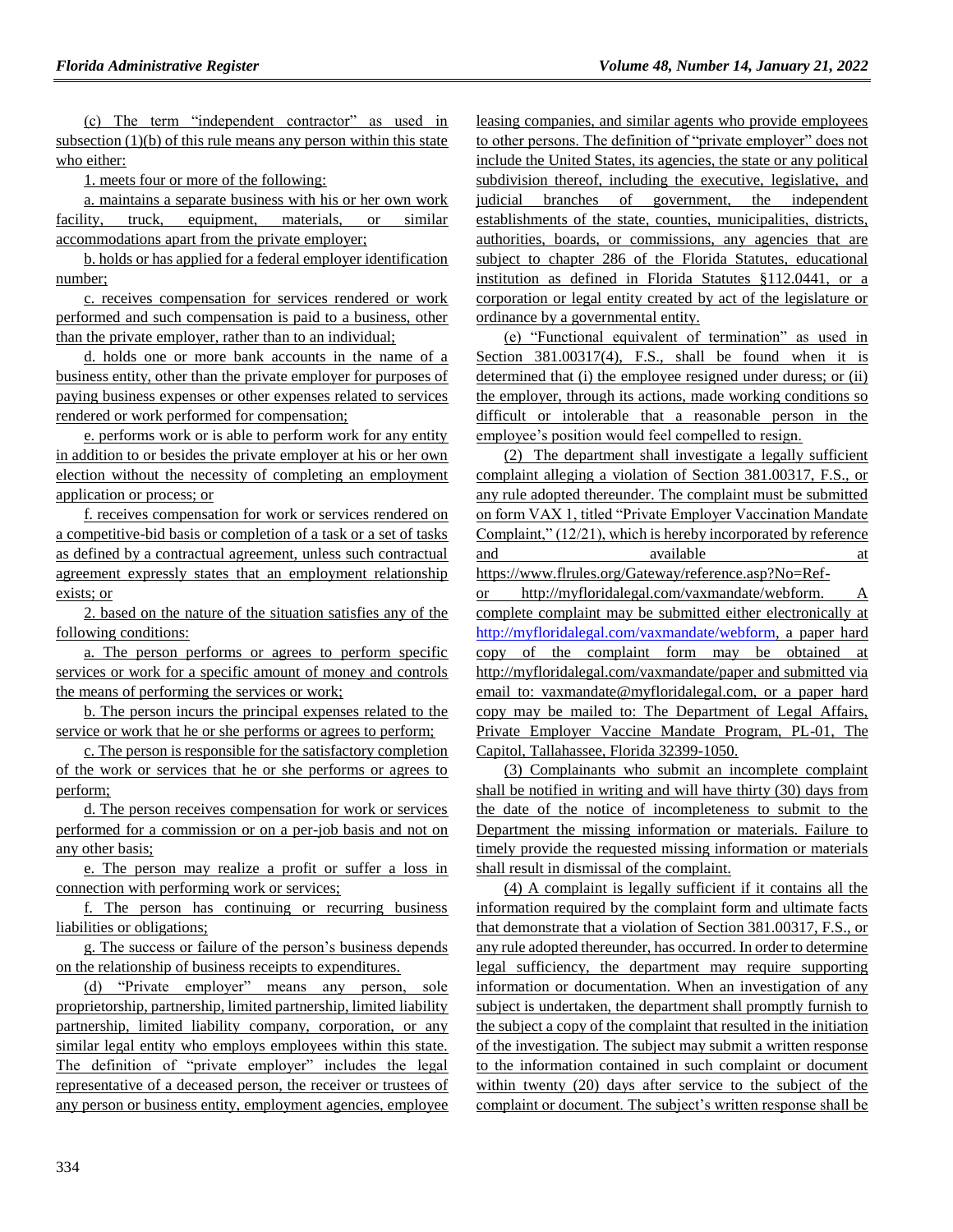(c) The term "independent contractor" as used in subsection (1)(b) of this rule means any person within this state who either:

1. meets four or more of the following:

a. maintains a separate business with his or her own work facility, truck, equipment, materials, or similar accommodations apart from the private employer;

b. holds or has applied for a federal employer identification number;

c. receives compensation for services rendered or work performed and such compensation is paid to a business, other than the private employer, rather than to an individual;

d. holds one or more bank accounts in the name of a business entity, other than the private employer for purposes of paying business expenses or other expenses related to services rendered or work performed for compensation;

e. performs work or is able to perform work for any entity in addition to or besides the private employer at his or her own election without the necessity of completing an employment application or process; or

f. receives compensation for work or services rendered on a competitive-bid basis or completion of a task or a set of tasks as defined by a contractual agreement, unless such contractual agreement expressly states that an employment relationship exists; or

2. based on the nature of the situation satisfies any of the following conditions:

a. The person performs or agrees to perform specific services or work for a specific amount of money and controls the means of performing the services or work;

b. The person incurs the principal expenses related to the service or work that he or she performs or agrees to perform;

c. The person is responsible for the satisfactory completion of the work or services that he or she performs or agrees to perform;

d. The person receives compensation for work or services performed for a commission or on a per-job basis and not on any other basis;

e. The person may realize a profit or suffer a loss in connection with performing work or services;

f. The person has continuing or recurring business liabilities or obligations;

g. The success or failure of the person's business depends on the relationship of business receipts to expenditures.

(d) "Private employer" means any person, sole proprietorship, partnership, limited partnership, limited liability partnership, limited liability company, corporation, or any similar legal entity who employs employees within this state. The definition of "private employer" includes the legal representative of a deceased person, the receiver or trustees of any person or business entity, employment agencies, employee leasing companies, and similar agents who provide employees to other persons. The definition of "private employer" does not include the United States, its agencies, the state or any political subdivision thereof, including the executive, legislative, and judicial branches of government, the independent establishments of the state, counties, municipalities, districts, authorities, boards, or commissions, any agencies that are subject to chapter 286 of the Florida Statutes, educational institution as defined in Florida Statutes §112.0441, or a corporation or legal entity created by act of the legislature or ordinance by a governmental entity.

(e) "Functional equivalent of termination" as used in Section 381.00317(4), F.S., shall be found when it is determined that (i) the employee resigned under duress; or (ii) the employer, through its actions, made working conditions so difficult or intolerable that a reasonable person in the employee's position would feel compelled to resign.

(2) The department shall investigate a legally sufficient complaint alleging a violation of Section 381.00317, F.S., or any rule adopted thereunder. The complaint must be submitted on form VAX 1, titled "Private Employer Vaccination Mandate Complaint," (12/21), which is hereby incorporated by reference and available at https://www.flrules.org/Gateway/reference.asp?No=Ref- or http://myfloridalegal.com/vaxmandate/webform. A complete complaint may be submitted either electronically at http://myfloridalegal.com/vaxmandate/webform, a paper hard copy of the complaint form may be obtained at http://myfloridalegal.com/vaxmandate/paper and submitted via email to: vaxmandate@myfloridalegal.com, or a paper hard copy may be mailed to: The Department of Legal Affairs, Private Employer Vaccine Mandate Program, PL-01, The Capitol, Tallahassee, Florida 32399-1050.

(3) Complainants who submit an incomplete complaint shall be notified in writing and will have thirty (30) days from the date of the notice of incompleteness to submit to the Department the missing information or materials. Failure to timely provide the requested missing information or materials shall result in dismissal of the complaint.

(4) A complaint is legally sufficient if it contains all the information required by the complaint form and ultimate facts that demonstrate that a violation of Section 381.00317, F.S., or any rule adopted thereunder, has occurred. In order to determine legal sufficiency, the department may require supporting information or documentation. When an investigation of any subject is undertaken, the department shall promptly furnish to the subject a copy of the complaint that resulted in the initiation of the investigation. The subject may submit a written response to the information contained in such complaint or document within twenty (20) days after service to the subject of the complaint or document. The subject's written response shall be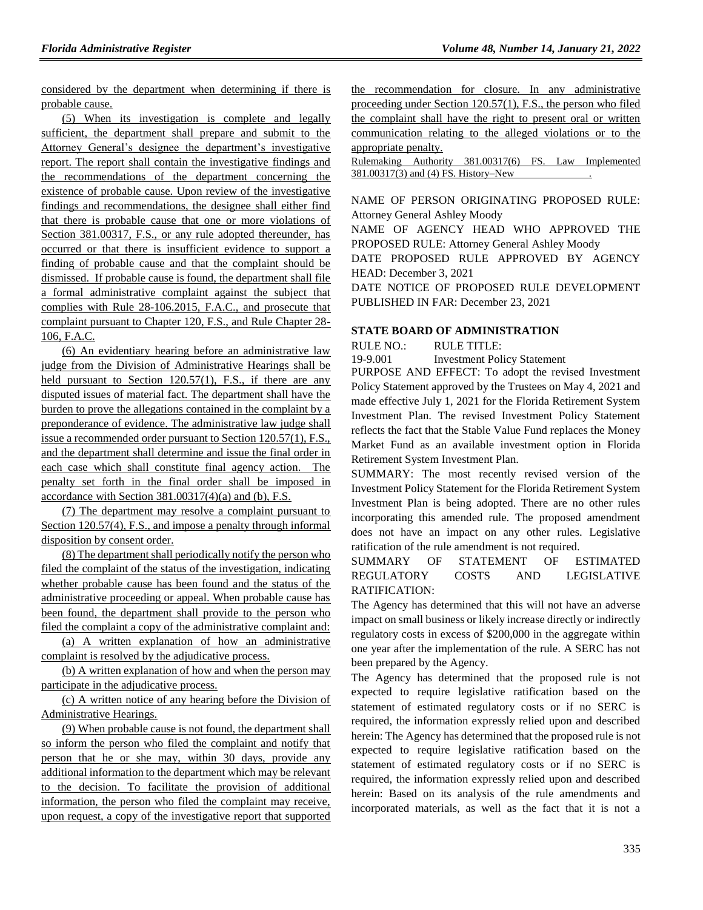considered by the department when determining if there is probable cause.

(5) When its investigation is complete and legally sufficient, the department shall prepare and submit to the Attorney General's designee the department's investigative report. The report shall contain the investigative findings and the recommendations of the department concerning the existence of probable cause. Upon review of the investigative findings and recommendations, the designee shall either find that there is probable cause that one or more violations of Section 381.00317, F.S., or any rule adopted thereunder, has occurred or that there is insufficient evidence to support a finding of probable cause and that the complaint should be dismissed. If probable cause is found, the department shall file a formal administrative complaint against the subject that complies with Rule 28-106.2015, F.A.C., and prosecute that complaint pursuant to Chapter 120, F.S., and Rule Chapter 28-106, F.A.C.

(6) An evidentiary hearing before an administrative law judge from the Division of Administrative Hearings shall be held pursuant to Section 120.57(1), F.S., if there are any disputed issues of material fact. The department shall have the burden to prove the allegations contained in the complaint by a preponderance of evidence. The administrative law judge shall issue a recommended order pursuant to Section 120.57(1), F.S., and the department shall determine and issue the final order in each case which shall constitute final agency action. The penalty set forth in the final order shall be imposed in accordance with Section 381.00317(4)(a) and (b), F.S.

(7) The department may resolve a complaint pursuant to Section 120.57(4), F.S., and impose a penalty through informal disposition by consent order.

(8) The department shall periodically notify the person who filed the complaint of the status of the investigation, indicating whether probable cause has been found and the status of the administrative proceeding or appeal. When probable cause has been found, the department shall provide to the person who filed the complaint a copy of the administrative complaint and:

(a) A written explanation of how an administrative complaint is resolved by the adjudicative process.

(b) A written explanation of how and when the person may participate in the adjudicative process.

(c) A written notice of any hearing before the Division of Administrative Hearings.

(9) When probable cause is not found, the department shall so inform the person who filed the complaint and notify that person that he or she may, within 30 days, provide any additional information to the department which may be relevant to the decision. To facilitate the provision of additional information, the person who filed the complaint may receive, upon request, a copy of the investigative report that supported the recommendation for closure. In any administrative proceeding under Section 120.57(1), F.S., the person who filed the complaint shall have the right to present oral or written communication relating to the alleged violations or to the appropriate penalty.

Rulemaking Authority 381.00317(6) FS. Law Implemented 381.00317(3) and (4) FS. History–New ________.

NAME OF PERSON ORIGINATING PROPOSED RULE: Attorney General Ashley Moody

NAME OF AGENCY HEAD WHO APPROVED THE PROPOSED RULE: Attorney General Ashley Moody

DATE PROPOSED RULE APPROVED BY AGENCY HEAD: December 3, 2021

DATE NOTICE OF PROPOSED RULE DEVELOPMENT PUBLISHED IN FAR: December 23, 2021

## STATE BOARD OF ADMINISTRATION

RULE NO.: RULE TITLE:

19-9.001 Investment Policy Statement

PURPOSE AND EFFECT: To adopt the revised Investment Policy Statement approved by the Trustees on May 4, 2021 and made effective July 1, 2021 for the Florida Retirement System Investment Plan. The revised Investment Policy Statement reflects the fact that the Stable Value Fund replaces the Money Market Fund as an available investment option in Florida Retirement System Investment Plan.

SUMMARY: The most recently revised version of the Investment Policy Statement for the Florida Retirement System Investment Plan is being adopted. There are no other rules incorporating this amended rule. The proposed amendment does not have an impact on any other rules. Legislative ratification of the rule amendment is not required.

SUMMARY OF STATEMENT OF ESTIMATED REGULATORY COSTS AND LEGISLATIVE RATIFICATION:

The Agency has determined that this will not have an adverse impact on small business or likely increase directly or indirectly regulatory costs in excess of $200,000 in the aggregate within one year after the implementation of the rule. A SERC has not been prepared by the Agency.

The Agency has determined that the proposed rule is not expected to require legislative ratification based on the statement of estimated regulatory costs or if no SERC is required, the information expressly relied upon and described herein: The Agency has determined that the proposed rule is not expected to require legislative ratification based on the statement of estimated regulatory costs or if no SERC is required, the information expressly relied upon and described herein: Based on its analysis of the rule amendments and incorporated materials, as well as the fact that it is not a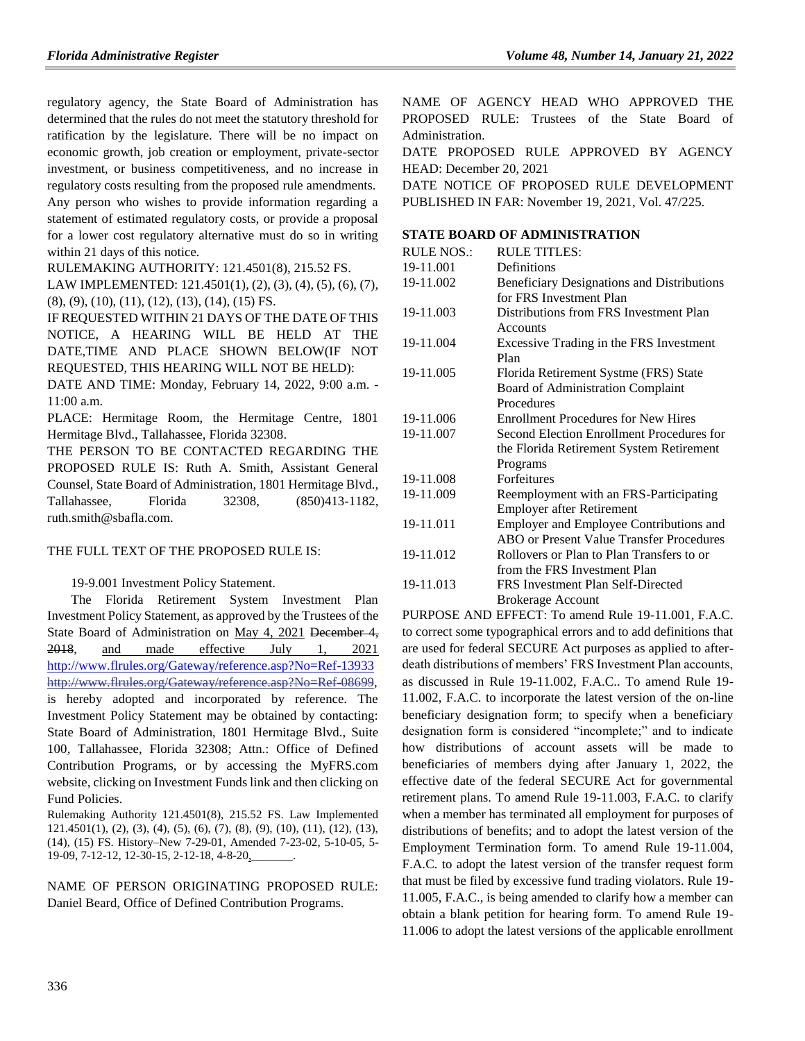regulatory agency, the State Board of Administration has determined that the rules do not meet the statutory threshold for ratification by the legislature. There will be no impact on economic growth, job creation or employment, private-sector investment, or business competitiveness, and no increase in regulatory costs resulting from the proposed rule amendments. Any person who wishes to provide information regarding a statement of estimated regulatory costs, or provide a proposal for a lower cost regulatory alternative must do so in writing within 21 days of this notice.

RULEMAKING AUTHORITY: 121.4501(8), 215.52 FS.

LAW IMPLEMENTED: 121.4501(1), (2), (3), (4), (5), (6), (7), (8), (9), (10), (11), (12), (13), (14), (15) FS.

IF REQUESTED WITHIN 21 DAYS OF THE DATE OF THIS NOTICE, A HEARING WILL BE HELD AT THE DATE,TIME AND PLACE SHOWN BELOW(IF NOT REQUESTED, THIS HEARING WILL NOT BE HELD):

DATE AND TIME: Monday, February 14, 2022, 9:00 a.m. - 11:00 a.m.

PLACE: Hermitage Room, the Hermitage Centre, 1801 Hermitage Blvd., Tallahassee, Florida 32308.

THE PERSON TO BE CONTACTED REGARDING THE PROPOSED RULE IS: Ruth A. Smith, Assistant General Counsel, State Board of Administration, 1801 Hermitage Blvd., Tallahassee, Florida 32308, (850)413-1182, ruth.smith@sbafla.com.

THE FULL TEXT OF THE PROPOSED RULE IS:

19-9.001 Investment Policy Statement.

The Florida Retirement System Investment Plan Investment Policy Statement, as approved by the Trustees of the State Board of Administration on May 4, 2021 ~~December 4, 2018~~, and made effective July 1, 2021 http://www.flrules.org/Gateway/reference.asp?No=Ref-13933 ~~http://www.flrules.org/Gateway/reference.asp?No=Ref-08699~~, is hereby adopted and incorporated by reference. The Investment Policy Statement may be obtained by contacting: State Board of Administration, 1801 Hermitage Blvd., Suite 100, Tallahassee, Florida 32308; Attn.: Office of Defined Contribution Programs, or by accessing the MyFRS.com website, clicking on Investment Funds link and then clicking on Fund Policies.

Rulemaking Authority 121.4501(8), 215.52 FS. Law Implemented 121.4501(1), (2), (3), (4), (5), (6), (7), (8), (9), (10), (11), (12), (13), (14), (15) FS. History–New 7-29-01, Amended 7-23-02, 5-10-05, 5-19-09, 7-12-12, 12-30-15, 2-12-18, 4-8-20, \_\_\_\_\_\_\_.

NAME OF PERSON ORIGINATING PROPOSED RULE: Daniel Beard, Office of Defined Contribution Programs.

NAME OF AGENCY HEAD WHO APPROVED THE PROPOSED RULE: Trustees of the State Board of Administration.

DATE PROPOSED RULE APPROVED BY AGENCY HEAD: December 20, 2021

DATE NOTICE OF PROPOSED RULE DEVELOPMENT PUBLISHED IN FAR: November 19, 2021, Vol. 47/225.

## STATE BOARD OF ADMINISTRATION

| RULE NOS.: | RULE TITLES: |
|---|---|
| 19-11.001 | Definitions |
| 19-11.002 | Beneficiary Designations and Distributions for FRS Investment Plan |
| 19-11.003 | Distributions from FRS Investment Plan Accounts |
| 19-11.004 | Excessive Trading in the FRS Investment Plan |
| 19-11.005 | Florida Retirement Systme (FRS) State Board of Administration Complaint Procedures |
| 19-11.006 | Enrollment Procedures for New Hires |
| 19-11.007 | Second Election Enrollment Procedures for the Florida Retirement System Retirement Programs |
| 19-11.008 | Forfeitures |
| 19-11.009 | Reemployment with an FRS-Participating Employer after Retirement |
| 19-11.011 | Employer and Employee Contributions and ABO or Present Value Transfer Procedures |
| 19-11.012 | Rollovers or Plan to Plan Transfers to or from the FRS Investment Plan |
| 19-11.013 | FRS Investment Plan Self-Directed Brokerage Account |

PURPOSE AND EFFECT: To amend Rule 19-11.001, F.A.C. to correct some typographical errors and to add definitions that are used for federal SECURE Act purposes as applied to after-death distributions of members' FRS Investment Plan accounts, as discussed in Rule 19-11.002, F.A.C.. To amend Rule 19-11.002, F.A.C. to incorporate the latest version of the on-line beneficiary designation form; to specify when a beneficiary designation form is considered "incomplete;" and to indicate how distributions of account assets will be made to beneficiaries of members dying after January 1, 2022, the effective date of the federal SECURE Act for governmental retirement plans. To amend Rule 19-11.003, F.A.C. to clarify when a member has terminated all employment for purposes of distributions of benefits; and to adopt the latest version of the Employment Termination form. To amend Rule 19-11.004, F.A.C. to adopt the latest version of the transfer request form that must be filed by excessive fund trading violators. Rule 19-11.005, F.A.C., is being amended to clarify how a member can obtain a blank petition for hearing form. To amend Rule 19-11.006 to adopt the latest versions of the applicable enrollment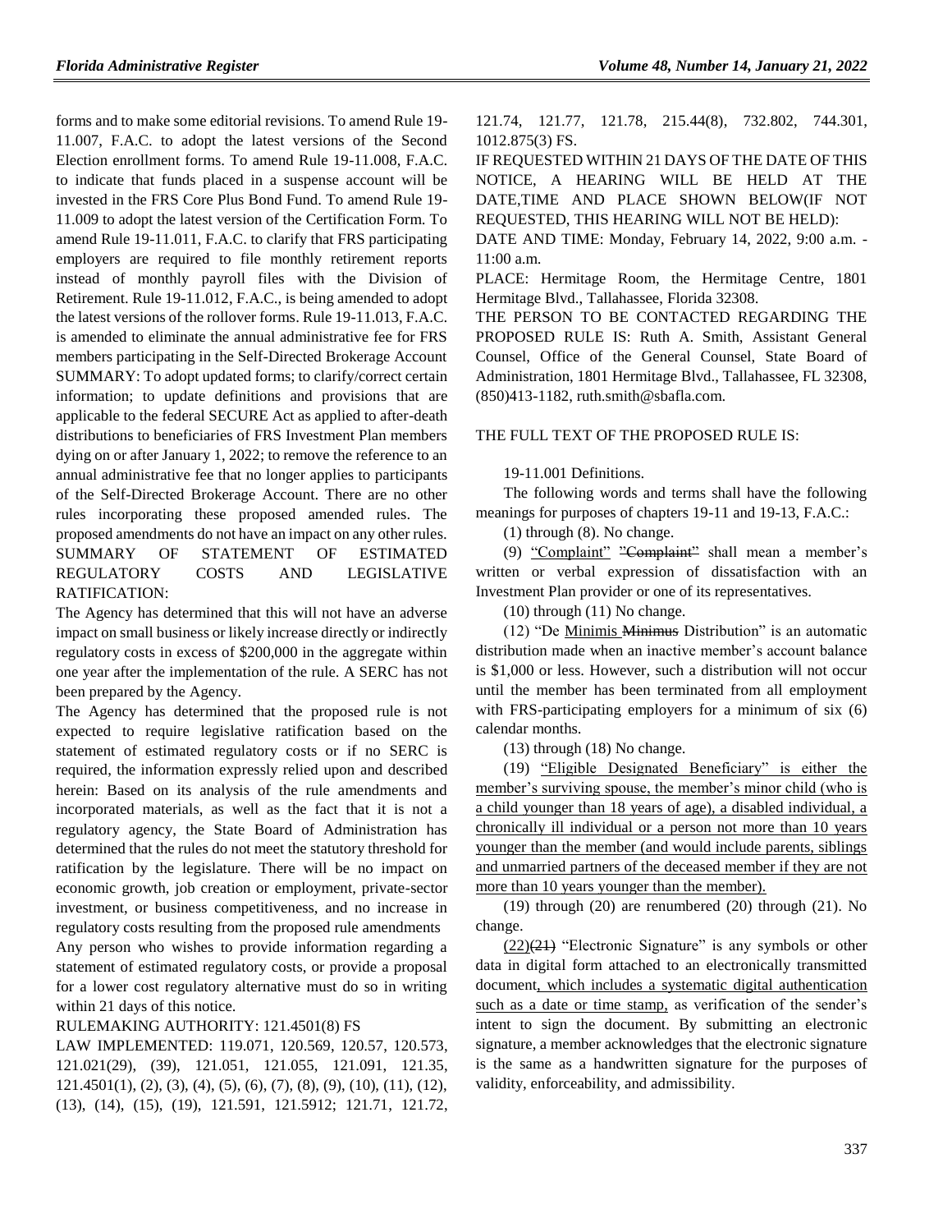forms and to make some editorial revisions. To amend Rule 19-11.007, F.A.C. to adopt the latest versions of the Second Election enrollment forms. To amend Rule 19-11.008, F.A.C. to indicate that funds placed in a suspense account will be invested in the FRS Core Plus Bond Fund. To amend Rule 19-11.009 to adopt the latest version of the Certification Form. To amend Rule 19-11.011, F.A.C. to clarify that FRS participating employers are required to file monthly retirement reports instead of monthly payroll files with the Division of Retirement. Rule 19-11.012, F.A.C., is being amended to adopt the latest versions of the rollover forms. Rule 19-11.013, F.A.C. is amended to eliminate the annual administrative fee for FRS members participating in the Self-Directed Brokerage Account

SUMMARY: To adopt updated forms; to clarify/correct certain information; to update definitions and provisions that are applicable to the federal SECURE Act as applied to after-death distributions to beneficiaries of FRS Investment Plan members dying on or after January 1, 2022; to remove the reference to an annual administrative fee that no longer applies to participants of the Self-Directed Brokerage Account. There are no other rules incorporating these proposed amended rules. The proposed amendments do not have an impact on any other rules.

SUMMARY OF STATEMENT OF ESTIMATED REGULATORY COSTS AND LEGISLATIVE RATIFICATION:

The Agency has determined that this will not have an adverse impact on small business or likely increase directly or indirectly regulatory costs in excess of $200,000 in the aggregate within one year after the implementation of the rule. A SERC has not been prepared by the Agency.

The Agency has determined that the proposed rule is not expected to require legislative ratification based on the statement of estimated regulatory costs or if no SERC is required, the information expressly relied upon and described herein: Based on its analysis of the rule amendments and incorporated materials, as well as the fact that it is not a regulatory agency, the State Board of Administration has determined that the rules do not meet the statutory threshold for ratification by the legislature. There will be no impact on economic growth, job creation or employment, private-sector investment, or business competitiveness, and no increase in regulatory costs resulting from the proposed rule amendments

Any person who wishes to provide information regarding a statement of estimated regulatory costs, or provide a proposal for a lower cost regulatory alternative must do so in writing within 21 days of this notice.

RULEMAKING AUTHORITY: 121.4501(8) FS

LAW IMPLEMENTED: 119.071, 120.569, 120.57, 120.573, 121.021(29), (39), 121.051, 121.055, 121.091, 121.35, 121.4501(1), (2), (3), (4), (5), (6), (7), (8), (9), (10), (11), (12), (13), (14), (15), (19), 121.591, 121.5912; 121.71, 121.72, 121.74, 121.77, 121.78, 215.44(8), 732.802, 744.301, 1012.875(3) FS.

IF REQUESTED WITHIN 21 DAYS OF THE DATE OF THIS NOTICE, A HEARING WILL BE HELD AT THE DATE,TIME AND PLACE SHOWN BELOW(IF NOT REQUESTED, THIS HEARING WILL NOT BE HELD):

DATE AND TIME: Monday, February 14, 2022, 9:00 a.m. - 11:00 a.m.

PLACE: Hermitage Room, the Hermitage Centre, 1801 Hermitage Blvd., Tallahassee, Florida 32308.

THE PERSON TO BE CONTACTED REGARDING THE PROPOSED RULE IS: Ruth A. Smith, Assistant General Counsel, Office of the General Counsel, State Board of Administration, 1801 Hermitage Blvd., Tallahassee, FL 32308, (850)413-1182, ruth.smith@sbafla.com.

THE FULL TEXT OF THE PROPOSED RULE IS:

19-11.001 Definitions.

The following words and terms shall have the following meanings for purposes of chapters 19-11 and 19-13, F.A.C.:

(1) through (8). No change.

(9) "Complaint" ~~"Complaint"~~ shall mean a member's written or verbal expression of dissatisfaction with an Investment Plan provider or one of its representatives.

(10) through (11) No change.

(12) "De Minimis ~~Minimus~~ Distribution" is an automatic distribution made when an inactive member's account balance is $1,000 or less. However, such a distribution will not occur until the member has been terminated from all employment with FRS-participating employers for a minimum of six (6) calendar months.

(13) through (18) No change.

(19) "Eligible Designated Beneficiary" is either the member's surviving spouse, the member's minor child (who is a child younger than 18 years of age), a disabled individual, a chronically ill individual or a person not more than 10 years younger than the member (and would include parents, siblings and unmarried partners of the deceased member if they are not more than 10 years younger than the member).

(19) through (20) are renumbered (20) through (21). No change.

(22)~~(21)~~ "Electronic Signature" is any symbols or other data in digital form attached to an electronically transmitted document, which includes a systematic digital authentication such as a date or time stamp, as verification of the sender's intent to sign the document. By submitting an electronic signature, a member acknowledges that the electronic signature is the same as a handwritten signature for the purposes of validity, enforceability, and admissibility.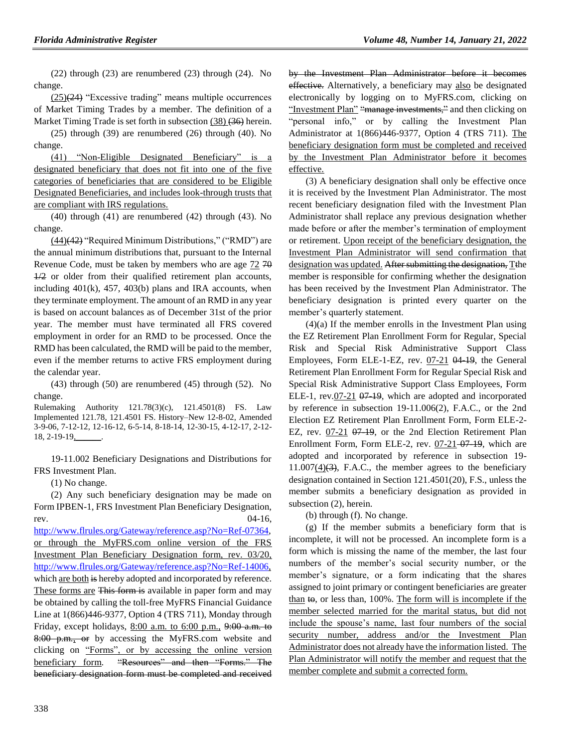(22) through (23) are renumbered (23) through (24). No change.

<u>(25)</u>~~(24)~~ "Excessive trading" means multiple occurrences of Market Timing Trades by a member. The definition of a Market Timing Trade is set forth in subsection <u>(38)</u> ~~(36)~~ herein.

(25) through (39) are renumbered (26) through (40). No change.

<u>(41) "Non-Eligible Designated Beneficiary" is a designated beneficiary that does not fit into one of the five categories of beneficiaries that are considered to be Eligible Designated Beneficiaries, and includes look-through trusts that are compliant with IRS regulations.</u>

(40) through (41) are renumbered (42) through (43). No change.

<u>(44)</u>~~(42)~~ "Required Minimum Distributions," ("RMD") are the annual minimum distributions that, pursuant to the Internal Revenue Code, must be taken by members who are age <u>72</u> ~~70 1/2~~ or older from their qualified retirement plan accounts, including 401(k), 457, 403(b) plans and IRA accounts, when they terminate employment. The amount of an RMD in any year is based on account balances as of December 31st of the prior year. The member must have terminated all FRS covered employment in order for an RMD to be processed. Once the RMD has been calculated, the RMD will be paid to the member, even if the member returns to active FRS employment during the calendar year.

(43) through (50) are renumbered (45) through (52). No change.

Rulemaking Authority 121.78(3)(c), 121.4501(8) FS. Law Implemented 121.78, 121.4501 FS. History–New 12-8-02, Amended 3-9-06, 7-12-12, 12-16-12, 6-5-14, 8-18-14, 12-30-15, 4-12-17, 2-12-18, 2-19-19<u>, ______</u>.

19-11.002 Beneficiary Designations and Distributions for FRS Investment Plan.

(1) No change.

(2) Any such beneficiary designation may be made on Form IPBEN-1, FRS Investment Plan Beneficiary Designation, rev. 04-16, <u>http://www.flrules.org/Gateway/reference.asp?No=Ref-07364, or through the MyFRS.com online version of the FRS Investment Plan Beneficiary Designation form, rev. 03/20, http://www.flrules.org/Gateway/reference.asp?No=Ref-14006,</u> which <u>are both</u> ~~is~~ hereby adopted and incorporated by reference. <u>These forms are</u> ~~This form is~~ available in paper form and may be obtained by calling the toll-free MyFRS Financial Guidance Line at 1(866)446-9377, Option 4 (TRS 711), Monday through Friday, except holidays, <u>8:00 a.m. to 6:00 p.m.,</u> ~~9:00 a.m. to 8:00 p.m., or~~ by accessing the MyFRS.com website and clicking on <u>"Forms", or by accessing the online version beneficiary form</u>. ~~"Resources" and then "Forms." The beneficiary designation form must be completed and received by the Investment Plan Administrator before it becomes effective.~~ Alternatively, a beneficiary may <u>also</u> be designated electronically by logging on to MyFRS.com, clicking on <u>"Investment Plan"</u> ~~"manage investments,"~~ and then clicking on "personal info," or by calling the Investment Plan Administrator at 1(866)446-9377, Option 4 (TRS 711). <u>The beneficiary designation form must be completed and received by the Investment Plan Administrator before it becomes effective.</u>

(3) A beneficiary designation shall only be effective once it is received by the Investment Plan Administrator. The most recent beneficiary designation filed with the Investment Plan Administrator shall replace any previous designation whether made before or after the member's termination of employment or retirement. <u>Upon receipt of the beneficiary designation, the Investment Plan Administrator will send confirmation that designation was updated.</u> ~~After submitting the designation,~~ <u>T</u>~~t~~he member is responsible for confirming whether the designation has been received by the Investment Plan Administrator. The beneficiary designation is printed every quarter on the member's quarterly statement.

(4)(a) If the member enrolls in the Investment Plan using the EZ Retirement Plan Enrollment Form for Regular, Special Risk and Special Risk Administrative Support Class Employees, Form ELE-1-EZ, rev. <u>07-21</u> ~~04-19~~, the General Retirement Plan Enrollment Form for Regular Special Risk and Special Risk Administrative Support Class Employees, Form ELE-1, rev.<u>07-21</u> ~~07-19~~, which are adopted and incorporated by reference in subsection 19-11.006(2), F.A.C., or the 2nd Election EZ Retirement Plan Enrollment Form, Form ELE-2-EZ, rev. <u>07-21</u> ~~07-19~~, or the 2nd Election Retirement Plan Enrollment Form, Form ELE-2, rev. <u>07-21</u> ~~07-19~~, which are adopted and incorporated by reference in subsection 19-11.007<u>(4)</u>~~(3)~~, F.A.C., the member agrees to the beneficiary designation contained in Section 121.4501(20), F.S., unless the member submits a beneficiary designation as provided in subsection (2), herein.

(b) through (f). No change.

(g) If the member submits a beneficiary form that is incomplete, it will not be processed. An incomplete form is a form which is missing the name of the member, the last four numbers of the member's social security number, or the member's signature, or a form indicating that the shares assigned to joint primary or contingent beneficiaries are greater <u>than</u> ~~to~~, or less than, 100%. <u>The form will is incomplete if the member selected married for the marital status, but did not include the spouse's name, last four numbers of the social security number, address and/or the Investment Plan Administrator does not already have the information listed. The Plan Administrator will notify the member and request that the member complete and submit a corrected form.</u>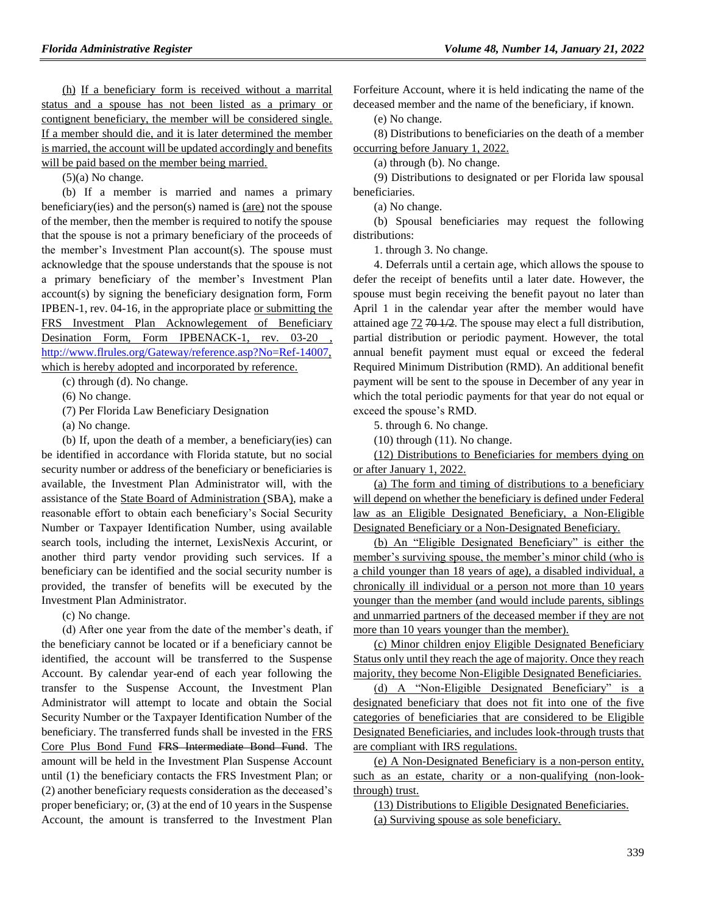(h) If a beneficiary form is received without a marrital status and a spouse has not been listed as a primary or contigent beneficiary, the member will be considered single. If a member should die, and it is later determined the member is married, the account will be updated accordingly and benefits will be paid based on the member being married.

(5)(a) No change.

(b) If a member is married and names a primary beneficiary(ies) and the person(s) named is (are) not the spouse of the member, then the member is required to notify the spouse that the spouse is not a primary beneficiary of the proceeds of the member's Investment Plan account(s). The spouse must acknowledge that the spouse understands that the spouse is not a primary beneficiary of the member's Investment Plan account(s) by signing the beneficiary designation form, Form IPBEN-1, rev. 04-16, in the appropriate place or submitting the FRS Investment Plan Acknowlegement of Beneficiary Desination Form, Form IPBENACK-1, rev. 03-20 , http://www.flrules.org/Gateway/reference.asp?No=Ref-14007, which is hereby adopted and incorporated by reference.

(c) through (d). No change.

(6) No change.

(7) Per Florida Law Beneficiary Designation

(a) No change.

(b) If, upon the death of a member, a beneficiary(ies) can be identified in accordance with Florida statute, but no social security number or address of the beneficiary or beneficiaries is available, the Investment Plan Administrator will, with the assistance of the State Board of Administration (SBA), make a reasonable effort to obtain each beneficiary's Social Security Number or Taxpayer Identification Number, using available search tools, including the internet, LexisNexis Accurint, or another third party vendor providing such services. If a beneficiary can be identified and the social security number is provided, the transfer of benefits will be executed by the Investment Plan Administrator.

(c) No change.

(d) After one year from the date of the member's death, if the beneficiary cannot be located or if a beneficiary cannot be identified, the account will be transferred to the Suspense Account. By calendar year-end of each year following the transfer to the Suspense Account, the Investment Plan Administrator will attempt to locate and obtain the Social Security Number or the Taxpayer Identification Number of the beneficiary. The transferred funds shall be invested in the FRS Core Plus Bond Fund ~~FRS Intermediate Bond Fund~~. The amount will be held in the Investment Plan Suspense Account until (1) the beneficiary contacts the FRS Investment Plan; or (2) another beneficiary requests consideration as the deceased's proper beneficiary; or, (3) at the end of 10 years in the Suspense Account, the amount is transferred to the Investment Plan Forfeiture Account, where it is held indicating the name of the deceased member and the name of the beneficiary, if known.

(e) No change.

(8) Distributions to beneficiaries on the death of a member occurring before January 1, 2022.

(a) through (b). No change.

(9) Distributions to designated or per Florida law spousal beneficiaries.

(a) No change.

(b) Spousal beneficiaries may request the following distributions:

1. through 3. No change.

4. Deferrals until a certain age, which allows the spouse to defer the receipt of benefits until a later date. However, the spouse must begin receiving the benefit payout no later than April 1 in the calendar year after the member would have attained age 72 ~~70 1/2~~. The spouse may elect a full distribution, partial distribution or periodic payment. However, the total annual benefit payment must equal or exceed the federal Required Minimum Distribution (RMD). An additional benefit payment will be sent to the spouse in December of any year in which the total periodic payments for that year do not equal or exceed the spouse's RMD.

5. through 6. No change.

(10) through (11). No change.

(12) Distributions to Beneficiaries for members dying on or after January 1, 2022.

(a) The form and timing of distributions to a beneficiary will depend on whether the beneficiary is defined under Federal law as an Eligible Designated Beneficiary, a Non-Eligible Designated Beneficiary or a Non-Designated Beneficiary.

(b) An "Eligible Designated Beneficiary" is either the member's surviving spouse, the member's minor child (who is a child younger than 18 years of age), a disabled individual, a chronically ill individual or a person not more than 10 years younger than the member (and would include parents, siblings and unmarried partners of the deceased member if they are not more than 10 years younger than the member).

(c) Minor children enjoy Eligible Designated Beneficiary Status only until they reach the age of majority. Once they reach majority, they become Non-Eligible Designated Beneficiaries.

(d) A "Non-Eligible Designated Beneficiary" is a designated beneficiary that does not fit into one of the five categories of beneficiaries that are considered to be Eligible Designated Beneficiaries, and includes look-through trusts that are compliant with IRS regulations.

(e) A Non-Designated Beneficiary is a non-person entity, such as an estate, charity or a non-qualifying (non-look-through) trust.

(13) Distributions to Eligible Designated Beneficiaries.

(a) Surviving spouse as sole beneficiary.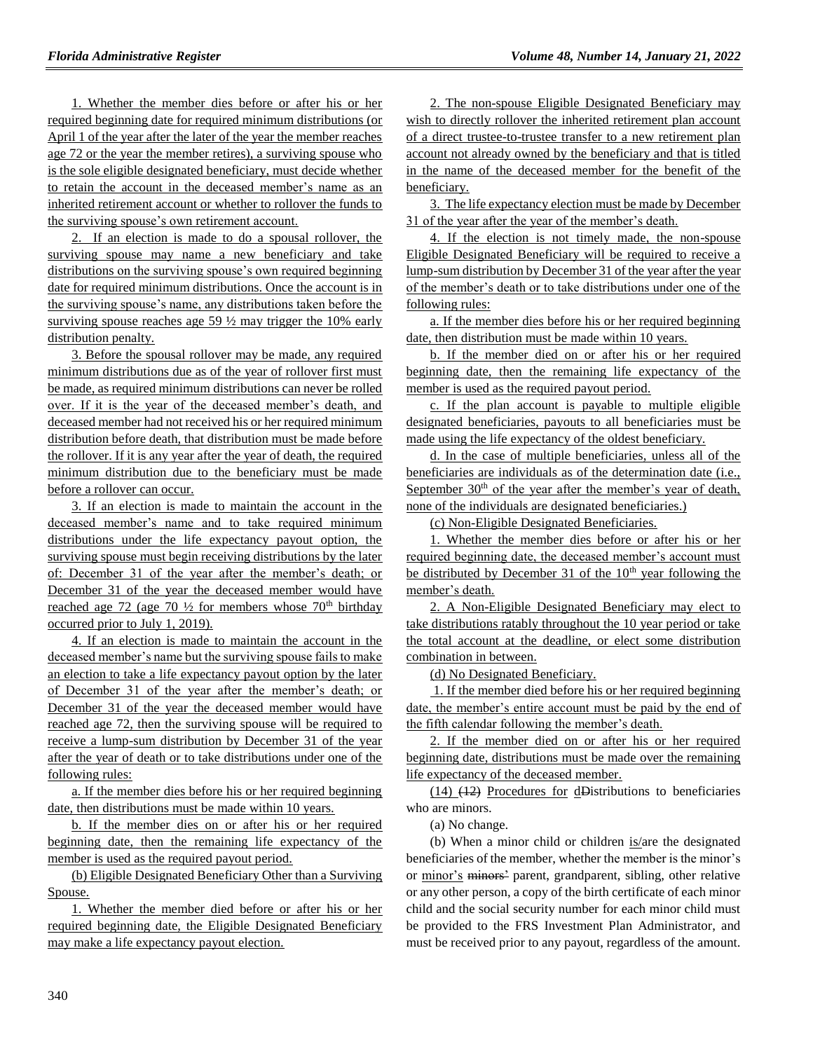1. Whether the member dies before or after his or her required beginning date for required minimum distributions (or April 1 of the year after the later of the year the member reaches age 72 or the year the member retires), a surviving spouse who is the sole eligible designated beneficiary, must decide whether to retain the account in the deceased member's name as an inherited retirement account or whether to rollover the funds to the surviving spouse's own retirement account.

2. If an election is made to do a spousal rollover, the surviving spouse may name a new beneficiary and take distributions on the surviving spouse's own required beginning date for required minimum distributions. Once the account is in the surviving spouse's name, any distributions taken before the surviving spouse reaches age 59 ½ may trigger the 10% early distribution penalty.

3. Before the spousal rollover may be made, any required minimum distributions due as of the year of rollover first must be made, as required minimum distributions can never be rolled over. If it is the year of the deceased member's death, and deceased member had not received his or her required minimum distribution before death, that distribution must be made before the rollover. If it is any year after the year of death, the required minimum distribution due to the beneficiary must be made before a rollover can occur.

3. If an election is made to maintain the account in the deceased member's name and to take required minimum distributions under the life expectancy payout option, the surviving spouse must begin receiving distributions by the later of: December 31 of the year after the member's death; or December 31 of the year the deceased member would have reached age 72 (age 70 ½ for members whose 70th birthday occurred prior to July 1, 2019).

4. If an election is made to maintain the account in the deceased member's name but the surviving spouse fails to make an election to take a life expectancy payout option by the later of December 31 of the year after the member's death; or December 31 of the year the deceased member would have reached age 72, then the surviving spouse will be required to receive a lump-sum distribution by December 31 of the year after the year of death or to take distributions under one of the following rules:

a. If the member dies before his or her required beginning date, then distributions must be made within 10 years.

b. If the member dies on or after his or her required beginning date, then the remaining life expectancy of the member is used as the required payout period.

(b) Eligible Designated Beneficiary Other than a Surviving Spouse.

1. Whether the member died before or after his or her required beginning date, the Eligible Designated Beneficiary may make a life expectancy payout election.

2. The non-spouse Eligible Designated Beneficiary may wish to directly rollover the inherited retirement plan account of a direct trustee-to-trustee transfer to a new retirement plan account not already owned by the beneficiary and that is titled in the name of the deceased member for the benefit of the beneficiary.

3. The life expectancy election must be made by December 31 of the year after the year of the member's death.

4. If the election is not timely made, the non-spouse Eligible Designated Beneficiary will be required to receive a lump-sum distribution by December 31 of the year after the year of the member's death or to take distributions under one of the following rules:

a. If the member dies before his or her required beginning date, then distribution must be made within 10 years.

b. If the member died on or after his or her required beginning date, then the remaining life expectancy of the member is used as the required payout period.

c. If the plan account is payable to multiple eligible designated beneficiaries, payouts to all beneficiaries must be made using the life expectancy of the oldest beneficiary.

d. In the case of multiple beneficiaries, unless all of the beneficiaries are individuals as of the determination date (i.e., September 30th of the year after the member's year of death, none of the individuals are designated beneficiaries.)

(c) Non-Eligible Designated Beneficiaries.

1. Whether the member dies before or after his or her required beginning date, the deceased member's account must be distributed by December 31 of the 10th year following the member's death.

2. A Non-Eligible Designated Beneficiary may elect to take distributions ratably throughout the 10 year period or take the total account at the deadline, or elect some distribution combination in between.

(d) No Designated Beneficiary.

1. If the member died before his or her required beginning date, the member's entire account must be paid by the end of the fifth calendar following the member's death.

2. If the member died on or after his or her required beginning date, distributions must be made over the remaining life expectancy of the deceased member.

(14) ~~(12)~~ Procedures for dDistributions to beneficiaries who are minors.

(a) No change.

(b) When a minor child or children is/are the designated beneficiaries of the member, whether the member is the minor's or minor's ~~minors'~~ parent, grandparent, sibling, other relative or any other person, a copy of the birth certificate of each minor child and the social security number for each minor child must be provided to the FRS Investment Plan Administrator, and must be received prior to any payout, regardless of the amount.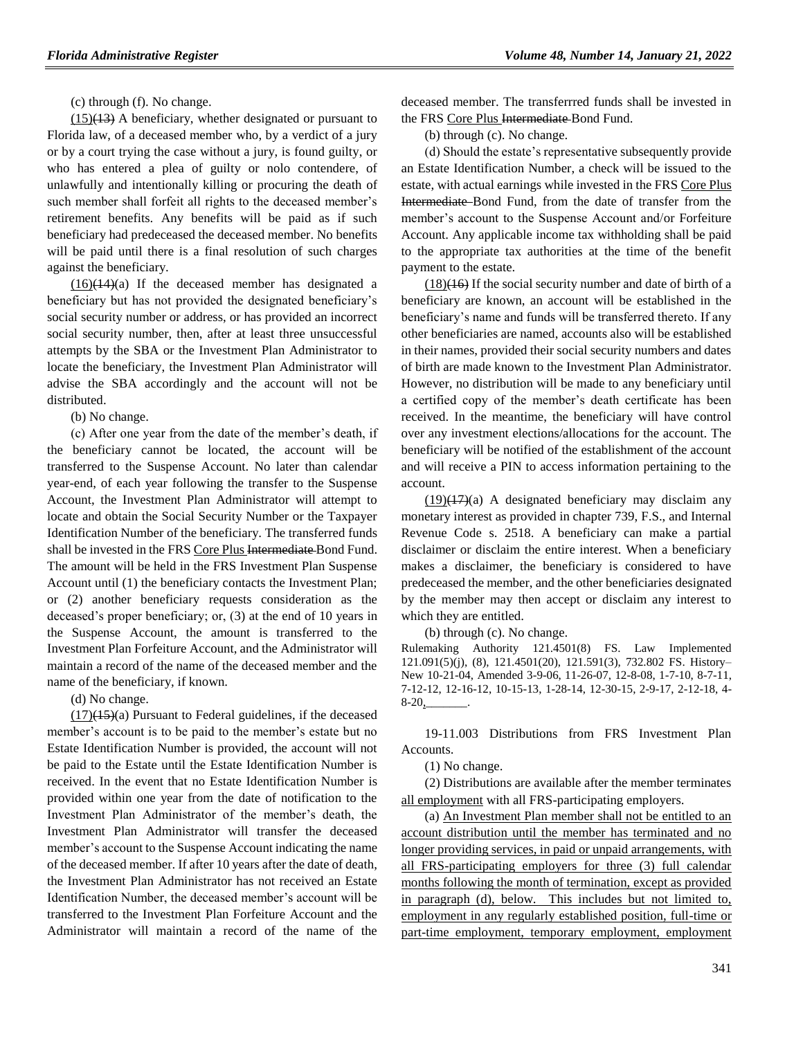(c) through (f). No change.

(15)(13) A beneficiary, whether designated or pursuant to Florida law, of a deceased member who, by a verdict of a jury or by a court trying the case without a jury, is found guilty, or who has entered a plea of guilty or nolo contendere, of unlawfully and intentionally killing or procuring the death of such member shall forfeit all rights to the deceased member's retirement benefits. Any benefits will be paid as if such beneficiary had predeceased the deceased member. No benefits will be paid until there is a final resolution of such charges against the beneficiary.

(16)(14)(a) If the deceased member has designated a beneficiary but has not provided the designated beneficiary's social security number or address, or has provided an incorrect social security number, then, after at least three unsuccessful attempts by the SBA or the Investment Plan Administrator to locate the beneficiary, the Investment Plan Administrator will advise the SBA accordingly and the account will not be distributed.

(b) No change.

(c) After one year from the date of the member's death, if the beneficiary cannot be located, the account will be transferred to the Suspense Account. No later than calendar year-end, of each year following the transfer to the Suspense Account, the Investment Plan Administrator will attempt to locate and obtain the Social Security Number or the Taxpayer Identification Number of the beneficiary. The transferred funds shall be invested in the FRS Core Plus Intermediate Bond Fund. The amount will be held in the FRS Investment Plan Suspense Account until (1) the beneficiary contacts the Investment Plan; or (2) another beneficiary requests consideration as the deceased's proper beneficiary; or, (3) at the end of 10 years in the Suspense Account, the amount is transferred to the Investment Plan Forfeiture Account, and the Administrator will maintain a record of the name of the deceased member and the name of the beneficiary, if known.

(d) No change.

(17)(15)(a) Pursuant to Federal guidelines, if the deceased member's account is to be paid to the member's estate but no Estate Identification Number is provided, the account will not be paid to the Estate until the Estate Identification Number is received. In the event that no Estate Identification Number is provided within one year from the date of notification to the Investment Plan Administrator of the member's death, the Investment Plan Administrator will transfer the deceased member's account to the Suspense Account indicating the name of the deceased member. If after 10 years after the date of death, the Investment Plan Administrator has not received an Estate Identification Number, the deceased member's account will be transferred to the Investment Plan Forfeiture Account and the Administrator will maintain a record of the name of the deceased member. The transferrred funds shall be invested in the FRS Core Plus Intermediate Bond Fund.

(b) through (c). No change.

(d) Should the estate's representative subsequently provide an Estate Identification Number, a check will be issued to the estate, with actual earnings while invested in the FRS Core Plus Intermediate Bond Fund, from the date of transfer from the member's account to the Suspense Account and/or Forfeiture Account. Any applicable income tax withholding shall be paid to the appropriate tax authorities at the time of the benefit payment to the estate.

(18)(16) If the social security number and date of birth of a beneficiary are known, an account will be established in the beneficiary's name and funds will be transferred thereto. If any other beneficiaries are named, accounts also will be established in their names, provided their social security numbers and dates of birth are made known to the Investment Plan Administrator. However, no distribution will be made to any beneficiary until a certified copy of the member's death certificate has been received. In the meantime, the beneficiary will have control over any investment elections/allocations for the account. The beneficiary will be notified of the establishment of the account and will receive a PIN to access information pertaining to the account.

(19)(17)(a) A designated beneficiary may disclaim any monetary interest as provided in chapter 739, F.S., and Internal Revenue Code s. 2518. A beneficiary can make a partial disclaimer or disclaim the entire interest. When a beneficiary makes a disclaimer, the beneficiary is considered to have predeceased the member, and the other beneficiaries designated by the member may then accept or disclaim any interest to which they are entitled.

(b) through (c). No change.

Rulemaking Authority 121.4501(8) FS. Law Implemented 121.091(5)(j), (8), 121.4501(20), 121.591(3), 732.802 FS. History–New 10-21-04, Amended 3-9-06, 11-26-07, 12-8-08, 1-7-10, 8-7-11, 7-12-12, 12-16-12, 10-15-13, 1-28-14, 12-30-15, 2-9-17, 2-12-18, 4-8-20,________.

19-11.003 Distributions from FRS Investment Plan Accounts.

(1) No change.

(2) Distributions are available after the member terminates all employment with all FRS-participating employers.

(a) An Investment Plan member shall not be entitled to an account distribution until the member has terminated and no longer providing services, in paid or unpaid arrangements, with all FRS-participating employers for three (3) full calendar months following the month of termination, except as provided in paragraph (d), below. This includes but not limited to, employment in any regularly established position, full-time or part-time employment, temporary employment, employment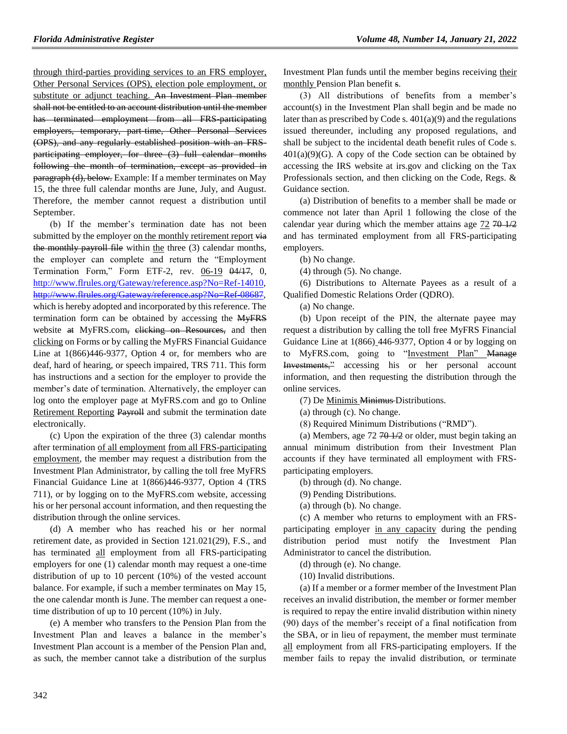through third-parties providing services to an FRS employer, Other Personal Services (OPS), election pole employment, or substitute or adjunct teaching. ~~An Investment Plan member shall not be entitled to an account distribution until the member has terminated employment from all FRS-participating employers, temporary, part-time, Other Personal Services (OPS), and any regularly established position with an FRS-participating employer, for three (3) full calendar months following the month of termination, except as provided in paragraph (d), below.~~ Example: If a member terminates on May 15, the three full calendar months are June, July, and August. Therefore, the member cannot request a distribution until September.

(b) If the member's termination date has not been submitted by the employer on the monthly retirement report ~~via the monthly payroll file~~ within the three (3) calendar months, the employer can complete and return the "Employment Termination Form," Form ETF-2, rev. 06-19 ~~04/17~~, 0, http://www.flrules.org/Gateway/reference.asp?No=Ref-14010, ~~http://www.flrules.org/Gateway/reference.asp?No=Ref-08687~~, which is hereby adopted and incorporated by this reference. The termination form can be obtained by accessing the ~~MyFRS~~ website ~~at~~ MyFRS.com~~, clicking on Resources,~~ and then clicking on Forms or by calling the MyFRS Financial Guidance Line at 1(866)446-9377, Option 4 or, for members who are deaf, hard of hearing, or speech impaired, TRS 711. This form has instructions and a section for the employer to provide the member's date of termination. Alternatively, the employer can log onto the employer page at MyFRS.com and go to Online Retirement Reporting ~~Payroll~~ and submit the termination date electronically.

(c) Upon the expiration of the three (3) calendar months after termination of all employment from all FRS-participating employment, the member may request a distribution from the Investment Plan Administrator, by calling the toll free MyFRS Financial Guidance Line at 1(866)446-9377, Option 4 (TRS 711), or by logging on to the MyFRS.com website, accessing his or her personal account information, and then requesting the distribution through the online services.

(d) A member who has reached his or her normal retirement date, as provided in Section 121.021(29), F.S., and has terminated all employment from all FRS-participating employers for one (1) calendar month may request a one-time distribution of up to 10 percent (10%) of the vested account balance. For example, if such a member terminates on May 15, the one calendar month is June. The member can request a one-time distribution of up to 10 percent (10%) in July.

(e) A member who transfers to the Pension Plan from the Investment Plan and leaves a balance in the member's Investment Plan account is a member of the Pension Plan and, as such, the member cannot take a distribution of the surplus Investment Plan funds until the member begins receiving their monthly Pension Plan benefit ~~s~~.

(3) All distributions of benefits from a member's account(s) in the Investment Plan shall begin and be made no later than as prescribed by Code s. 401(a)(9) and the regulations issued thereunder, including any proposed regulations, and shall be subject to the incidental death benefit rules of Code s. 401(a)(9)(G). A copy of the Code section can be obtained by accessing the IRS website at irs.gov and clicking on the Tax Professionals section, and then clicking on the Code, Regs. & Guidance section.

(a) Distribution of benefits to a member shall be made or commence not later than April 1 following the close of the calendar year during which the member attains age 72 ~~70 1/2~~ and has terminated employment from all FRS-participating employers.

(b) No change.

(4) through (5). No change.

(6) Distributions to Alternate Payees as a result of a Qualified Domestic Relations Order (QDRO).

(a) No change.

(b) Upon receipt of the PIN, the alternate payee may request a distribution by calling the toll free MyFRS Financial Guidance Line at 1(866) 446-9377, Option 4 or by logging on to MyFRS.com, going to "Investment Plan" ~~Manage Investments,"~~ accessing his or her personal account information, and then requesting the distribution through the online services.

(7) De Minimis ~~Minimus~~ Distributions.

(a) through (c). No change.

(8) Required Minimum Distributions ("RMD").

(a) Members, age 72 ~~70 1/2~~ or older, must begin taking an annual minimum distribution from their Investment Plan accounts if they have terminated all employment with FRS-participating employers.

(b) through (d). No change.

(9) Pending Distributions.

(a) through (b). No change.

(c) A member who returns to employment with an FRS-participating employer in any capacity during the pending distribution period must notify the Investment Plan Administrator to cancel the distribution.

(d) through (e). No change.

(10) Invalid distributions.

(a) If a member or a former member of the Investment Plan receives an invalid distribution, the member or former member is required to repay the entire invalid distribution within ninety (90) days of the member's receipt of a final notification from the SBA, or in lieu of repayment, the member must terminate all employment from all FRS-participating employers. If the member fails to repay the invalid distribution, or terminate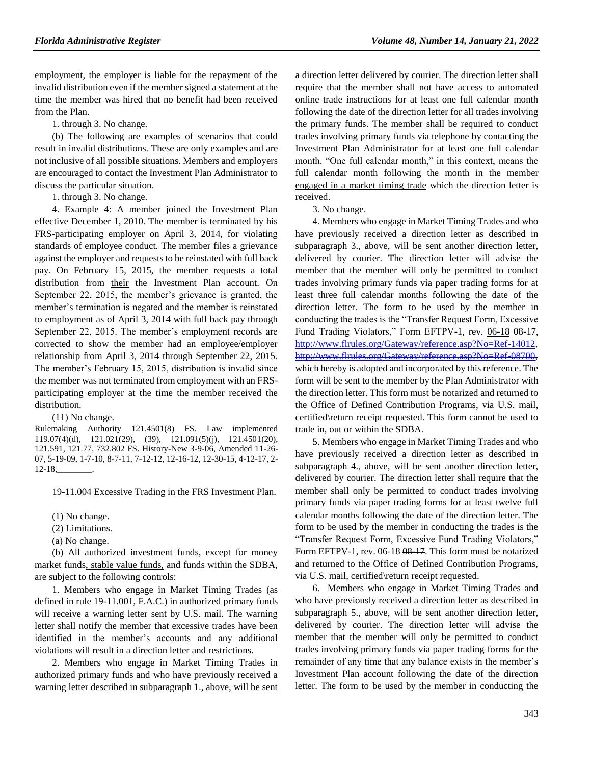employment, the employer is liable for the repayment of the invalid distribution even if the member signed a statement at the time the member was hired that no benefit had been received from the Plan.

1. through 3. No change.

(b) The following are examples of scenarios that could result in invalid distributions. These are only examples and are not inclusive of all possible situations. Members and employers are encouraged to contact the Investment Plan Administrator to discuss the particular situation.

1. through 3. No change.

4. Example 4: A member joined the Investment Plan effective December 1, 2010. The member is terminated by his FRS-participating employer on April 3, 2014, for violating standards of employee conduct. The member files a grievance against the employer and requests to be reinstated with full back pay. On February 15, 2015, the member requests a total distribution from their ~~the~~ Investment Plan account. On September 22, 2015, the member's grievance is granted, the member's termination is negated and the member is reinstated to employment as of April 3, 2014 with full back pay through September 22, 2015. The member's employment records are corrected to show the member had an employee/employer relationship from April 3, 2014 through September 22, 2015. The member's February 15, 2015, distribution is invalid since the member was not terminated from employment with an FRS-participating employer at the time the member received the distribution.

(11) No change.

Rulemaking Authority 121.4501(8) FS. Law implemented 119.07(4)(d), 121.021(29), (39), 121.091(5)(j), 121.4501(20), 121.591, 121.77, 732.802 FS. History-New 3-9-06, Amended 11-26-07, 5-19-09, 1-7-10, 8-7-11, 7-12-12, 12-16-12, 12-30-15, 4-12-17, 2-12-18, ________.

19-11.004 Excessive Trading in the FRS Investment Plan.

(1) No change.

(2) Limitations.

(a) No change.

(b) All authorized investment funds, except for money market funds, stable value funds, and funds within the SDBA, are subject to the following controls:

1. Members who engage in Market Timing Trades (as defined in rule 19-11.001, F.A.C.) in authorized primary funds will receive a warning letter sent by U.S. mail. The warning letter shall notify the member that excessive trades have been identified in the member's accounts and any additional violations will result in a direction letter and restrictions.

2. Members who engage in Market Timing Trades in authorized primary funds and who have previously received a warning letter described in subparagraph 1., above, will be sent a direction letter delivered by courier. The direction letter shall require that the member shall not have access to automated online trade instructions for at least one full calendar month following the date of the direction letter for all trades involving the primary funds. The member shall be required to conduct trades involving primary funds via telephone by contacting the Investment Plan Administrator for at least one full calendar month. "One full calendar month," in this context, means the full calendar month following the month in the member engaged in a market timing trade ~~which the direction letter is received~~.

3. No change.

4. Members who engage in Market Timing Trades and who have previously received a direction letter as described in subparagraph 3., above, will be sent another direction letter, delivered by courier. The direction letter will advise the member that the member will only be permitted to conduct trades involving primary funds via paper trading forms for at least three full calendar months following the date of the direction letter. The form to be used by the member in conducting the trades is the "Transfer Request Form, Excessive Fund Trading Violators," Form EFTPV-1, rev. 06-18 ~~08-17~~, http://www.flrules.org/Gateway/reference.asp?No=Ref-14012, ~~http://www.flrules.org/Gateway/reference.asp?No=Ref-08700~~, which hereby is adopted and incorporated by this reference. The form will be sent to the member by the Plan Administrator with the direction letter. This form must be notarized and returned to the Office of Defined Contribution Programs, via U.S. mail, certified\return receipt requested. This form cannot be used to trade in, out or within the SDBA.

5. Members who engage in Market Timing Trades and who have previously received a direction letter as described in subparagraph 4., above, will be sent another direction letter, delivered by courier. The direction letter shall require that the member shall only be permitted to conduct trades involving primary funds via paper trading forms for at least twelve full calendar months following the date of the direction letter. The form to be used by the member in conducting the trades is the "Transfer Request Form, Excessive Fund Trading Violators," Form EFTPV-1, rev. 06-18 ~~08-17~~. This form must be notarized and returned to the Office of Defined Contribution Programs, via U.S. mail, certified\return receipt requested.

6. Members who engage in Market Timing Trades and who have previously received a direction letter as described in subparagraph 5., above, will be sent another direction letter, delivered by courier. The direction letter will advise the member that the member will only be permitted to conduct trades involving primary funds via paper trading forms for the remainder of any time that any balance exists in the member's Investment Plan account following the date of the direction letter. The form to be used by the member in conducting the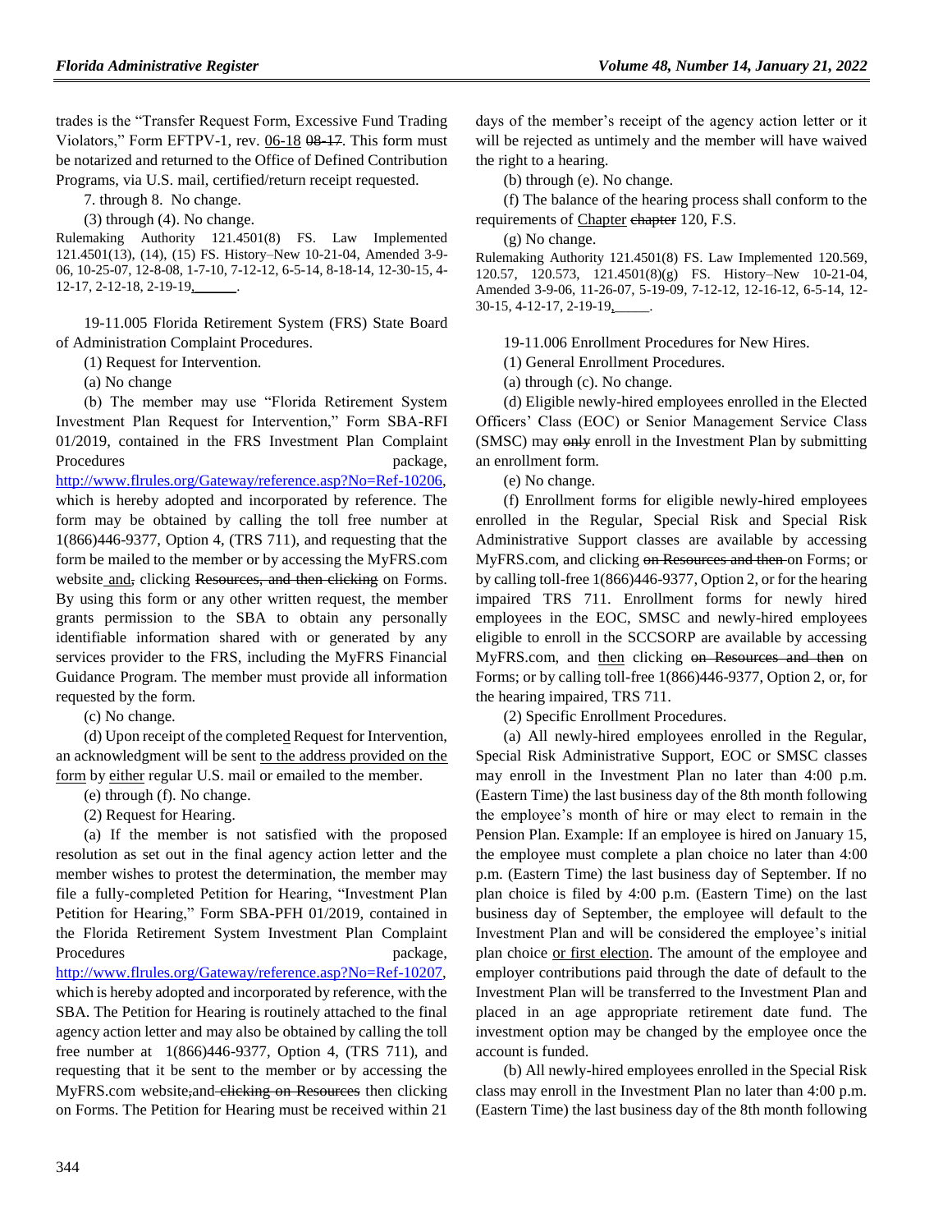trades is the "Transfer Request Form, Excessive Fund Trading Violators," Form EFTPV-1, rev. 06-18 08-17. This form must be notarized and returned to the Office of Defined Contribution Programs, via U.S. mail, certified/return receipt requested.

7. through 8. No change.

(3) through (4). No change.

Rulemaking Authority 121.4501(8) FS. Law Implemented 121.4501(13), (14), (15) FS. History–New 10-21-04, Amended 3-9-06, 10-25-07, 12-8-08, 1-7-10, 7-12-12, 6-5-14, 8-18-14, 12-30-15, 4-12-17, 2-12-18, 2-19-19,______.

19-11.005 Florida Retirement System (FRS) State Board of Administration Complaint Procedures.

(1) Request for Intervention.

(a) No change

(b) The member may use "Florida Retirement System Investment Plan Request for Intervention," Form SBA-RFI 01/2019, contained in the FRS Investment Plan Complaint Procedures package, http://www.flrules.org/Gateway/reference.asp?No=Ref-10206, which is hereby adopted and incorporated by reference. The form may be obtained by calling the toll free number at 1(866)446-9377, Option 4, (TRS 711), and requesting that the form be mailed to the member or by accessing the MyFRS.com website and, clicking Resources, and then clicking on Forms. By using this form or any other written request, the member grants permission to the SBA to obtain any personally identifiable information shared with or generated by any services provider to the FRS, including the MyFRS Financial Guidance Program. The member must provide all information requested by the form.

(c) No change.

(d) Upon receipt of the completed Request for Intervention, an acknowledgment will be sent to the address provided on the form by either regular U.S. mail or emailed to the member.

(e) through (f). No change.

(2) Request for Hearing.

(a) If the member is not satisfied with the proposed resolution as set out in the final agency action letter and the member wishes to protest the determination, the member may file a fully-completed Petition for Hearing, "Investment Plan Petition for Hearing," Form SBA-PFH 01/2019, contained in the Florida Retirement System Investment Plan Complaint Procedures package, http://www.flrules.org/Gateway/reference.asp?No=Ref-10207, which is hereby adopted and incorporated by reference, with the SBA. The Petition for Hearing is routinely attached to the final agency action letter and may also be obtained by calling the toll free number at 1(866)446-9377, Option 4, (TRS 711), and requesting that it be sent to the member or by accessing the MyFRS.com website,and clicking on Resources then clicking on Forms. The Petition for Hearing must be received within 21 days of the member's receipt of the agency action letter or it will be rejected as untimely and the member will have waived the right to a hearing.

(b) through (e). No change.

(f) The balance of the hearing process shall conform to the requirements of Chapter chapter 120, F.S.

(g) No change.

Rulemaking Authority 121.4501(8) FS. Law Implemented 120.569, 120.57, 120.573, 121.4501(8)(g) FS. History–New 10-21-04, Amended 3-9-06, 11-26-07, 5-19-09, 7-12-12, 12-16-12, 6-5-14, 12-30-15, 4-12-17, 2-19-19,_____.

19-11.006 Enrollment Procedures for New Hires.

(1) General Enrollment Procedures.

(a) through (c). No change.

(d) Eligible newly-hired employees enrolled in the Elected Officers' Class (EOC) or Senior Management Service Class (SMSC) may only enroll in the Investment Plan by submitting an enrollment form.

(e) No change.

(f) Enrollment forms for eligible newly-hired employees enrolled in the Regular, Special Risk and Special Risk Administrative Support classes are available by accessing MyFRS.com, and clicking on Resources and then on Forms; or by calling toll-free 1(866)446-9377, Option 2, or for the hearing impaired TRS 711. Enrollment forms for newly hired employees in the EOC, SMSC and newly-hired employees eligible to enroll in the SCCSORP are available by accessing MyFRS.com, and then clicking on Resources and then on Forms; or by calling toll-free 1(866)446-9377, Option 2, or, for the hearing impaired, TRS 711.

(2) Specific Enrollment Procedures.

(a) All newly-hired employees enrolled in the Regular, Special Risk Administrative Support, EOC or SMSC classes may enroll in the Investment Plan no later than 4:00 p.m. (Eastern Time) the last business day of the 8th month following the employee's month of hire or may elect to remain in the Pension Plan. Example: If an employee is hired on January 15, the employee must complete a plan choice no later than 4:00 p.m. (Eastern Time) the last business day of September. If no plan choice is filed by 4:00 p.m. (Eastern Time) on the last business day of September, the employee will default to the Investment Plan and will be considered the employee's initial plan choice or first election. The amount of the employee and employer contributions paid through the date of default to the Investment Plan will be transferred to the Investment Plan and placed in an age appropriate retirement date fund. The investment option may be changed by the employee once the account is funded.

(b) All newly-hired employees enrolled in the Special Risk class may enroll in the Investment Plan no later than 4:00 p.m. (Eastern Time) the last business day of the 8th month following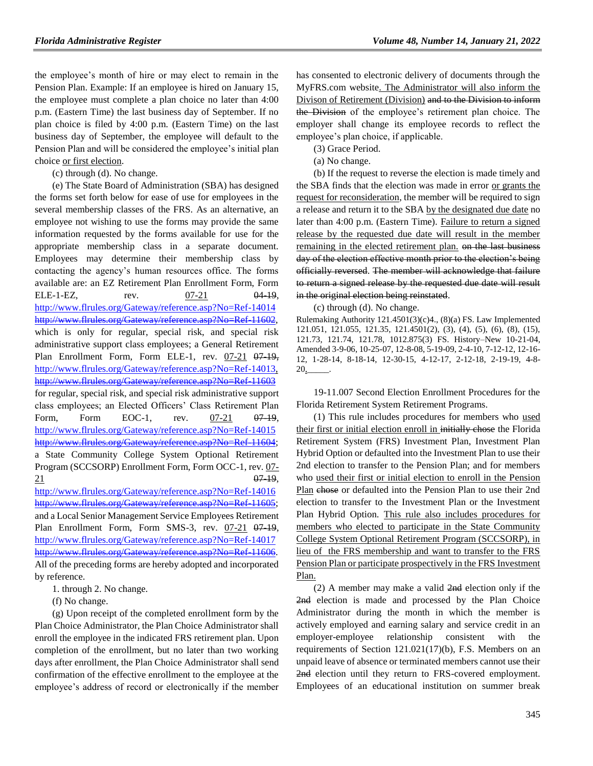the employee's month of hire or may elect to remain in the Pension Plan. Example: If an employee is hired on January 15, the employee must complete a plan choice no later than 4:00 p.m. (Eastern Time) the last business day of September. If no plan choice is filed by 4:00 p.m. (Eastern Time) on the last business day of September, the employee will default to the Pension Plan and will be considered the employee's initial plan choice or first election.

(c) through (d). No change.

(e) The State Board of Administration (SBA) has designed the forms set forth below for ease of use for employees in the several membership classes of the FRS. As an alternative, an employee not wishing to use the forms may provide the same information requested by the forms available for use for the appropriate membership class in a separate document. Employees may determine their membership class by contacting the agency's human resources office. The forms available are: an EZ Retirement Plan Enrollment Form, Form ELE-1-EZ, rev. 07-21 ~~04-19~~, http://www.flrules.org/Gateway/reference.asp?No=Ref-14014 ~~http://www.flrules.org/Gateway/reference.asp?No=Ref-11602~~, which is only for regular, special risk, and special risk administrative support class employees; a General Retirement Plan Enrollment Form, Form ELE-1, rev. 07-21 ~~07-19~~, http://www.flrules.org/Gateway/reference.asp?No=Ref-14013, ~~http://www.flrules.org/Gateway/reference.asp?No=Ref-11603~~ for regular, special risk, and special risk administrative support class employees; an Elected Officers' Class Retirement Plan Form, Form EOC-1, rev. 07-21 ~~07-19~~, http://www.flrules.org/Gateway/reference.asp?No=Ref-14015 ~~http://www.flrules.org/Gateway/reference.asp?No=Ref-11604~~; a State Community College System Optional Retirement Program (SCCSORP) Enrollment Form, Form OCC-1, rev. 07-21 ~~07-19~~, http://www.flrules.org/Gateway/reference.asp?No=Ref-14016 ~~http://www.flrules.org/Gateway/reference.asp?No=Ref-11605~~; and a Local Senior Management Service Employees Retirement Plan Enrollment Form, Form SMS-3, rev. 07-21 ~~07-19~~, http://www.flrules.org/Gateway/reference.asp?No=Ref-14017 ~~http://www.flrules.org/Gateway/reference.asp?No=Ref-11606~~. All of the preceding forms are hereby adopted and incorporated by reference.

1. through 2. No change.

(f) No change.

(g) Upon receipt of the completed enrollment form by the Plan Choice Administrator, the Plan Choice Administrator shall enroll the employee in the indicated FRS retirement plan. Upon completion of the enrollment, but no later than two working days after enrollment, the Plan Choice Administrator shall send confirmation of the effective enrollment to the employee at the employee's address of record or electronically if the member has consented to electronic delivery of documents through the MyFRS.com website. The Administrator will also inform the Divison of Retirement (Division) ~~and to the Division to inform the Division~~ of the employee's retirement plan choice. The employer shall change its employee records to reflect the employee's plan choice, if applicable.

(3) Grace Period.

(a) No change.

(b) If the request to reverse the election is made timely and the SBA finds that the election was made in error or grants the request for reconsideration, the member will be required to sign a release and return it to the SBA by the designated due date no later than 4:00 p.m. (Eastern Time). Failure to return a signed release by the requested due date will result in the member remaining in the elected retirement plan. ~~on the last business day of the election effective month prior to the election's being officially reversed.~~ ~~The member will acknowledge that failure to return a signed release by the requested due date will result in the original election being reinstated.~~

(c) through (d). No change.

Rulemaking Authority 121.4501(3)(c)4., (8)(a) FS. Law Implemented 121.051, 121.055, 121.35, 121.4501(2), (3), (4), (5), (6), (8), (15), 121.73, 121.74, 121.78, 1012.875(3) FS. History–New 10-21-04, Amended 3-9-06, 10-25-07, 12-8-08, 5-19-09, 2-4-10, 7-12-12, 12-16-12, 1-28-14, 8-18-14, 12-30-15, 4-12-17, 2-12-18, 2-19-19, 4-8-20, ______.

19-11.007 Second Election Enrollment Procedures for the Florida Retirement System Retirement Programs.

(1) This rule includes procedures for members who used their first or initial election enroll in ~~initially chose~~ the Florida Retirement System (FRS) Investment Plan, Investment Plan Hybrid Option or defaulted into the Investment Plan to use their 2nd election to transfer to the Pension Plan; and for members who used their first or initial election to enroll in the Pension Plan ~~chose~~ or defaulted into the Pension Plan to use their 2nd election to transfer to the Investment Plan or the Investment Plan Hybrid Option. This rule also includes procedures for members who elected to participate in the State Community College System Optional Retirement Program (SCCSORP), in lieu of the FRS membership and want to transfer to the FRS Pension Plan or participate prospectively in the FRS Investment Plan.

(2) A member may make a valid ~~2nd~~ election only if the ~~2nd~~ election is made and processed by the Plan Choice Administrator during the month in which the member is actively employed and earning salary and service credit in an employer-employee relationship consistent with the requirements of Section 121.021(17)(b), F.S. Members on an unpaid leave of absence or terminated members cannot use their ~~2nd~~ election until they return to FRS-covered employment. Employees of an educational institution on summer break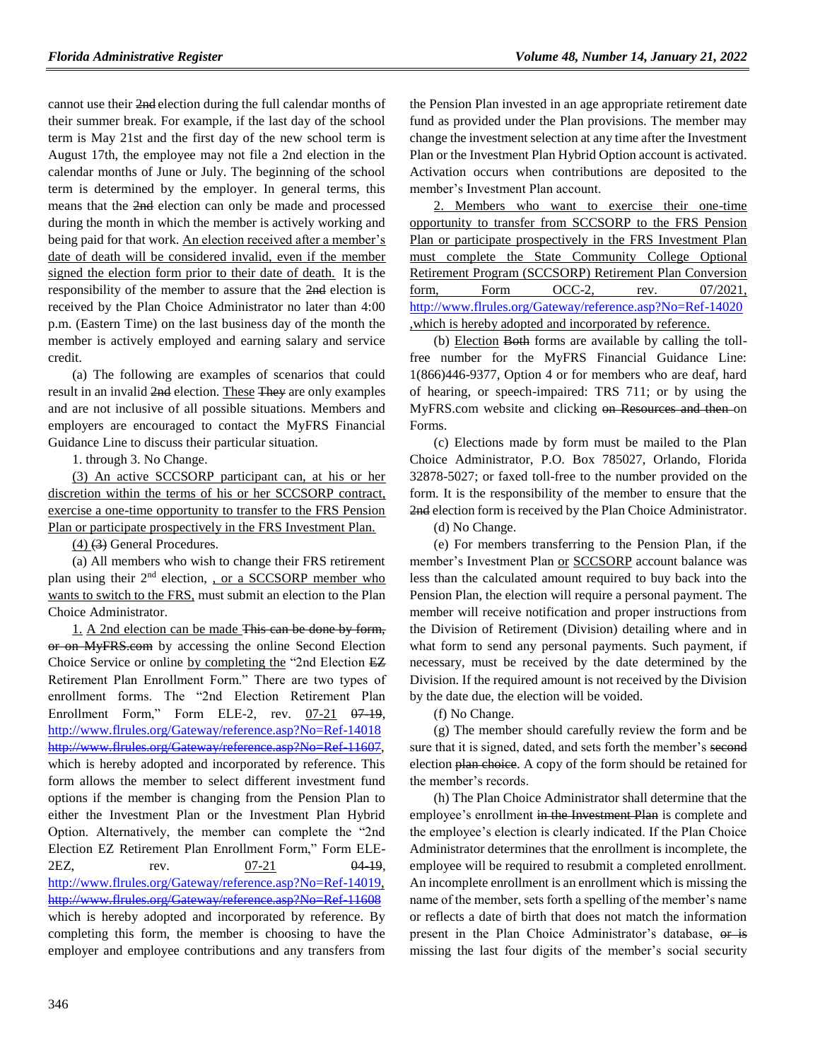cannot use their ~~2nd~~ election during the full calendar months of their summer break. For example, if the last day of the school term is May 21st and the first day of the new school term is August 17th, the employee may not file a 2nd election in the calendar months of June or July. The beginning of the school term is determined by the employer. In general terms, this means that the ~~2nd~~ election can only be made and processed during the month in which the member is actively working and being paid for that work. An election received after a member's date of death will be considered invalid, even if the member signed the election form prior to their date of death. It is the responsibility of the member to assure that the ~~2nd~~ election is received by the Plan Choice Administrator no later than 4:00 p.m. (Eastern Time) on the last business day of the month the member is actively employed and earning salary and service credit.

(a) The following are examples of scenarios that could result in an invalid ~~2nd~~ election. These ~~They~~ are only examples and are not inclusive of all possible situations. Members and employers are encouraged to contact the MyFRS Financial Guidance Line to discuss their particular situation.

1. through 3. No Change.

(3) An active SCCSORP participant can, at his or her discretion within the terms of his or her SCCSORP contract, exercise a one-time opportunity to transfer to the FRS Pension Plan or participate prospectively in the FRS Investment Plan.

(4) ~~(3)~~ General Procedures.

(a) All members who wish to change their FRS retirement plan using their 2nd election, , or a SCCSORP member who wants to switch to the FRS, must submit an election to the Plan Choice Administrator.

1. A 2nd election can be made ~~This can be done by form, or on MyFRS.com~~ by accessing the online Second Election Choice Service or online by completing the "2nd Election ~~EZ~~ Retirement Plan Enrollment Form." There are two types of enrollment forms. The "2nd Election Retirement Plan Enrollment Form," Form ELE-2, rev. 07-21 ~~07-19~~, http://www.flrules.org/Gateway/reference.asp?No=Ref-14018 ~~http://www.flrules.org/Gateway/reference.asp?No=Ref-11607~~, which is hereby adopted and incorporated by reference. This form allows the member to select different investment fund options if the member is changing from the Pension Plan to either the Investment Plan or the Investment Plan Hybrid Option. Alternatively, the member can complete the "2nd Election EZ Retirement Plan Enrollment Form," Form ELE-2EZ, rev. 07-21 ~~04-19~~, http://www.flrules.org/Gateway/reference.asp?No=Ref-14019, ~~http://www.flrules.org/Gateway/reference.asp?No=Ref-11608~~ which is hereby adopted and incorporated by reference. By completing this form, the member is choosing to have the employer and employee contributions and any transfers from the Pension Plan invested in an age appropriate retirement date fund as provided under the Plan provisions. The member may change the investment selection at any time after the Investment Plan or the Investment Plan Hybrid Option account is activated. Activation occurs when contributions are deposited to the member's Investment Plan account.

2. Members who want to exercise their one-time opportunity to transfer from SCCSORP to the FRS Pension Plan or participate prospectively in the FRS Investment Plan must complete the State Community College Optional Retirement Program (SCCSORP) Retirement Plan Conversion form, Form OCC-2, rev. 07/2021, http://www.flrules.org/Gateway/reference.asp?No=Ref-14020 ,which is hereby adopted and incorporated by reference.

(b) Election ~~Both~~ forms are available by calling the toll-free number for the MyFRS Financial Guidance Line: 1(866)446-9377, Option 4 or for members who are deaf, hard of hearing, or speech-impaired: TRS 711; or by using the MyFRS.com website and clicking ~~on Resources and then~~ on Forms.

(c) Elections made by form must be mailed to the Plan Choice Administrator, P.O. Box 785027, Orlando, Florida 32878-5027; or faxed toll-free to the number provided on the form. It is the responsibility of the member to ensure that the ~~2nd~~ election form is received by the Plan Choice Administrator.

(d) No Change.

(e) For members transferring to the Pension Plan, if the member's Investment Plan or SCCSORP account balance was less than the calculated amount required to buy back into the Pension Plan, the election will require a personal payment. The member will receive notification and proper instructions from the Division of Retirement (Division) detailing where and in what form to send any personal payments. Such payment, if necessary, must be received by the date determined by the Division. If the required amount is not received by the Division by the date due, the election will be voided.

(f) No Change.

(g) The member should carefully review the form and be sure that it is signed, dated, and sets forth the member's ~~second~~ election ~~plan choice~~. A copy of the form should be retained for the member's records.

(h) The Plan Choice Administrator shall determine that the employee's enrollment ~~in the Investment Plan~~ is complete and the employee's election is clearly indicated. If the Plan Choice Administrator determines that the enrollment is incomplete, the employee will be required to resubmit a completed enrollment. An incomplete enrollment is an enrollment which is missing the name of the member, sets forth a spelling of the member's name or reflects a date of birth that does not match the information present in the Plan Choice Administrator's database, ~~or is~~ missing the last four digits of the member's social security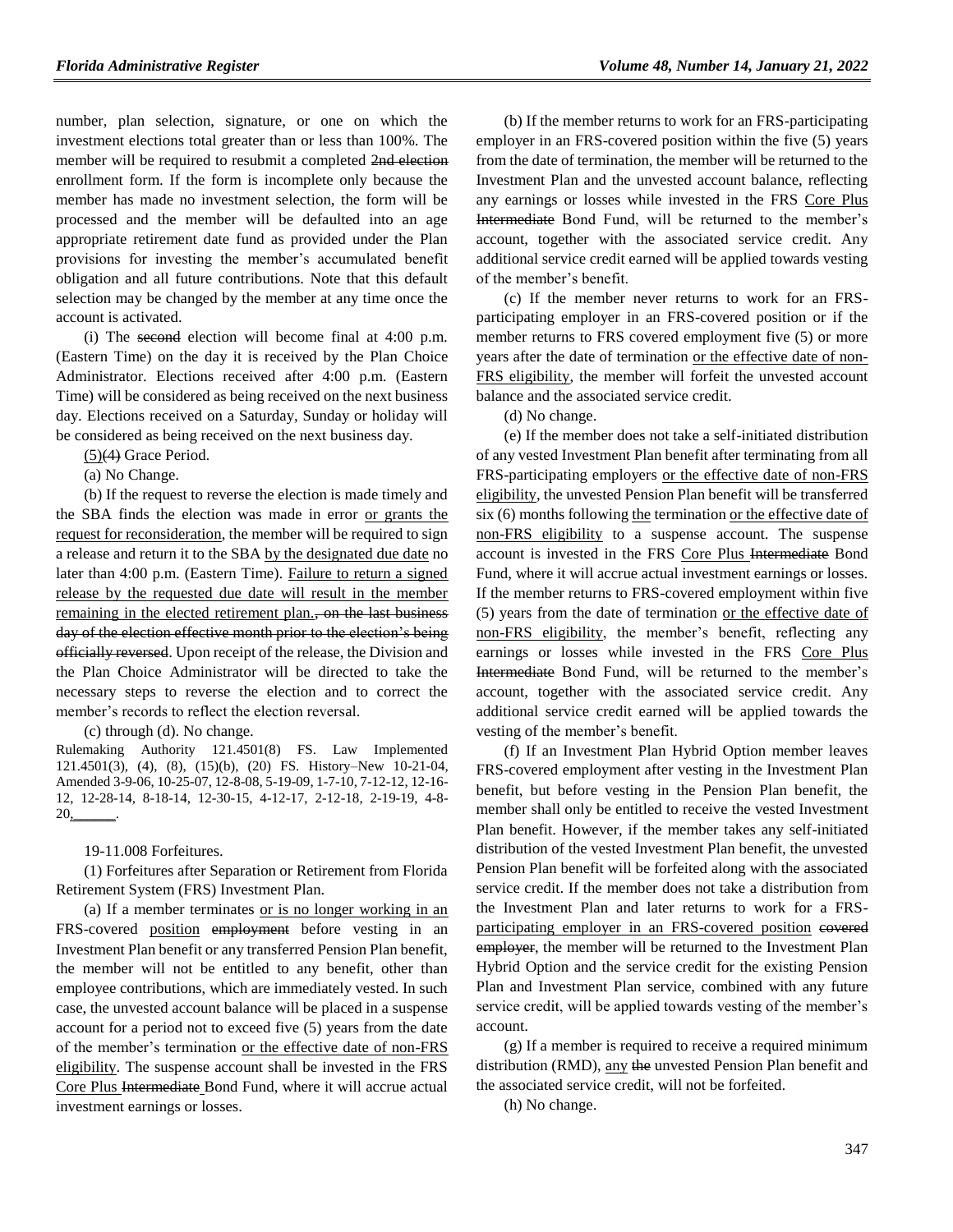number, plan selection, signature, or one on which the investment elections total greater than or less than 100%. The member will be required to resubmit a completed ~~2nd election~~ enrollment form. If the form is incomplete only because the member has made no investment selection, the form will be processed and the member will be defaulted into an age appropriate retirement date fund as provided under the Plan provisions for investing the member's accumulated benefit obligation and all future contributions. Note that this default selection may be changed by the member at any time once the account is activated.

(i) The ~~second~~ election will become final at 4:00 p.m. (Eastern Time) on the day it is received by the Plan Choice Administrator. Elections received after 4:00 p.m. (Eastern Time) will be considered as being received on the next business day. Elections received on a Saturday, Sunday or holiday will be considered as being received on the next business day.

<u>(5)</u>~~(4)~~ Grace Period.

(a) No Change.

(b) If the request to reverse the election is made timely and the SBA finds the election was made in error <u>or grants the request for reconsideration</u>, the member will be required to sign a release and return it to the SBA <u>by the designated due date</u> no later than 4:00 p.m. (Eastern Time). <u>Failure to return a signed release by the requested due date will result in the member remaining in the elected retirement plan.</u>~~, on the last business day of the election effective month prior to the election's being officially reversed~~. Upon receipt of the release, the Division and the Plan Choice Administrator will be directed to take the necessary steps to reverse the election and to correct the member's records to reflect the election reversal.

(c) through (d). No change.

Rulemaking Authority 121.4501(8) FS. Law Implemented 121.4501(3), (4), (8), (15)(b), (20) FS. History–New 10-21-04, Amended 3-9-06, 10-25-07, 12-8-08, 5-19-09, 1-7-10, 7-12-12, 12-16-12, 12-28-14, 8-18-14, 12-30-15, 4-12-17, 2-12-18, 2-19-19, 4-8-20<u>, ______</u>.

19-11.008 Forfeitures.

(1) Forfeitures after Separation or Retirement from Florida Retirement System (FRS) Investment Plan.

(a) If a member terminates <u>or is no longer working in an</u> FRS-covered <u>position</u> ~~employment~~ before vesting in an Investment Plan benefit or any transferred Pension Plan benefit, the member will not be entitled to any benefit, other than employee contributions, which are immediately vested. In such case, the unvested account balance will be placed in a suspense account for a period not to exceed five (5) years from the date of the member's termination <u>or the effective date of non-FRS eligibility</u>. The suspense account shall be invested in the FRS <u>Core Plus</u> ~~Intermediate~~ Bond Fund, where it will accrue actual investment earnings or losses.

(b) If the member returns to work for an FRS-participating employer in an FRS-covered position within the five (5) years from the date of termination, the member will be returned to the Investment Plan and the unvested account balance, reflecting any earnings or losses while invested in the FRS <u>Core Plus</u> ~~Intermediate~~ Bond Fund, will be returned to the member's account, together with the associated service credit. Any additional service credit earned will be applied towards vesting of the member's benefit.

(c) If the member never returns to work for an FRS-participating employer in an FRS-covered position or if the member returns to FRS covered employment five (5) or more years after the date of termination <u>or the effective date of non-FRS eligibility</u>, the member will forfeit the unvested account balance and the associated service credit.

(d) No change.

(e) If the member does not take a self-initiated distribution of any vested Investment Plan benefit after terminating from all FRS-participating employers <u>or the effective date of non-FRS eligibility</u>, the unvested Pension Plan benefit will be transferred six (6) months following <u>the</u> termination <u>or the effective date of non-FRS eligibility</u> to a suspense account. The suspense account is invested in the FRS <u>Core Plus</u> ~~Intermediate~~ Bond Fund, where it will accrue actual investment earnings or losses. If the member returns to FRS-covered employment within five (5) years from the date of termination <u>or the effective date of non-FRS eligibility</u>, the member's benefit, reflecting any earnings or losses while invested in the FRS <u>Core Plus</u> ~~Intermediate~~ Bond Fund, will be returned to the member's account, together with the associated service credit. Any additional service credit earned will be applied towards the vesting of the member's benefit.

(f) If an Investment Plan Hybrid Option member leaves FRS-covered employment after vesting in the Investment Plan benefit, but before vesting in the Pension Plan benefit, the member shall only be entitled to receive the vested Investment Plan benefit. However, if the member takes any self-initiated distribution of the vested Investment Plan benefit, the unvested Pension Plan benefit will be forfeited along with the associated service credit. If the member does not take a distribution from the Investment Plan and later returns to work for a FRS-<u>participating employer in an FRS-covered position</u> ~~covered employer~~, the member will be returned to the Investment Plan Hybrid Option and the service credit for the existing Pension Plan and Investment Plan service, combined with any future service credit, will be applied towards vesting of the member's account.

(g) If a member is required to receive a required minimum distribution (RMD), <u>any</u> ~~the~~ unvested Pension Plan benefit and the associated service credit, will not be forfeited.

(h) No change.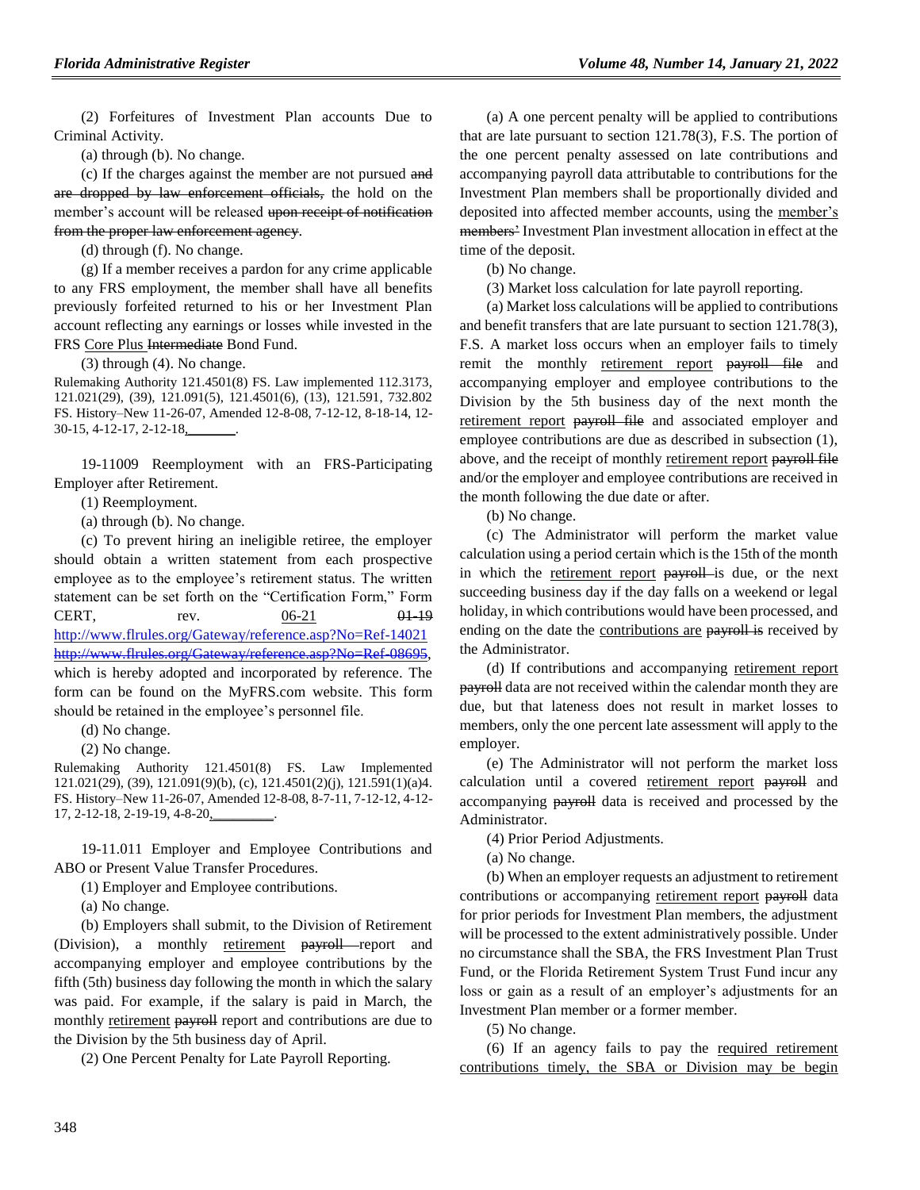(2) Forfeitures of Investment Plan accounts Due to Criminal Activity.

(a) through (b). No change.

(c) If the charges against the member are not pursued ~~and are dropped by law enforcement officials,~~ the hold on the member's account will be released ~~upon receipt of notification from the proper law enforcement agency~~.

(d) through (f). No change.

(g) If a member receives a pardon for any crime applicable to any FRS employment, the member shall have all benefits previously forfeited returned to his or her Investment Plan account reflecting any earnings or losses while invested in the FRS Core Plus ~~Intermediate~~ Bond Fund.

(3) through (4). No change.

Rulemaking Authority 121.4501(8) FS. Law implemented 112.3173, 121.021(29), (39), 121.091(5), 121.4501(6), (13), 121.591, 732.802 FS. History–New 11-26-07, Amended 12-8-08, 7-12-12, 8-18-14, 12-30-15, 4-12-17, 2-12-18, ________.

19-11009 Reemployment with an FRS-Participating Employer after Retirement.

(1) Reemployment.

(a) through (b). No change.

(c) To prevent hiring an ineligible retiree, the employer should obtain a written statement from each prospective employee as to the employee's retirement status. The written statement can be set forth on the "Certification Form," Form CERT, rev. 06-21 ~~01-19~~ http://www.flrules.org/Gateway/reference.asp?No=Ref-14021 ~~http://www.flrules.org/Gateway/reference.asp?No=Ref-08695~~, which is hereby adopted and incorporated by reference. The form can be found on the MyFRS.com website. This form should be retained in the employee's personnel file.

(d) No change.

(2) No change.

Rulemaking Authority 121.4501(8) FS. Law Implemented 121.021(29), (39), 121.091(9)(b), (c), 121.4501(2)(j), 121.591(1)(a)4. FS. History–New 11-26-07, Amended 12-8-08, 8-7-11, 7-12-12, 4-12-17, 2-12-18, 2-19-19, 4-8-20, ________.

19-11.011 Employer and Employee Contributions and ABO or Present Value Transfer Procedures.

(1) Employer and Employee contributions.

(a) No change.

(b) Employers shall submit, to the Division of Retirement (Division), a monthly retirement ~~payroll~~ report and accompanying employer and employee contributions by the fifth (5th) business day following the month in which the salary was paid. For example, if the salary is paid in March, the monthly retirement ~~payroll~~ report and contributions are due to the Division by the 5th business day of April.

(2) One Percent Penalty for Late Payroll Reporting.

(a) A one percent penalty will be applied to contributions that are late pursuant to section 121.78(3), F.S. The portion of the one percent penalty assessed on late contributions and accompanying payroll data attributable to contributions for the Investment Plan members shall be proportionally divided and deposited into affected member accounts, using the member's ~~members'~~ Investment Plan investment allocation in effect at the time of the deposit.

(b) No change.

(3) Market loss calculation for late payroll reporting.

(a) Market loss calculations will be applied to contributions and benefit transfers that are late pursuant to section 121.78(3), F.S. A market loss occurs when an employer fails to timely remit the monthly retirement report ~~payroll file~~ and accompanying employer and employee contributions to the Division by the 5th business day of the next month the retirement report ~~payroll file~~ and associated employer and employee contributions are due as described in subsection (1), above, and the receipt of monthly retirement report ~~payroll file~~ and/or the employer and employee contributions are received in the month following the due date or after.

(b) No change.

(c) The Administrator will perform the market value calculation using a period certain which is the 15th of the month in which the retirement report ~~payroll~~ is due, or the next succeeding business day if the day falls on a weekend or legal holiday, in which contributions would have been processed, and ending on the date the contributions are ~~payroll is~~ received by the Administrator.

(d) If contributions and accompanying retirement report ~~payroll~~ data are not received within the calendar month they are due, but that lateness does not result in market losses to members, only the one percent late assessment will apply to the employer.

(e) The Administrator will not perform the market loss calculation until a covered retirement report ~~payroll~~ and accompanying ~~payroll~~ data is received and processed by the Administrator.

(4) Prior Period Adjustments.

(a) No change.

(b) When an employer requests an adjustment to retirement contributions or accompanying retirement report ~~payroll~~ data for prior periods for Investment Plan members, the adjustment will be processed to the extent administratively possible. Under no circumstance shall the SBA, the FRS Investment Plan Trust Fund, or the Florida Retirement System Trust Fund incur any loss or gain as a result of an employer's adjustments for an Investment Plan member or a former member.

(5) No change.

(6) If an agency fails to pay the required retirement contributions timely, the SBA or Division may be begin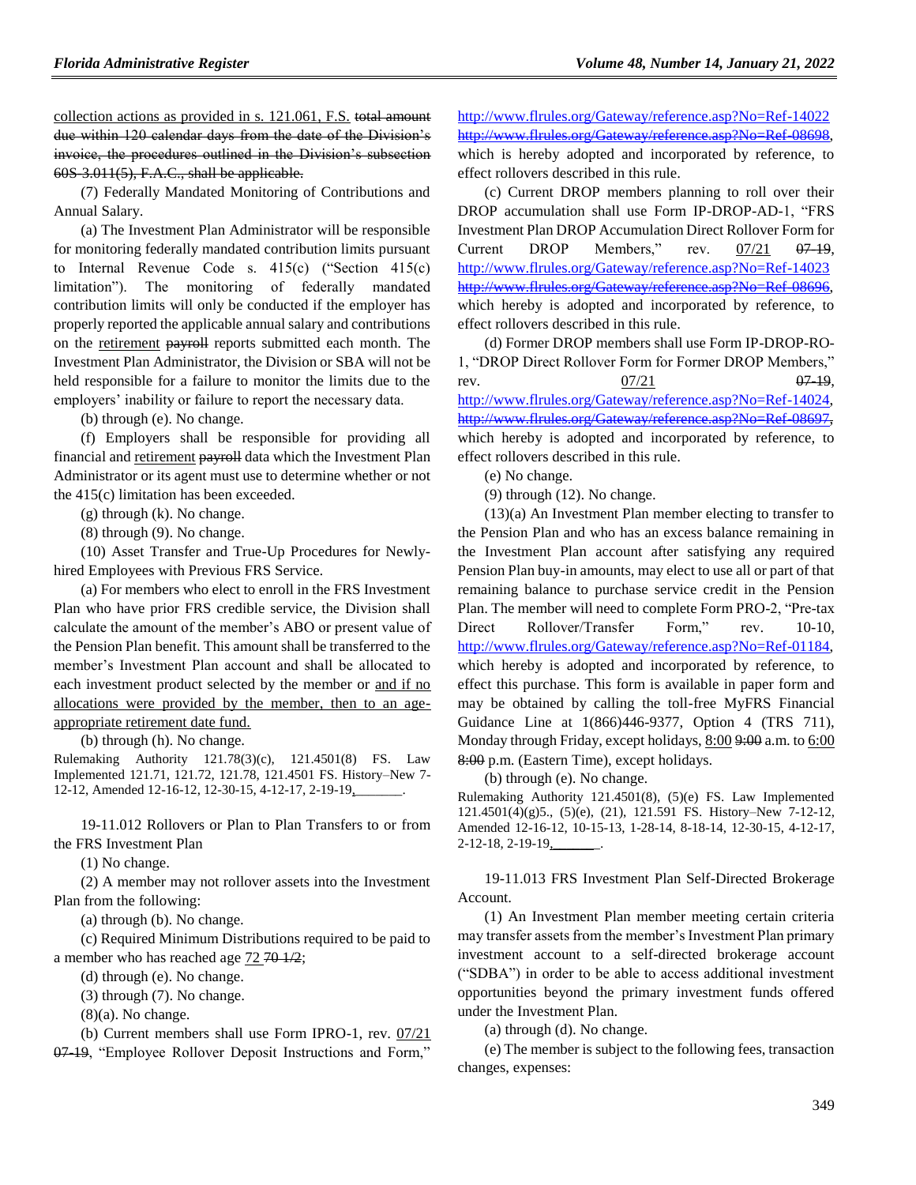collection actions as provided in s. 121.061, F.S. ~~total amount due within 120 calendar days from the date of the Division's invoice, the procedures outlined in the Division's subsection 60S-3.011(5), F.A.C., shall be applicable.~~

(7) Federally Mandated Monitoring of Contributions and Annual Salary.

(a) The Investment Plan Administrator will be responsible for monitoring federally mandated contribution limits pursuant to Internal Revenue Code s. 415(c) ("Section 415(c) limitation"). The monitoring of federally mandated contribution limits will only be conducted if the employer has properly reported the applicable annual salary and contributions on the retirement ~~payroll~~ reports submitted each month. The Investment Plan Administrator, the Division or SBA will not be held responsible for a failure to monitor the limits due to the employers' inability or failure to report the necessary data.

(b) through (e). No change.

(f) Employers shall be responsible for providing all financial and retirement ~~payroll~~ data which the Investment Plan Administrator or its agent must use to determine whether or not the 415(c) limitation has been exceeded.

(g) through (k). No change.

(8) through (9). No change.

(10) Asset Transfer and True-Up Procedures for Newly-hired Employees with Previous FRS Service.

(a) For members who elect to enroll in the FRS Investment Plan who have prior FRS credible service, the Division shall calculate the amount of the member's ABO or present value of the Pension Plan benefit. This amount shall be transferred to the member's Investment Plan account and shall be allocated to each investment product selected by the member or and if no allocations were provided by the member, then to an age-appropriate retirement date fund.

(b) through (h). No change.

Rulemaking Authority 121.78(3)(c), 121.4501(8) FS. Law Implemented 121.71, 121.72, 121.78, 121.4501 FS. History–New 7-12-12, Amended 12-16-12, 12-30-15, 4-12-17, 2-19-19, ______.

19-11.012 Rollovers or Plan to Plan Transfers to or from the FRS Investment Plan

(1) No change.

(2) A member may not rollover assets into the Investment Plan from the following:

(a) through (b). No change.

(c) Required Minimum Distributions required to be paid to a member who has reached age 72 ~~70 1/2~~;

(d) through (e). No change.

(3) through (7). No change.

(8)(a). No change.

(b) Current members shall use Form IPRO-1, rev. 07/21 ~~07-19~~, "Employee Rollover Deposit Instructions and Form," http://www.flrules.org/Gateway/reference.asp?No=Ref-14022 ~~http://www.flrules.org/Gateway/reference.asp?No=Ref-08698~~, which is hereby adopted and incorporated by reference, to effect rollovers described in this rule.

(c) Current DROP members planning to roll over their DROP accumulation shall use Form IP-DROP-AD-1, "FRS Investment Plan DROP Accumulation Direct Rollover Form for Current DROP Members," rev. 07/21 ~~07-19~~, http://www.flrules.org/Gateway/reference.asp?No=Ref-14023 ~~http://www.flrules.org/Gateway/reference.asp?No=Ref-08696~~, which hereby is adopted and incorporated by reference, to effect rollovers described in this rule.

(d) Former DROP members shall use Form IP-DROP-RO-1, "DROP Direct Rollover Form for Former DROP Members," rev. 07/21 ~~07-19~~, http://www.flrules.org/Gateway/reference.asp?No=Ref-14024, ~~http://www.flrules.org/Gateway/reference.asp?No=Ref-08697~~, which hereby is adopted and incorporated by reference, to effect rollovers described in this rule.

(e) No change.

(9) through (12). No change.

(13)(a) An Investment Plan member electing to transfer to the Pension Plan and who has an excess balance remaining in the Investment Plan account after satisfying any required Pension Plan buy-in amounts, may elect to use all or part of that remaining balance to purchase service credit in the Pension Plan. The member will need to complete Form PRO-2, "Pre-tax Direct Rollover/Transfer Form," rev. 10-10, http://www.flrules.org/Gateway/reference.asp?No=Ref-01184, which hereby is adopted and incorporated by reference, to effect this purchase. This form is available in paper form and may be obtained by calling the toll-free MyFRS Financial Guidance Line at 1(866)446-9377, Option 4 (TRS 711), Monday through Friday, except holidays, 8:00 ~~9:00~~ a.m. to 6:00 ~~8:00~~ p.m. (Eastern Time), except holidays.

(b) through (e). No change.

Rulemaking Authority 121.4501(8), (5)(e) FS. Law Implemented 121.4501(4)(g)5., (5)(e), (21), 121.591 FS. History–New 7-12-12, Amended 12-16-12, 10-15-13, 1-28-14, 8-18-14, 12-30-15, 4-12-17, 2-12-18, 2-19-19, ______.

19-11.013 FRS Investment Plan Self-Directed Brokerage Account.

(1) An Investment Plan member meeting certain criteria may transfer assets from the member's Investment Plan primary investment account to a self-directed brokerage account ("SDBA") in order to be able to access additional investment opportunities beyond the primary investment funds offered under the Investment Plan.

(a) through (d). No change.

(e) The member is subject to the following fees, transaction changes, expenses: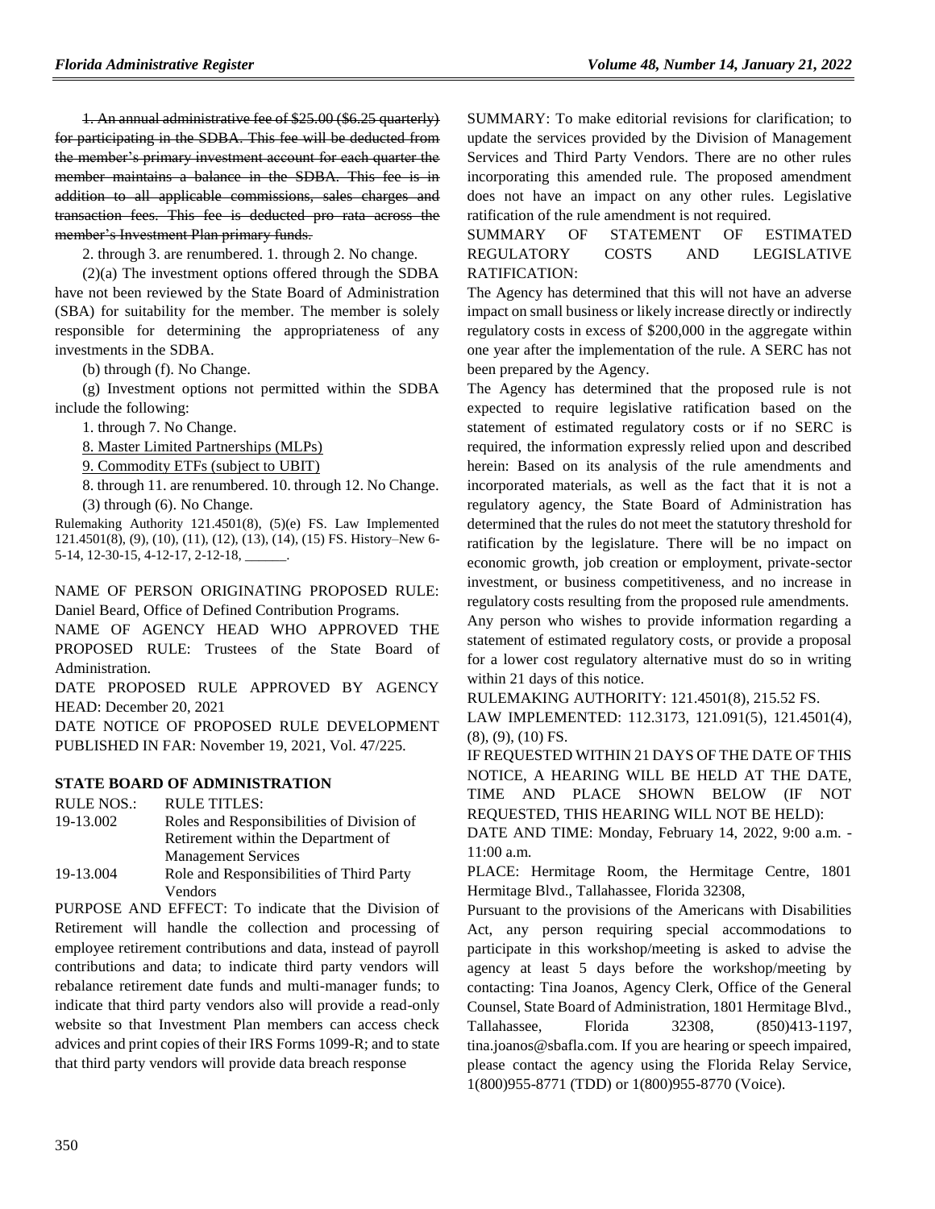~~1. An annual administrative fee of $25.00 ($6.25 quarterly) for participating in the SDBA. This fee will be deducted from the member's primary investment account for each quarter the member maintains a balance in the SDBA. This fee is in addition to all applicable commissions, sales charges and transaction fees. This fee is deducted pro rata across the member's Investment Plan primary funds.~~

2. through 3. are renumbered. 1. through 2. No change.

(2)(a) The investment options offered through the SDBA have not been reviewed by the State Board of Administration (SBA) for suitability for the member. The member is solely responsible for determining the appropriateness of any investments in the SDBA.

(b) through (f). No Change.

(g) Investment options not permitted within the SDBA include the following:

1. through 7. No Change.

8. Master Limited Partnerships (MLPs)

9. Commodity ETFs (subject to UBIT)

8. through 11. are renumbered. 10. through 12. No Change.

(3) through (6). No Change.

Rulemaking Authority 121.4501(8), (5)(e) FS. Law Implemented 121.4501(8), (9), (10), (11), (12), (13), (14), (15) FS. History–New 6-5-14, 12-30-15, 4-12-17, 2-12-18, ______.

NAME OF PERSON ORIGINATING PROPOSED RULE: Daniel Beard, Office of Defined Contribution Programs.

NAME OF AGENCY HEAD WHO APPROVED THE PROPOSED RULE: Trustees of the State Board of Administration.

DATE PROPOSED RULE APPROVED BY AGENCY HEAD: December 20, 2021

DATE NOTICE OF PROPOSED RULE DEVELOPMENT PUBLISHED IN FAR: November 19, 2021, Vol. 47/225.

### STATE BOARD OF ADMINISTRATION

| RULE NOS.: | RULE TITLES: |
| --- | --- |
| 19-13.002 | Roles and Responsibilities of Division of Retirement within the Department of Management Services |
| 19-13.004 | Role and Responsibilities of Third Party Vendors |

PURPOSE AND EFFECT: To indicate that the Division of Retirement will handle the collection and processing of employee retirement contributions and data, instead of payroll contributions and data; to indicate third party vendors will rebalance retirement date funds and multi-manager funds; to indicate that third party vendors also will provide a read-only website so that Investment Plan members can access check advices and print copies of their IRS Forms 1099-R; and to state that third party vendors will provide data breach response

SUMMARY: To make editorial revisions for clarification; to update the services provided by the Division of Management Services and Third Party Vendors. There are no other rules incorporating this amended rule. The proposed amendment does not have an impact on any other rules. Legislative ratification of the rule amendment is not required.

SUMMARY OF STATEMENT OF ESTIMATED REGULATORY COSTS AND LEGISLATIVE RATIFICATION:

The Agency has determined that this will not have an adverse impact on small business or likely increase directly or indirectly regulatory costs in excess of $200,000 in the aggregate within one year after the implementation of the rule. A SERC has not been prepared by the Agency.

The Agency has determined that the proposed rule is not expected to require legislative ratification based on the statement of estimated regulatory costs or if no SERC is required, the information expressly relied upon and described herein: Based on its analysis of the rule amendments and incorporated materials, as well as the fact that it is not a regulatory agency, the State Board of Administration has determined that the rules do not meet the statutory threshold for ratification by the legislature. There will be no impact on economic growth, job creation or employment, private-sector investment, or business competitiveness, and no increase in regulatory costs resulting from the proposed rule amendments.

Any person who wishes to provide information regarding a statement of estimated regulatory costs, or provide a proposal for a lower cost regulatory alternative must do so in writing within 21 days of this notice.

RULEMAKING AUTHORITY: 121.4501(8), 215.52 FS.

LAW IMPLEMENTED: 112.3173, 121.091(5), 121.4501(4), (8), (9), (10) FS.

IF REQUESTED WITHIN 21 DAYS OF THE DATE OF THIS NOTICE, A HEARING WILL BE HELD AT THE DATE, TIME AND PLACE SHOWN BELOW (IF NOT REQUESTED, THIS HEARING WILL NOT BE HELD):

DATE AND TIME: Monday, February 14, 2022, 9:00 a.m. - 11:00 a.m.

PLACE: Hermitage Room, the Hermitage Centre, 1801 Hermitage Blvd., Tallahassee, Florida 32308,

Pursuant to the provisions of the Americans with Disabilities Act, any person requiring special accommodations to participate in this workshop/meeting is asked to advise the agency at least 5 days before the workshop/meeting by contacting: Tina Joanos, Agency Clerk, Office of the General Counsel, State Board of Administration, 1801 Hermitage Blvd., Tallahassee, Florida 32308, (850)413-1197, tina.joanos@sbafla.com. If you are hearing or speech impaired, please contact the agency using the Florida Relay Service, 1(800)955-8771 (TDD) or 1(800)955-8770 (Voice).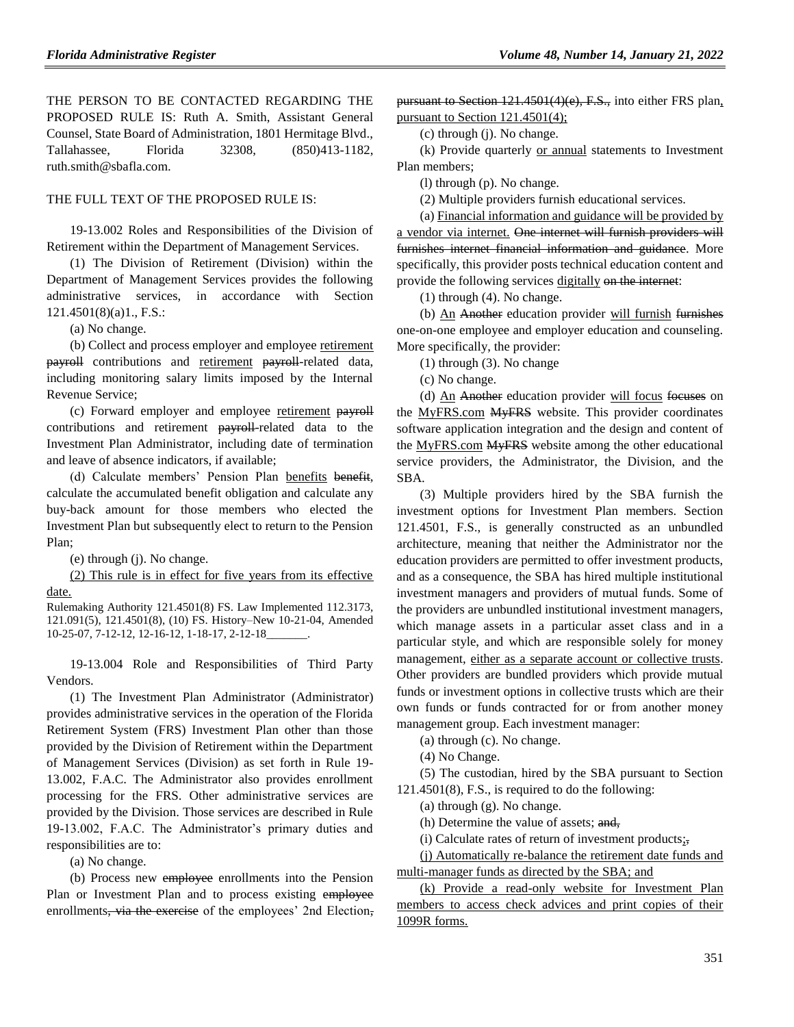THE PERSON TO BE CONTACTED REGARDING THE PROPOSED RULE IS: Ruth A. Smith, Assistant General Counsel, State Board of Administration, 1801 Hermitage Blvd., Tallahassee, Florida 32308, (850)413-1182, ruth.smith@sbafla.com.

THE FULL TEXT OF THE PROPOSED RULE IS:

19-13.002 Roles and Responsibilities of the Division of Retirement within the Department of Management Services.

(1) The Division of Retirement (Division) within the Department of Management Services provides the following administrative services, in accordance with Section 121.4501(8)(a)1., F.S.:

(a) No change.

(b) Collect and process employer and employee retirement ~~payroll~~ contributions and retirement ~~payroll~~-related data, including monitoring salary limits imposed by the Internal Revenue Service;

(c) Forward employer and employee retirement ~~payroll~~ contributions and retirement ~~payroll~~-related data to the Investment Plan Administrator, including date of termination and leave of absence indicators, if available;

(d) Calculate members' Pension Plan benefits ~~benefit~~, calculate the accumulated benefit obligation and calculate any buy-back amount for those members who elected the Investment Plan but subsequently elect to return to the Pension Plan;

(e) through (j). No change.

(2) This rule is in effect for five years from its effective date.

Rulemaking Authority 121.4501(8) FS. Law Implemented 112.3173, 121.091(5), 121.4501(8), (10) FS. History–New 10-21-04, Amended 10-25-07, 7-12-12, 12-16-12, 1-18-17, 2-12-18________.

19-13.004 Role and Responsibilities of Third Party Vendors.

(1) The Investment Plan Administrator (Administrator) provides administrative services in the operation of the Florida Retirement System (FRS) Investment Plan other than those provided by the Division of Retirement within the Department of Management Services (Division) as set forth in Rule 19-13.002, F.A.C. The Administrator also provides enrollment processing for the FRS. Other administrative services are provided by the Division. Those services are described in Rule 19-13.002, F.A.C. The Administrator's primary duties and responsibilities are to:

(a) No change.

(b) Process new ~~employee~~ enrollments into the Pension Plan or Investment Plan and to process existing ~~employee~~ enrollments~~, via the exercise~~ of the employees' 2nd Election~~,~~ ~~pursuant to Section 121.4501(4)(e), F.S.,~~ into either FRS plan, pursuant to Section 121.4501(4);

(c) through (j). No change.

(k) Provide quarterly or annual statements to Investment Plan members;

(l) through (p). No change.

(2) Multiple providers furnish educational services.

(a) Financial information and guidance will be provided by a vendor via internet. ~~One internet will furnish providers will furnishes internet financial information and guidance~~. More specifically, this provider posts technical education content and provide the following services digitally ~~on the internet~~:

(1) through (4). No change.

(b) An ~~Another~~ education provider will furnish ~~furnishes~~ one-on-one employee and employer education and counseling. More specifically, the provider:

(1) through (3). No change

(c) No change.

(d) An ~~Another~~ education provider will focus ~~focuses~~ on the MyFRS.com ~~MyFRS~~ website. This provider coordinates software application integration and the design and content of the MyFRS.com ~~MyFRS~~ website among the other educational service providers, the Administrator, the Division, and the SBA.

(3) Multiple providers hired by the SBA furnish the investment options for Investment Plan members. Section 121.4501, F.S., is generally constructed as an unbundled architecture, meaning that neither the Administrator nor the education providers are permitted to offer investment products, and as a consequence, the SBA has hired multiple institutional investment managers and providers of mutual funds. Some of the providers are unbundled institutional investment managers, which manage assets in a particular asset class and in a particular style, and which are responsible solely for money management, either as a separate account or collective trusts. Other providers are bundled providers which provide mutual funds or investment options in collective trusts which are their own funds or funds contracted for or from another money management group. Each investment manager:

(a) through (c). No change.

(4) No Change.

(5) The custodian, hired by the SBA pursuant to Section 121.4501(8), F.S., is required to do the following:

(a) through (g). No change.

(h) Determine the value of assets; ~~and,~~

(i) Calculate rates of return of investment products;~~,~~

(j) Automatically re-balance the retirement date funds and multi-manager funds as directed by the SBA; and

(k) Provide a read-only website for Investment Plan members to access check advices and print copies of their 1099R forms.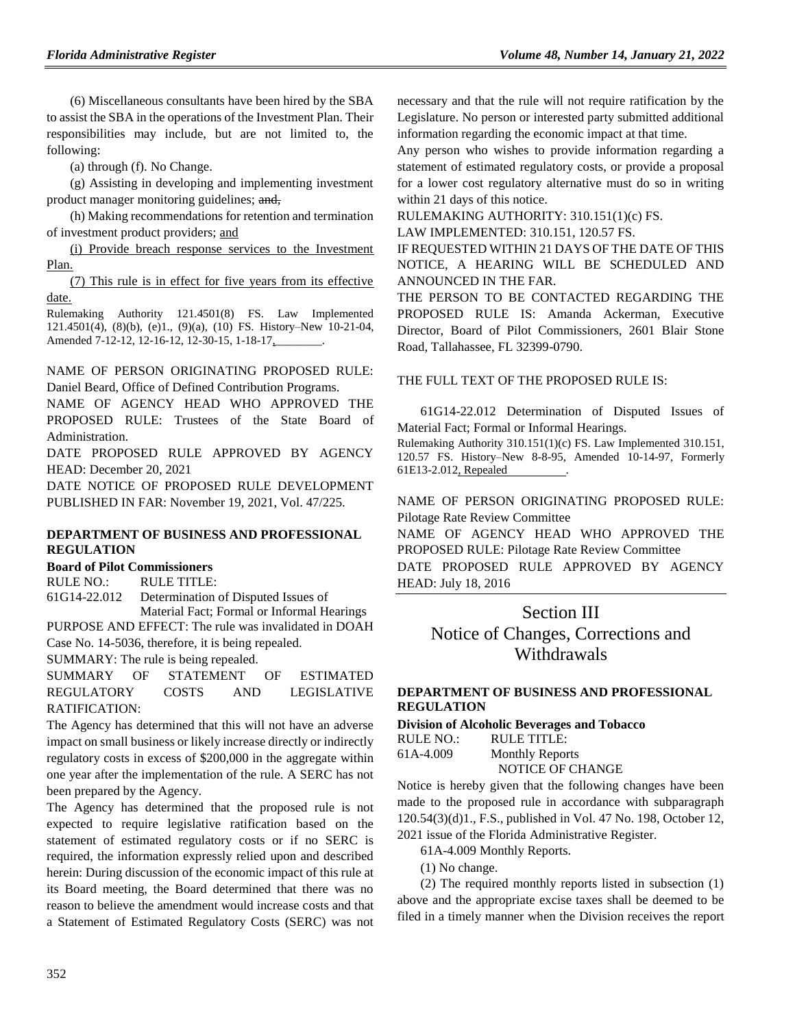(6) Miscellaneous consultants have been hired by the SBA to assist the SBA in the operations of the Investment Plan. Their responsibilities may include, but are not limited to, the following:

(a) through (f). No Change.

(g) Assisting in developing and implementing investment product manager monitoring guidelines; ~~and,~~

(h) Making recommendations for retention and termination of investment product providers; and

(i) Provide breach response services to the Investment Plan.

(7) This rule is in effect for five years from its effective date.

Rulemaking Authority 121.4501(8) FS. Law Implemented 121.4501(4), (8)(b), (e)1., (9)(a), (10) FS. History–New 10-21-04, Amended 7-12-12, 12-16-12, 12-30-15, 1-18-17,________.

NAME OF PERSON ORIGINATING PROPOSED RULE: Daniel Beard, Office of Defined Contribution Programs.

NAME OF AGENCY HEAD WHO APPROVED THE PROPOSED RULE: Trustees of the State Board of Administration.

DATE PROPOSED RULE APPROVED BY AGENCY HEAD: December 20, 2021

DATE NOTICE OF PROPOSED RULE DEVELOPMENT PUBLISHED IN FAR: November 19, 2021, Vol. 47/225.

**DEPARTMENT OF BUSINESS AND PROFESSIONAL REGULATION**

**Board of Pilot Commissioners**

RULE NO.: RULE TITLE:

61G14-22.012 Determination of Disputed Issues of Material Fact; Formal or Informal Hearings

PURPOSE AND EFFECT: The rule was invalidated in DOAH Case No. 14-5036, therefore, it is being repealed.

SUMMARY: The rule is being repealed.

SUMMARY OF STATEMENT OF ESTIMATED REGULATORY COSTS AND LEGISLATIVE RATIFICATION:

The Agency has determined that this will not have an adverse impact on small business or likely increase directly or indirectly regulatory costs in excess of $200,000 in the aggregate within one year after the implementation of the rule. A SERC has not been prepared by the Agency.

The Agency has determined that the proposed rule is not expected to require legislative ratification based on the statement of estimated regulatory costs or if no SERC is required, the information expressly relied upon and described herein: During discussion of the economic impact of this rule at its Board meeting, the Board determined that there was no reason to believe the amendment would increase costs and that a Statement of Estimated Regulatory Costs (SERC) was not necessary and that the rule will not require ratification by the Legislature. No person or interested party submitted additional information regarding the economic impact at that time.

Any person who wishes to provide information regarding a statement of estimated regulatory costs, or provide a proposal for a lower cost regulatory alternative must do so in writing within 21 days of this notice.

RULEMAKING AUTHORITY: 310.151(1)(c) FS.

LAW IMPLEMENTED: 310.151, 120.57 FS.

IF REQUESTED WITHIN 21 DAYS OF THE DATE OF THIS NOTICE, A HEARING WILL BE SCHEDULED AND ANNOUNCED IN THE FAR.

THE PERSON TO BE CONTACTED REGARDING THE PROPOSED RULE IS: Amanda Ackerman, Executive Director, Board of Pilot Commissioners, 2601 Blair Stone Road, Tallahassee, FL 32399-0790.

THE FULL TEXT OF THE PROPOSED RULE IS:

61G14-22.012 Determination of Disputed Issues of Material Fact; Formal or Informal Hearings.

Rulemaking Authority 310.151(1)(c) FS. Law Implemented 310.151, 120.57 FS. History–New 8-8-95, Amended 10-14-97, Formerly 61E13-2.012, Repealed__________.

NAME OF PERSON ORIGINATING PROPOSED RULE: Pilotage Rate Review Committee

NAME OF AGENCY HEAD WHO APPROVED THE PROPOSED RULE: Pilotage Rate Review Committee

DATE PROPOSED RULE APPROVED BY AGENCY HEAD: July 18, 2016

# Section III
# Notice of Changes, Corrections and Withdrawals

**DEPARTMENT OF BUSINESS AND PROFESSIONAL REGULATION**

**Division of Alcoholic Beverages and Tobacco**

RULE NO.: RULE TITLE:

61A-4.009 Monthly Reports

NOTICE OF CHANGE

Notice is hereby given that the following changes have been made to the proposed rule in accordance with subparagraph 120.54(3)(d)1., F.S., published in Vol. 47 No. 198, October 12, 2021 issue of the Florida Administrative Register.

61A-4.009 Monthly Reports.

(1) No change.

(2) The required monthly reports listed in subsection (1) above and the appropriate excise taxes shall be deemed to be filed in a timely manner when the Division receives the report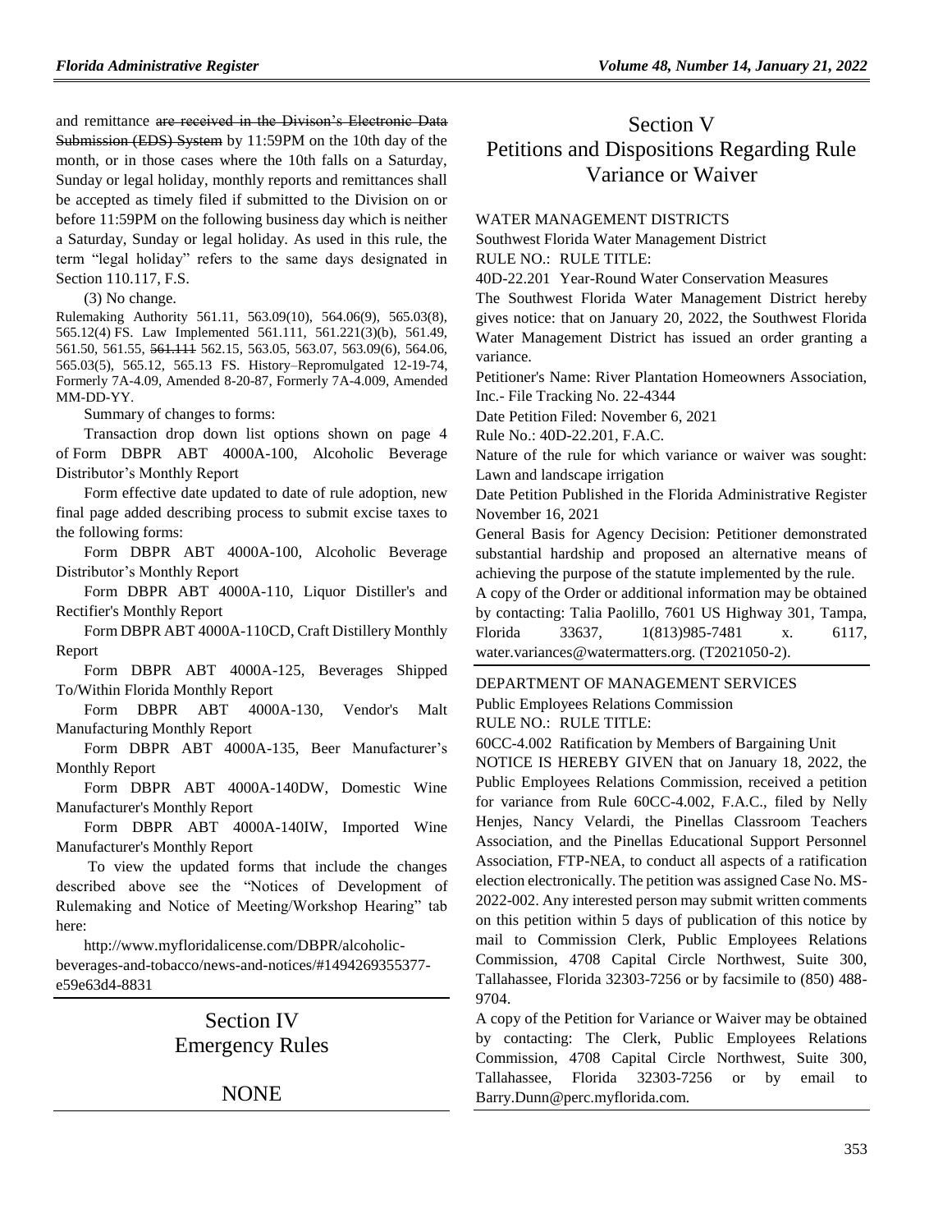and remittance ~~are received in the Divison's Electronic Data Submission (EDS) System~~ by 11:59PM on the 10th day of the month, or in those cases where the 10th falls on a Saturday, Sunday or legal holiday, monthly reports and remittances shall be accepted as timely filed if submitted to the Division on or before 11:59PM on the following business day which is neither a Saturday, Sunday or legal holiday. As used in this rule, the term "legal holiday" refers to the same days designated in Section 110.117, F.S.

(3) No change.

Rulemaking Authority 561.11, 563.09(10), 564.06(9), 565.03(8), 565.12(4) FS. Law Implemented 561.111, 561.221(3)(b), 561.49, 561.50, 561.55, ~~561.111~~ 562.15, 563.05, 563.07, 563.09(6), 564.06, 565.03(5), 565.12, 565.13 FS. History–Repromulgated 12-19-74, Formerly 7A-4.09, Amended 8-20-87, Formerly 7A-4.009, Amended MM-DD-YY.

Summary of changes to forms:

Transaction drop down list options shown on page 4 of Form DBPR ABT 4000A-100, Alcoholic Beverage Distributor's Monthly Report

Form effective date updated to date of rule adoption, new final page added describing process to submit excise taxes to the following forms:

Form DBPR ABT 4000A-100, Alcoholic Beverage Distributor's Monthly Report

Form DBPR ABT 4000A-110, Liquor Distiller's and Rectifier's Monthly Report

Form DBPR ABT 4000A-110CD, Craft Distillery Monthly Report

Form DBPR ABT 4000A-125, Beverages Shipped To/Within Florida Monthly Report

Form DBPR ABT 4000A-130, Vendor's Malt Manufacturing Monthly Report

Form DBPR ABT 4000A-135, Beer Manufacturer's Monthly Report

Form DBPR ABT 4000A-140DW, Domestic Wine Manufacturer's Monthly Report

Form DBPR ABT 4000A-140IW, Imported Wine Manufacturer's Monthly Report

To view the updated forms that include the changes described above see the "Notices of Development of Rulemaking and Notice of Meeting/Workshop Hearing" tab here:

http://www.myfloridalicense.com/DBPR/alcoholic-beverages-and-tobacco/news-and-notices/#1494269355377-e59e63d4-8831

# Section IV Emergency Rules

NONE

# Section V Petitions and Dispositions Regarding Rule Variance or Waiver

WATER MANAGEMENT DISTRICTS

Southwest Florida Water Management District

RULE NO.: RULE TITLE:

40D-22.201 Year-Round Water Conservation Measures

The Southwest Florida Water Management District hereby gives notice: that on January 20, 2022, the Southwest Florida Water Management District has issued an order granting a variance.

Petitioner's Name: River Plantation Homeowners Association, Inc.- File Tracking No. 22-4344

Date Petition Filed: November 6, 2021

Rule No.: 40D-22.201, F.A.C.

Nature of the rule for which variance or waiver was sought: Lawn and landscape irrigation

Date Petition Published in the Florida Administrative Register November 16, 2021

General Basis for Agency Decision: Petitioner demonstrated substantial hardship and proposed an alternative means of achieving the purpose of the statute implemented by the rule.

A copy of the Order or additional information may be obtained by contacting: Talia Paolillo, 7601 US Highway 301, Tampa, Florida 33637, 1(813)985-7481 x. 6117, water.variances@watermatters.org. (T2021050-2).

DEPARTMENT OF MANAGEMENT SERVICES

Public Employees Relations Commission

RULE NO.: RULE TITLE:

60CC-4.002 Ratification by Members of Bargaining Unit

NOTICE IS HEREBY GIVEN that on January 18, 2022, the Public Employees Relations Commission, received a petition for variance from Rule 60CC-4.002, F.A.C., filed by Nelly Henjes, Nancy Velardi, the Pinellas Classroom Teachers Association, and the Pinellas Educational Support Personnel Association, FTP-NEA, to conduct all aspects of a ratification election electronically. The petition was assigned Case No. MS-2022-002. Any interested person may submit written comments on this petition within 5 days of publication of this notice by mail to Commission Clerk, Public Employees Relations Commission, 4708 Capital Circle Northwest, Suite 300, Tallahassee, Florida 32303-7256 or by facsimile to (850) 488-9704.

A copy of the Petition for Variance or Waiver may be obtained by contacting: The Clerk, Public Employees Relations Commission, 4708 Capital Circle Northwest, Suite 300, Tallahassee, Florida 32303-7256 or by email to Barry.Dunn@perc.myflorida.com.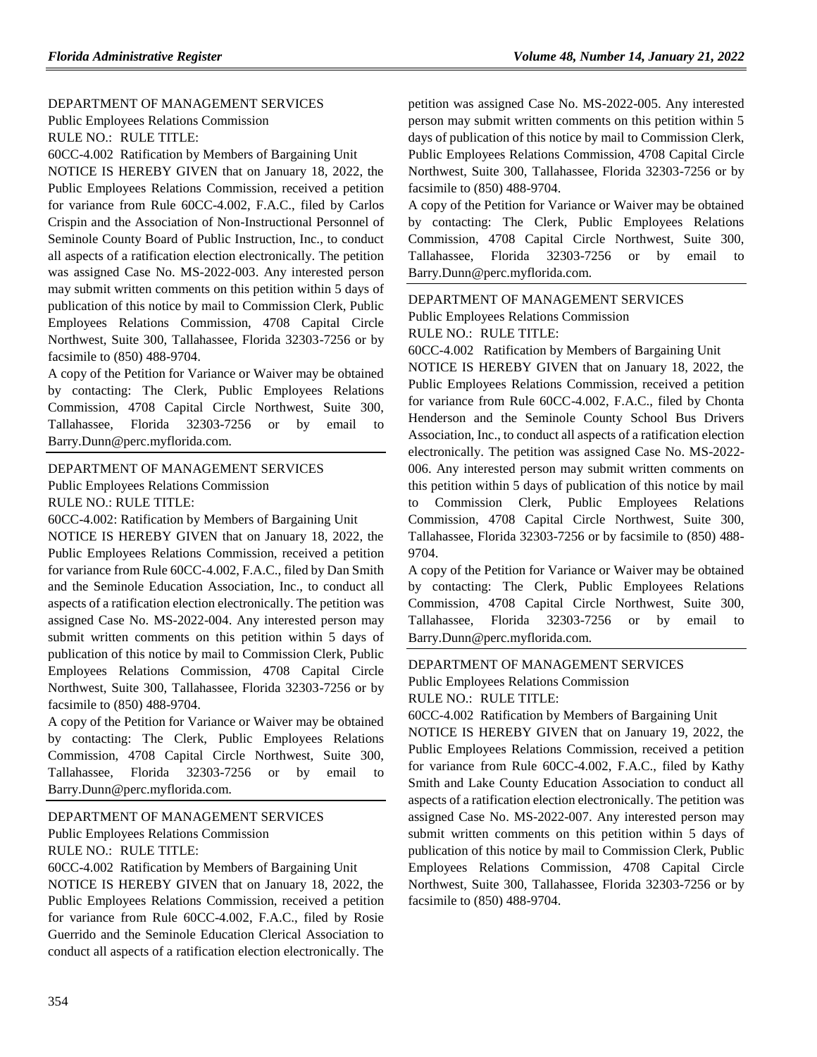DEPARTMENT OF MANAGEMENT SERVICES

Public Employees Relations Commission

RULE NO.: RULE TITLE:

60CC-4.002 Ratification by Members of Bargaining Unit

NOTICE IS HEREBY GIVEN that on January 18, 2022, the Public Employees Relations Commission, received a petition for variance from Rule 60CC-4.002, F.A.C., filed by Carlos Crispin and the Association of Non-Instructional Personnel of Seminole County Board of Public Instruction, Inc., to conduct all aspects of a ratification election electronically. The petition was assigned Case No. MS-2022-003. Any interested person may submit written comments on this petition within 5 days of publication of this notice by mail to Commission Clerk, Public Employees Relations Commission, 4708 Capital Circle Northwest, Suite 300, Tallahassee, Florida 32303-7256 or by facsimile to (850) 488-9704.

A copy of the Petition for Variance or Waiver may be obtained by contacting: The Clerk, Public Employees Relations Commission, 4708 Capital Circle Northwest, Suite 300, Tallahassee, Florida 32303-7256 or by email to Barry.Dunn@perc.myflorida.com.

---

DEPARTMENT OF MANAGEMENT SERVICES

Public Employees Relations Commission

RULE NO.: RULE TITLE:

60CC-4.002: Ratification by Members of Bargaining Unit

NOTICE IS HEREBY GIVEN that on January 18, 2022, the Public Employees Relations Commission, received a petition for variance from Rule 60CC-4.002, F.A.C., filed by Dan Smith and the Seminole Education Association, Inc., to conduct all aspects of a ratification election electronically. The petition was assigned Case No. MS-2022-004. Any interested person may submit written comments on this petition within 5 days of publication of this notice by mail to Commission Clerk, Public Employees Relations Commission, 4708 Capital Circle Northwest, Suite 300, Tallahassee, Florida 32303-7256 or by facsimile to (850) 488-9704.

A copy of the Petition for Variance or Waiver may be obtained by contacting: The Clerk, Public Employees Relations Commission, 4708 Capital Circle Northwest, Suite 300, Tallahassee, Florida 32303-7256 or by email to Barry.Dunn@perc.myflorida.com.

---

DEPARTMENT OF MANAGEMENT SERVICES

Public Employees Relations Commission

RULE NO.: RULE TITLE:

60CC-4.002 Ratification by Members of Bargaining Unit

NOTICE IS HEREBY GIVEN that on January 18, 2022, the Public Employees Relations Commission, received a petition for variance from Rule 60CC-4.002, F.A.C., filed by Rosie Guerrido and the Seminole Education Clerical Association to conduct all aspects of a ratification election electronically. The petition was assigned Case No. MS-2022-005. Any interested person may submit written comments on this petition within 5 days of publication of this notice by mail to Commission Clerk, Public Employees Relations Commission, 4708 Capital Circle Northwest, Suite 300, Tallahassee, Florida 32303-7256 or by facsimile to (850) 488-9704.

A copy of the Petition for Variance or Waiver may be obtained by contacting: The Clerk, Public Employees Relations Commission, 4708 Capital Circle Northwest, Suite 300, Tallahassee, Florida 32303-7256 or by email to Barry.Dunn@perc.myflorida.com.

---

DEPARTMENT OF MANAGEMENT SERVICES

Public Employees Relations Commission

RULE NO.: RULE TITLE:

60CC-4.002 Ratification by Members of Bargaining Unit

NOTICE IS HEREBY GIVEN that on January 18, 2022, the Public Employees Relations Commission, received a petition for variance from Rule 60CC-4.002, F.A.C., filed by Chonta Henderson and the Seminole County School Bus Drivers Association, Inc., to conduct all aspects of a ratification election electronically. The petition was assigned Case No. MS-2022-006. Any interested person may submit written comments on this petition within 5 days of publication of this notice by mail to Commission Clerk, Public Employees Relations Commission, 4708 Capital Circle Northwest, Suite 300, Tallahassee, Florida 32303-7256 or by facsimile to (850) 488-9704.

A copy of the Petition for Variance or Waiver may be obtained by contacting: The Clerk, Public Employees Relations Commission, 4708 Capital Circle Northwest, Suite 300, Tallahassee, Florida 32303-7256 or by email to Barry.Dunn@perc.myflorida.com.

---

DEPARTMENT OF MANAGEMENT SERVICES

Public Employees Relations Commission

RULE NO.: RULE TITLE:

60CC-4.002 Ratification by Members of Bargaining Unit

NOTICE IS HEREBY GIVEN that on January 19, 2022, the Public Employees Relations Commission, received a petition for variance from Rule 60CC-4.002, F.A.C., filed by Kathy Smith and Lake County Education Association to conduct all aspects of a ratification election electronically. The petition was assigned Case No. MS-2022-007. Any interested person may submit written comments on this petition within 5 days of publication of this notice by mail to Commission Clerk, Public Employees Relations Commission, 4708 Capital Circle Northwest, Suite 300, Tallahassee, Florida 32303-7256 or by facsimile to (850) 488-9704.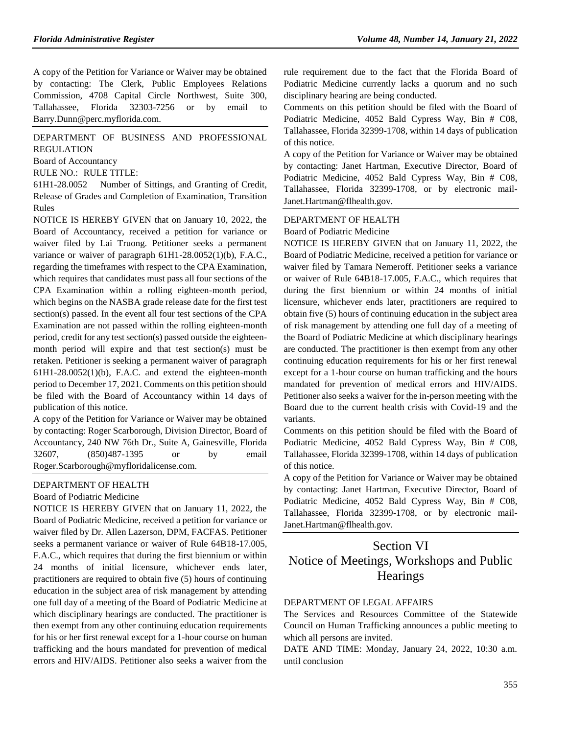A copy of the Petition for Variance or Waiver may be obtained by contacting: The Clerk, Public Employees Relations Commission, 4708 Capital Circle Northwest, Suite 300, Tallahassee, Florida 32303-7256 or by email to Barry.Dunn@perc.myflorida.com.

DEPARTMENT OF BUSINESS AND PROFESSIONAL REGULATION

Board of Accountancy

RULE NO.: RULE TITLE:

61H1-28.0052 Number of Sittings, and Granting of Credit, Release of Grades and Completion of Examination, Transition Rules

NOTICE IS HEREBY GIVEN that on January 10, 2022, the Board of Accountancy, received a petition for variance or waiver filed by Lai Truong. Petitioner seeks a permanent variance or waiver of paragraph 61H1-28.0052(1)(b), F.A.C., regarding the timeframes with respect to the CPA Examination, which requires that candidates must pass all four sections of the CPA Examination within a rolling eighteen-month period, which begins on the NASBA grade release date for the first test section(s) passed. In the event all four test sections of the CPA Examination are not passed within the rolling eighteen-month period, credit for any test section(s) passed outside the eighteen-month period will expire and that test section(s) must be retaken. Petitioner is seeking a permanent waiver of paragraph 61H1-28.0052(1)(b), F.A.C. and extend the eighteen-month period to December 17, 2021. Comments on this petition should be filed with the Board of Accountancy within 14 days of publication of this notice.

A copy of the Petition for Variance or Waiver may be obtained by contacting: Roger Scarborough, Division Director, Board of Accountancy, 240 NW 76th Dr., Suite A, Gainesville, Florida 32607, (850)487-1395 or by email Roger.Scarborough@myfloridalicense.com.

DEPARTMENT OF HEALTH

Board of Podiatric Medicine

NOTICE IS HEREBY GIVEN that on January 11, 2022, the Board of Podiatric Medicine, received a petition for variance or waiver filed by Dr. Allen Lazerson, DPM, FACFAS. Petitioner seeks a permanent variance or waiver of Rule 64B18-17.005, F.A.C., which requires that during the first biennium or within 24 months of initial licensure, whichever ends later, practitioners are required to obtain five (5) hours of continuing education in the subject area of risk management by attending one full day of a meeting of the Board of Podiatric Medicine at which disciplinary hearings are conducted. The practitioner is then exempt from any other continuing education requirements for his or her first renewal except for a 1-hour course on human trafficking and the hours mandated for prevention of medical errors and HIV/AIDS. Petitioner also seeks a waiver from the rule requirement due to the fact that the Florida Board of Podiatric Medicine currently lacks a quorum and no such disciplinary hearing are being conducted.

Comments on this petition should be filed with the Board of Podiatric Medicine, 4052 Bald Cypress Way, Bin # C08, Tallahassee, Florida 32399-1708, within 14 days of publication of this notice.

A copy of the Petition for Variance or Waiver may be obtained by contacting: Janet Hartman, Executive Director, Board of Podiatric Medicine, 4052 Bald Cypress Way, Bin # C08, Tallahassee, Florida 32399-1708, or by electronic mail-Janet.Hartman@flhealth.gov.

DEPARTMENT OF HEALTH

Board of Podiatric Medicine

NOTICE IS HEREBY GIVEN that on January 11, 2022, the Board of Podiatric Medicine, received a petition for variance or waiver filed by Tamara Nemeroff. Petitioner seeks a variance or waiver of Rule 64B18-17.005, F.A.C., which requires that during the first biennium or within 24 months of initial licensure, whichever ends later, practitioners are required to obtain five (5) hours of continuing education in the subject area of risk management by attending one full day of a meeting of the Board of Podiatric Medicine at which disciplinary hearings are conducted. The practitioner is then exempt from any other continuing education requirements for his or her first renewal except for a 1-hour course on human trafficking and the hours mandated for prevention of medical errors and HIV/AIDS. Petitioner also seeks a waiver for the in-person meeting with the Board due to the current health crisis with Covid-19 and the variants.

Comments on this petition should be filed with the Board of Podiatric Medicine, 4052 Bald Cypress Way, Bin # C08, Tallahassee, Florida 32399-1708, within 14 days of publication of this notice.

A copy of the Petition for Variance or Waiver may be obtained by contacting: Janet Hartman, Executive Director, Board of Podiatric Medicine, 4052 Bald Cypress Way, Bin # C08, Tallahassee, Florida 32399-1708, or by electronic mail-Janet.Hartman@flhealth.gov.

# Section VI
# Notice of Meetings, Workshops and Public Hearings

DEPARTMENT OF LEGAL AFFAIRS

The Services and Resources Committee of the Statewide Council on Human Trafficking announces a public meeting to which all persons are invited.

DATE AND TIME: Monday, January 24, 2022, 10:30 a.m. until conclusion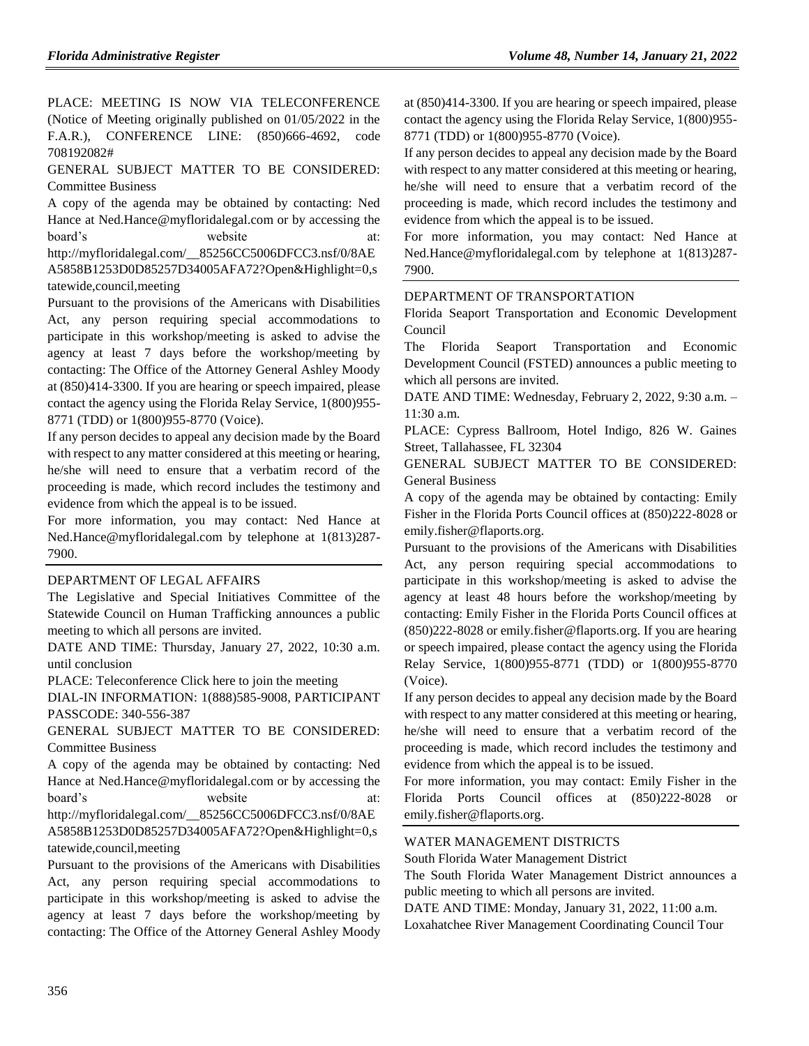PLACE: MEETING IS NOW VIA TELECONFERENCE (Notice of Meeting originally published on 01/05/2022 in the F.A.R.), CONFERENCE LINE: (850)666-4692, code 708192082#

GENERAL SUBJECT MATTER TO BE CONSIDERED: Committee Business

A copy of the agenda may be obtained by contacting: Ned Hance at Ned.Hance@myfloridalegal.com or by accessing the board's website at: http://myfloridalegal.com/__85256CC5006DFCC3.nsf/0/8AEA5858B1253D0D85257D34005AFA72?Open&Highlight=0,statewide,council,meeting

Pursuant to the provisions of the Americans with Disabilities Act, any person requiring special accommodations to participate in this workshop/meeting is asked to advise the agency at least 7 days before the workshop/meeting by contacting: The Office of the Attorney General Ashley Moody at (850)414-3300. If you are hearing or speech impaired, please contact the agency using the Florida Relay Service, 1(800)955-8771 (TDD) or 1(800)955-8770 (Voice).

If any person decides to appeal any decision made by the Board with respect to any matter considered at this meeting or hearing, he/she will need to ensure that a verbatim record of the proceeding is made, which record includes the testimony and evidence from which the appeal is to be issued.

For more information, you may contact: Ned Hance at Ned.Hance@myfloridalegal.com by telephone at 1(813)287-7900.

---

DEPARTMENT OF LEGAL AFFAIRS

The Legislative and Special Initiatives Committee of the Statewide Council on Human Trafficking announces a public meeting to which all persons are invited.

DATE AND TIME: Thursday, January 27, 2022, 10:30 a.m. until conclusion

PLACE: Teleconference Click here to join the meeting

DIAL-IN INFORMATION: 1(888)585-9008, PARTICIPANT PASSCODE: 340-556-387

GENERAL SUBJECT MATTER TO BE CONSIDERED: Committee Business

A copy of the agenda may be obtained by contacting: Ned Hance at Ned.Hance@myfloridalegal.com or by accessing the board's website at: http://myfloridalegal.com/__85256CC5006DFCC3.nsf/0/8AEA5858B1253D0D85257D34005AFA72?Open&Highlight=0,statewide,council,meeting

Pursuant to the provisions of the Americans with Disabilities Act, any person requiring special accommodations to participate in this workshop/meeting is asked to advise the agency at least 7 days before the workshop/meeting by contacting: The Office of the Attorney General Ashley Moody at (850)414-3300. If you are hearing or speech impaired, please contact the agency using the Florida Relay Service, 1(800)955-8771 (TDD) or 1(800)955-8770 (Voice).

If any person decides to appeal any decision made by the Board with respect to any matter considered at this meeting or hearing, he/she will need to ensure that a verbatim record of the proceeding is made, which record includes the testimony and evidence from which the appeal is to be issued.

For more information, you may contact: Ned Hance at Ned.Hance@myfloridalegal.com by telephone at 1(813)287-7900.

---

DEPARTMENT OF TRANSPORTATION

Florida Seaport Transportation and Economic Development Council

The Florida Seaport Transportation and Economic Development Council (FSTED) announces a public meeting to which all persons are invited.

DATE AND TIME: Wednesday, February 2, 2022, 9:30 a.m. – 11:30 a.m.

PLACE: Cypress Ballroom, Hotel Indigo, 826 W. Gaines Street, Tallahassee, FL 32304

GENERAL SUBJECT MATTER TO BE CONSIDERED: General Business

A copy of the agenda may be obtained by contacting: Emily Fisher in the Florida Ports Council offices at (850)222-8028 or emily.fisher@flaports.org.

Pursuant to the provisions of the Americans with Disabilities Act, any person requiring special accommodations to participate in this workshop/meeting is asked to advise the agency at least 48 hours before the workshop/meeting by contacting: Emily Fisher in the Florida Ports Council offices at (850)222-8028 or emily.fisher@flaports.org. If you are hearing or speech impaired, please contact the agency using the Florida Relay Service, 1(800)955-8771 (TDD) or 1(800)955-8770 (Voice).

If any person decides to appeal any decision made by the Board with respect to any matter considered at this meeting or hearing, he/she will need to ensure that a verbatim record of the proceeding is made, which record includes the testimony and evidence from which the appeal is to be issued.

For more information, you may contact: Emily Fisher in the Florida Ports Council offices at (850)222-8028 or emily.fisher@flaports.org.

---

WATER MANAGEMENT DISTRICTS

South Florida Water Management District

The South Florida Water Management District announces a public meeting to which all persons are invited.

DATE AND TIME: Monday, January 31, 2022, 11:00 a.m. Loxahatchee River Management Coordinating Council Tour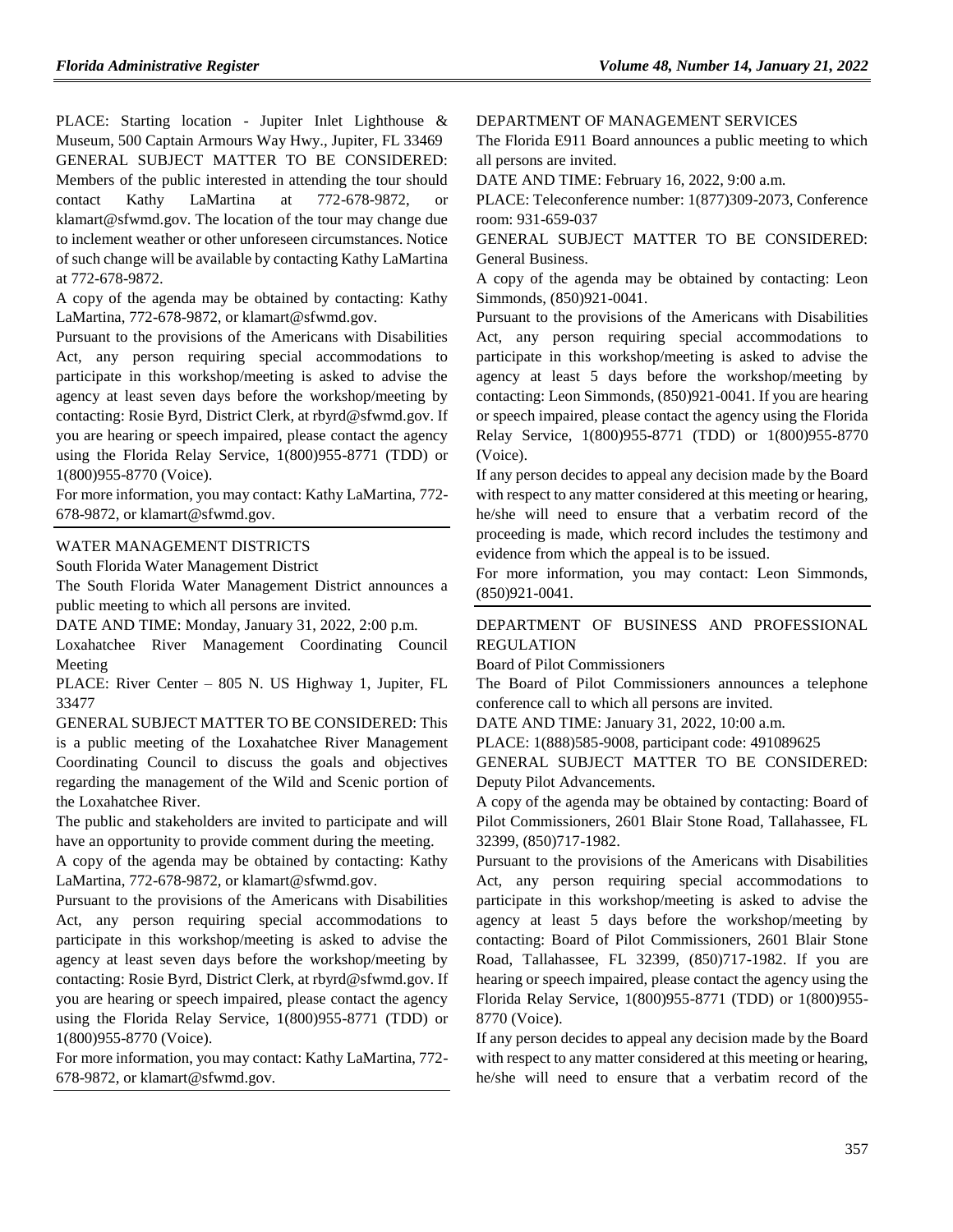PLACE: Starting location - Jupiter Inlet Lighthouse & Museum, 500 Captain Armours Way Hwy., Jupiter, FL 33469

GENERAL SUBJECT MATTER TO BE CONSIDERED: Members of the public interested in attending the tour should contact Kathy LaMartina at 772-678-9872, or klamart@sfwmd.gov. The location of the tour may change due to inclement weather or other unforeseen circumstances. Notice of such change will be available by contacting Kathy LaMartina at 772-678-9872.

A copy of the agenda may be obtained by contacting: Kathy LaMartina, 772-678-9872, or klamart@sfwmd.gov.

Pursuant to the provisions of the Americans with Disabilities Act, any person requiring special accommodations to participate in this workshop/meeting is asked to advise the agency at least seven days before the workshop/meeting by contacting: Rosie Byrd, District Clerk, at rbyrd@sfwmd.gov. If you are hearing or speech impaired, please contact the agency using the Florida Relay Service, 1(800)955-8771 (TDD) or 1(800)955-8770 (Voice).

For more information, you may contact: Kathy LaMartina, 772-678-9872, or klamart@sfwmd.gov.

---

WATER MANAGEMENT DISTRICTS

South Florida Water Management District

The South Florida Water Management District announces a public meeting to which all persons are invited.

DATE AND TIME: Monday, January 31, 2022, 2:00 p.m.

Loxahatchee River Management Coordinating Council Meeting

PLACE: River Center – 805 N. US Highway 1, Jupiter, FL 33477

GENERAL SUBJECT MATTER TO BE CONSIDERED: This is a public meeting of the Loxahatchee River Management Coordinating Council to discuss the goals and objectives regarding the management of the Wild and Scenic portion of the Loxahatchee River.

The public and stakeholders are invited to participate and will have an opportunity to provide comment during the meeting.

A copy of the agenda may be obtained by contacting: Kathy LaMartina, 772-678-9872, or klamart@sfwmd.gov.

Pursuant to the provisions of the Americans with Disabilities Act, any person requiring special accommodations to participate in this workshop/meeting is asked to advise the agency at least seven days before the workshop/meeting by contacting: Rosie Byrd, District Clerk, at rbyrd@sfwmd.gov. If you are hearing or speech impaired, please contact the agency using the Florida Relay Service, 1(800)955-8771 (TDD) or 1(800)955-8770 (Voice).

For more information, you may contact: Kathy LaMartina, 772-678-9872, or klamart@sfwmd.gov.

---

DEPARTMENT OF MANAGEMENT SERVICES

The Florida E911 Board announces a public meeting to which all persons are invited.

DATE AND TIME: February 16, 2022, 9:00 a.m.

PLACE: Teleconference number: 1(877)309-2073, Conference room: 931-659-037

GENERAL SUBJECT MATTER TO BE CONSIDERED: General Business.

A copy of the agenda may be obtained by contacting: Leon Simmonds, (850)921-0041.

Pursuant to the provisions of the Americans with Disabilities Act, any person requiring special accommodations to participate in this workshop/meeting is asked to advise the agency at least 5 days before the workshop/meeting by contacting: Leon Simmonds, (850)921-0041. If you are hearing or speech impaired, please contact the agency using the Florida Relay Service, 1(800)955-8771 (TDD) or 1(800)955-8770 (Voice).

If any person decides to appeal any decision made by the Board with respect to any matter considered at this meeting or hearing, he/she will need to ensure that a verbatim record of the proceeding is made, which record includes the testimony and evidence from which the appeal is to be issued.

For more information, you may contact: Leon Simmonds, (850)921-0041.

---

DEPARTMENT OF BUSINESS AND PROFESSIONAL REGULATION

Board of Pilot Commissioners

The Board of Pilot Commissioners announces a telephone conference call to which all persons are invited.

DATE AND TIME: January 31, 2022, 10:00 a.m.

PLACE: 1(888)585-9008, participant code: 491089625

GENERAL SUBJECT MATTER TO BE CONSIDERED: Deputy Pilot Advancements.

A copy of the agenda may be obtained by contacting: Board of Pilot Commissioners, 2601 Blair Stone Road, Tallahassee, FL 32399, (850)717-1982.

Pursuant to the provisions of the Americans with Disabilities Act, any person requiring special accommodations to participate in this workshop/meeting is asked to advise the agency at least 5 days before the workshop/meeting by contacting: Board of Pilot Commissioners, 2601 Blair Stone Road, Tallahassee, FL 32399, (850)717-1982. If you are hearing or speech impaired, please contact the agency using the Florida Relay Service, 1(800)955-8771 (TDD) or 1(800)955-8770 (Voice).

If any person decides to appeal any decision made by the Board with respect to any matter considered at this meeting or hearing, he/she will need to ensure that a verbatim record of the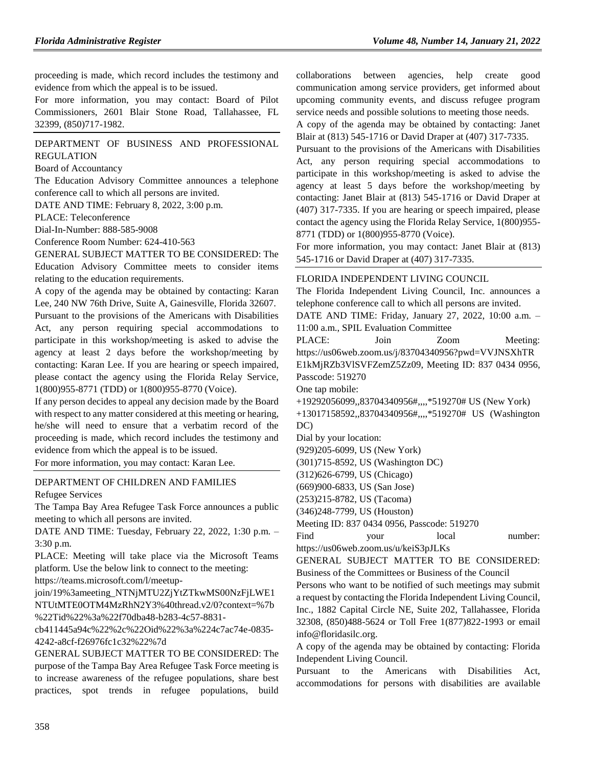proceeding is made, which record includes the testimony and evidence from which the appeal is to be issued.

For more information, you may contact: Board of Pilot Commissioners, 2601 Blair Stone Road, Tallahassee, FL 32399, (850)717-1982.

DEPARTMENT OF BUSINESS AND PROFESSIONAL REGULATION

Board of Accountancy

The Education Advisory Committee announces a telephone conference call to which all persons are invited.

DATE AND TIME: February 8, 2022, 3:00 p.m.

PLACE: Teleconference

Dial-In-Number: 888-585-9008

Conference Room Number: 624-410-563

GENERAL SUBJECT MATTER TO BE CONSIDERED: The Education Advisory Committee meets to consider items relating to the education requirements.

A copy of the agenda may be obtained by contacting: Karan Lee, 240 NW 76th Drive, Suite A, Gainesville, Florida 32607.

Pursuant to the provisions of the Americans with Disabilities Act, any person requiring special accommodations to participate in this workshop/meeting is asked to advise the agency at least 2 days before the workshop/meeting by contacting: Karan Lee. If you are hearing or speech impaired, please contact the agency using the Florida Relay Service, 1(800)955-8771 (TDD) or 1(800)955-8770 (Voice).

If any person decides to appeal any decision made by the Board with respect to any matter considered at this meeting or hearing, he/she will need to ensure that a verbatim record of the proceeding is made, which record includes the testimony and evidence from which the appeal is to be issued.

For more information, you may contact: Karan Lee.

DEPARTMENT OF CHILDREN AND FAMILIES

Refugee Services

The Tampa Bay Area Refugee Task Force announces a public meeting to which all persons are invited.

DATE AND TIME: Tuesday, February 22, 2022, 1:30 p.m. – 3:30 p.m.

PLACE: Meeting will take place via the Microsoft Teams platform. Use the below link to connect to the meeting: https://teams.microsoft.com/l/meetup-join/19%3ameeting_NTNjMTU2ZjYtZTkwMS00NzFjLWE1NTUtMTE0OTM4MzRhN2Y3%40thread.v2/0?context=%7b%22Tid%22%3a%22f70dba48-b283-4c57-8831-cb411445a94c%22%2c%22Oid%22%3a%224c7ac74e-0835-4242-a8cf-f26976fc1c32%22%7d

GENERAL SUBJECT MATTER TO BE CONSIDERED: The purpose of the Tampa Bay Area Refugee Task Force meeting is to increase awareness of the refugee populations, share best practices, spot trends in refugee populations, build collaborations between agencies, help create good communication among service providers, get informed about upcoming community events, and discuss refugee program service needs and possible solutions to meeting those needs.

A copy of the agenda may be obtained by contacting: Janet Blair at (813) 545-1716 or David Draper at (407) 317-7335.

Pursuant to the provisions of the Americans with Disabilities Act, any person requiring special accommodations to participate in this workshop/meeting is asked to advise the agency at least 5 days before the workshop/meeting by contacting: Janet Blair at (813) 545-1716 or David Draper at (407) 317-7335. If you are hearing or speech impaired, please contact the agency using the Florida Relay Service, 1(800)955-8771 (TDD) or 1(800)955-8770 (Voice).

For more information, you may contact: Janet Blair at (813) 545-1716 or David Draper at (407) 317-7335.

FLORIDA INDEPENDENT LIVING COUNCIL

The Florida Independent Living Council, Inc. announces a telephone conference call to which all persons are invited.

DATE AND TIME: Friday, January 27, 2022, 10:00 a.m. – 11:00 a.m., SPIL Evaluation Committee

PLACE: Join Zoom Meeting: https://us06web.zoom.us/j/83704340956?pwd=VVJNSXhTRE1kMjRZb3VlSVFZemZ5Zz09, Meeting ID: 837 0434 0956, Passcode: 519270

One tap mobile:

+19292056099,,83704340956#,,,,*519270# US (New York)

+13017158592,,83704340956#,,,,*519270# US (Washington DC)

Dial by your location:

(929)205-6099, US (New York)

(301)715-8592, US (Washington DC)

(312)626-6799, US (Chicago)

(669)900-6833, US (San Jose)

(253)215-8782, US (Tacoma)

(346)248-7799, US (Houston)

Meeting ID: 837 0434 0956, Passcode: 519270

Find your local number: https://us06web.zoom.us/u/keiS3pJLKs

GENERAL SUBJECT MATTER TO BE CONSIDERED: Business of the Committees or Business of the Council

Persons who want to be notified of such meetings may submit a request by contacting the Florida Independent Living Council, Inc., 1882 Capital Circle NE, Suite 202, Tallahassee, Florida 32308, (850)488-5624 or Toll Free 1(877)822-1993 or email info@floridasilc.org.

A copy of the agenda may be obtained by contacting: Florida Independent Living Council.

Pursuant to the Americans with Disabilities Act, accommodations for persons with disabilities are available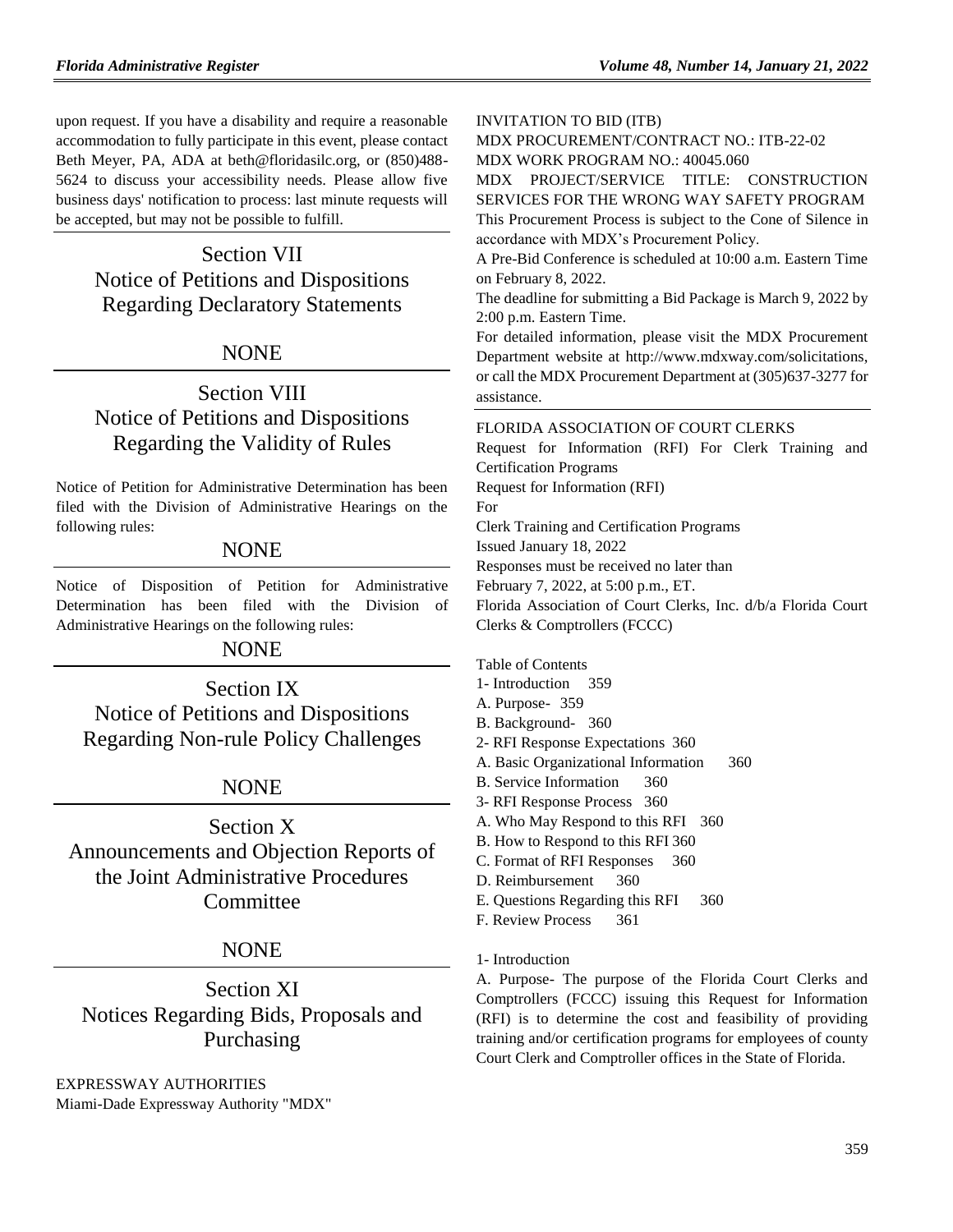upon request. If you have a disability and require a reasonable accommodation to fully participate in this event, please contact Beth Meyer, PA, ADA at beth@floridasilc.org, or (850)488-5624 to discuss your accessibility needs. Please allow five business days' notification to process: last minute requests will be accepted, but may not be possible to fulfill.

# Section VII Notice of Petitions and Dispositions Regarding Declaratory Statements

NONE

# Section VIII Notice of Petitions and Dispositions Regarding the Validity of Rules

Notice of Petition for Administrative Determination has been filed with the Division of Administrative Hearings on the following rules:

NONE

Notice of Disposition of Petition for Administrative Determination has been filed with the Division of Administrative Hearings on the following rules:

NONE

# Section IX Notice of Petitions and Dispositions Regarding Non-rule Policy Challenges

NONE

# Section X Announcements and Objection Reports of the Joint Administrative Procedures Committee

NONE

# Section XI Notices Regarding Bids, Proposals and Purchasing

EXPRESSWAY AUTHORITIES
Miami-Dade Expressway Authority "MDX"

INVITATION TO BID (ITB)
MDX PROCUREMENT/CONTRACT NO.: ITB-22-02
MDX WORK PROGRAM NO.: 40045.060
MDX PROJECT/SERVICE TITLE: CONSTRUCTION SERVICES FOR THE WRONG WAY SAFETY PROGRAM
This Procurement Process is subject to the Cone of Silence in accordance with MDX's Procurement Policy.
A Pre-Bid Conference is scheduled at 10:00 a.m. Eastern Time on February 8, 2022.
The deadline for submitting a Bid Package is March 9, 2022 by 2:00 p.m. Eastern Time.
For detailed information, please visit the MDX Procurement Department website at http://www.mdxway.com/solicitations, or call the MDX Procurement Department at (305)637-3277 for assistance.

FLORIDA ASSOCIATION OF COURT CLERKS
Request for Information (RFI) For Clerk Training and Certification Programs
Request for Information (RFI)
For
Clerk Training and Certification Programs
Issued January 18, 2022
Responses must be received no later than
February 7, 2022, at 5:00 p.m., ET.
Florida Association of Court Clerks, Inc. d/b/a Florida Court Clerks & Comptrollers (FCCC)

Table of Contents
1- Introduction 359
A. Purpose- 359
B. Background- 360
2- RFI Response Expectations 360
A. Basic Organizational Information 360
B. Service Information 360
3- RFI Response Process 360
A. Who May Respond to this RFI 360
B. How to Respond to this RFI 360
C. Format of RFI Responses 360
D. Reimbursement 360
E. Questions Regarding this RFI 360
F. Review Process 361

1- Introduction

A. Purpose- The purpose of the Florida Court Clerks and Comptrollers (FCCC) issuing this Request for Information (RFI) is to determine the cost and feasibility of providing training and/or certification programs for employees of county Court Clerk and Comptroller offices in the State of Florida.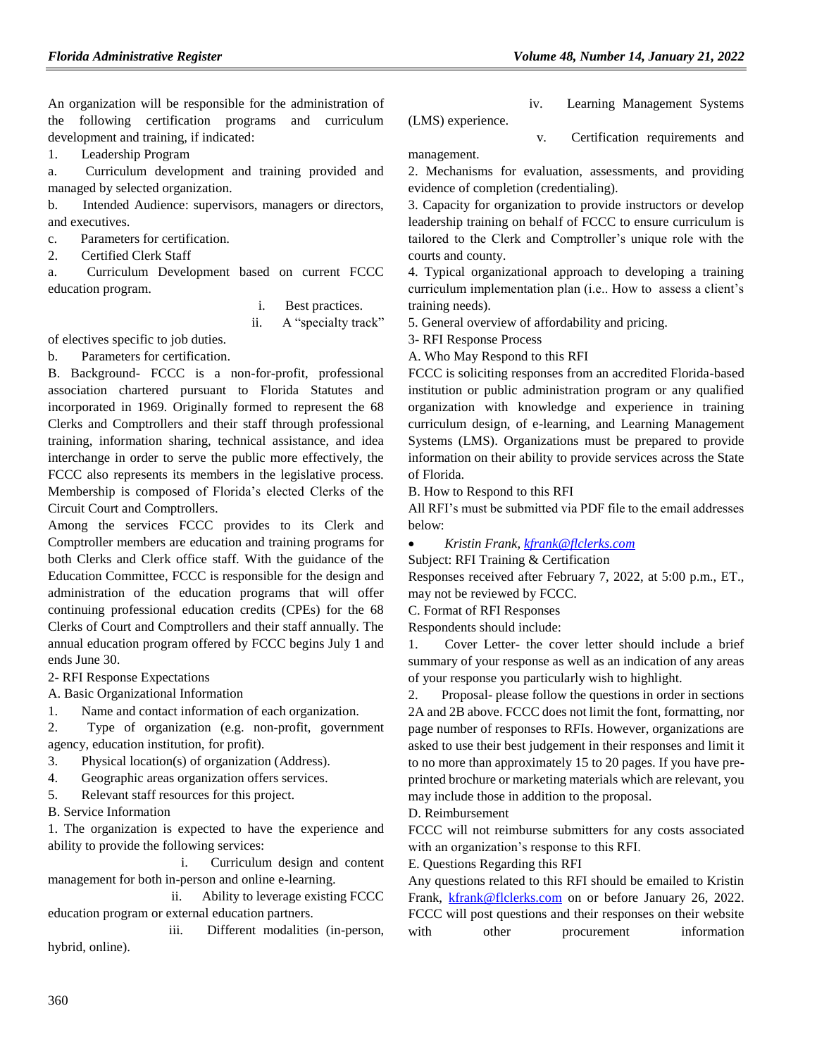An organization will be responsible for the administration of the following certification programs and curriculum development and training, if indicated:

1. Leadership Program

a. Curriculum development and training provided and managed by selected organization.

b. Intended Audience: supervisors, managers or directors, and executives.

c. Parameters for certification.

2. Certified Clerk Staff

a. Curriculum Development based on current FCCC education program.

i. Best practices.

ii. A "specialty track" of electives specific to job duties.

b. Parameters for certification.

B. Background- FCCC is a non-for-profit, professional association chartered pursuant to Florida Statutes and incorporated in 1969. Originally formed to represent the 68 Clerks and Comptrollers and their staff through professional training, information sharing, technical assistance, and idea interchange in order to serve the public more effectively, the FCCC also represents its members in the legislative process. Membership is composed of Florida's elected Clerks of the Circuit Court and Comptrollers.

Among the services FCCC provides to its Clerk and Comptroller members are education and training programs for both Clerks and Clerk office staff. With the guidance of the Education Committee, FCCC is responsible for the design and administration of the education programs that will offer continuing professional education credits (CPEs) for the 68 Clerks of Court and Comptrollers and their staff annually. The annual education program offered by FCCC begins July 1 and ends June 30.

2- RFI Response Expectations

A. Basic Organizational Information

1. Name and contact information of each organization.

2. Type of organization (e.g. non-profit, government agency, education institution, for profit).

3. Physical location(s) of organization (Address).

4. Geographic areas organization offers services.

5. Relevant staff resources for this project.

B. Service Information

1. The organization is expected to have the experience and ability to provide the following services:

i. Curriculum design and content management for both in-person and online e-learning.

ii. Ability to leverage existing FCCC education program or external education partners.

iii. Different modalities (in-person, hybrid, online).

iv. Learning Management Systems (LMS) experience.

v. Certification requirements and management.

2. Mechanisms for evaluation, assessments, and providing evidence of completion (credentialing).

3. Capacity for organization to provide instructors or develop leadership training on behalf of FCCC to ensure curriculum is tailored to the Clerk and Comptroller's unique role with the courts and county.

4. Typical organizational approach to developing a training curriculum implementation plan (i.e.. How to assess a client's training needs).

5. General overview of affordability and pricing.

3- RFI Response Process

A. Who May Respond to this RFI

FCCC is soliciting responses from an accredited Florida-based institution or public administration program or any qualified organization with knowledge and experience in training curriculum design, of e-learning, and Learning Management Systems (LMS). Organizations must be prepared to provide information on their ability to provide services across the State of Florida.

B. How to Respond to this RFI

All RFI's must be submitted via PDF file to the email addresses below:

- *Kristin Frank, kfrank@flclerks.com*

Subject: RFI Training & Certification

Responses received after February 7, 2022, at 5:00 p.m., ET., may not be reviewed by FCCC.

C. Format of RFI Responses

Respondents should include:

1. Cover Letter- the cover letter should include a brief summary of your response as well as an indication of any areas of your response you particularly wish to highlight.

2. Proposal- please follow the questions in order in sections 2A and 2B above. FCCC does not limit the font, formatting, nor page number of responses to RFIs. However, organizations are asked to use their best judgement in their responses and limit it to no more than approximately 15 to 20 pages. If you have pre-printed brochure or marketing materials which are relevant, you may include those in addition to the proposal.

D. Reimbursement

FCCC will not reimburse submitters for any costs associated with an organization's response to this RFI.

E. Questions Regarding this RFI

Any questions related to this RFI should be emailed to Kristin Frank, kfrank@flclerks.com on or before January 26, 2022. FCCC will post questions and their responses on their website with other procurement information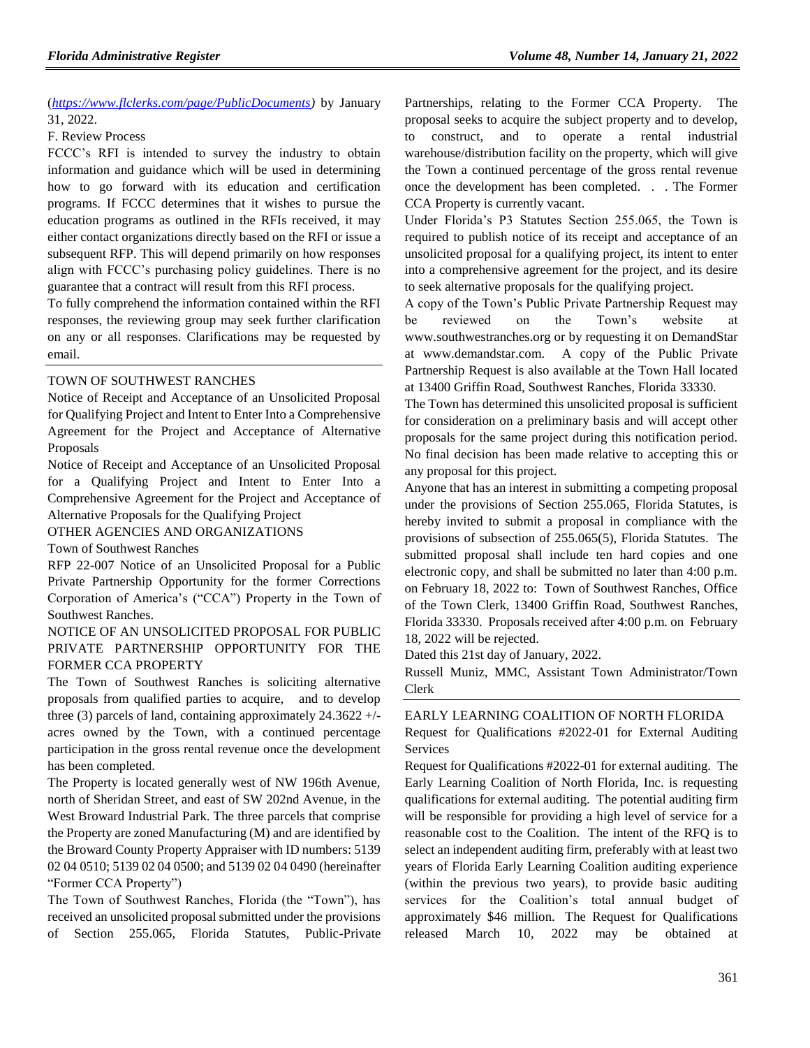(*https://www.flclerks.com/page/PublicDocuments)* by January 31, 2022.

F. Review Process

FCCC's RFI is intended to survey the industry to obtain information and guidance which will be used in determining how to go forward with its education and certification programs. If FCCC determines that it wishes to pursue the education programs as outlined in the RFIs received, it may either contact organizations directly based on the RFI or issue a subsequent RFP. This will depend primarily on how responses align with FCCC's purchasing policy guidelines. There is no guarantee that a contract will result from this RFI process.

To fully comprehend the information contained within the RFI responses, the reviewing group may seek further clarification on any or all responses. Clarifications may be requested by email.

TOWN OF SOUTHWEST RANCHES

Notice of Receipt and Acceptance of an Unsolicited Proposal for Qualifying Project and Intent to Enter Into a Comprehensive Agreement for the Project and Acceptance of Alternative Proposals

Notice of Receipt and Acceptance of an Unsolicited Proposal for a Qualifying Project and Intent to Enter Into a Comprehensive Agreement for the Project and Acceptance of Alternative Proposals for the Qualifying Project

OTHER AGENCIES AND ORGANIZATIONS

Town of Southwest Ranches

RFP 22-007 Notice of an Unsolicited Proposal for a Public Private Partnership Opportunity for the former Corrections Corporation of America's ("CCA") Property in the Town of Southwest Ranches.

NOTICE OF AN UNSOLICITED PROPOSAL FOR PUBLIC PRIVATE PARTNERSHIP OPPORTUNITY FOR THE FORMER CCA PROPERTY

The Town of Southwest Ranches is soliciting alternative proposals from qualified parties to acquire, and to develop three (3) parcels of land, containing approximately 24.3622 +/- acres owned by the Town, with a continued percentage participation in the gross rental revenue once the development has been completed.

The Property is located generally west of NW 196th Avenue, north of Sheridan Street, and east of SW 202nd Avenue, in the West Broward Industrial Park. The three parcels that comprise the Property are zoned Manufacturing (M) and are identified by the Broward County Property Appraiser with ID numbers: 5139 02 04 0510; 5139 02 04 0500; and 5139 02 04 0490 (hereinafter "Former CCA Property")

The Town of Southwest Ranches, Florida (the "Town"), has received an unsolicited proposal submitted under the provisions of Section 255.065, Florida Statutes, Public-Private Partnerships, relating to the Former CCA Property. The proposal seeks to acquire the subject property and to develop, to construct, and to operate a rental industrial warehouse/distribution facility on the property, which will give the Town a continued percentage of the gross rental revenue once the development has been completed. . . The Former CCA Property is currently vacant.

Under Florida's P3 Statutes Section 255.065, the Town is required to publish notice of its receipt and acceptance of an unsolicited proposal for a qualifying project, its intent to enter into a comprehensive agreement for the project, and its desire to seek alternative proposals for the qualifying project.

A copy of the Town's Public Private Partnership Request may be reviewed on the Town's website at www.southwestranches.org or by requesting it on DemandStar at www.demandstar.com. A copy of the Public Private Partnership Request is also available at the Town Hall located at 13400 Griffin Road, Southwest Ranches, Florida 33330.

The Town has determined this unsolicited proposal is sufficient for consideration on a preliminary basis and will accept other proposals for the same project during this notification period. No final decision has been made relative to accepting this or any proposal for this project.

Anyone that has an interest in submitting a competing proposal under the provisions of Section 255.065, Florida Statutes, is hereby invited to submit a proposal in compliance with the provisions of subsection of 255.065(5), Florida Statutes. The submitted proposal shall include ten hard copies and one electronic copy, and shall be submitted no later than 4:00 p.m. on February 18, 2022 to: Town of Southwest Ranches, Office of the Town Clerk, 13400 Griffin Road, Southwest Ranches, Florida 33330. Proposals received after 4:00 p.m. on February 18, 2022 will be rejected.

Dated this 21st day of January, 2022.

Russell Muniz, MMC, Assistant Town Administrator/Town Clerk

EARLY LEARNING COALITION OF NORTH FLORIDA

Request for Qualifications #2022-01 for External Auditing Services

Request for Qualifications #2022-01 for external auditing. The Early Learning Coalition of North Florida, Inc. is requesting qualifications for external auditing. The potential auditing firm will be responsible for providing a high level of service for a reasonable cost to the Coalition. The intent of the RFQ is to select an independent auditing firm, preferably with at least two years of Florida Early Learning Coalition auditing experience (within the previous two years), to provide basic auditing services for the Coalition's total annual budget of approximately $46 million. The Request for Qualifications released March 10, 2022 may be obtained at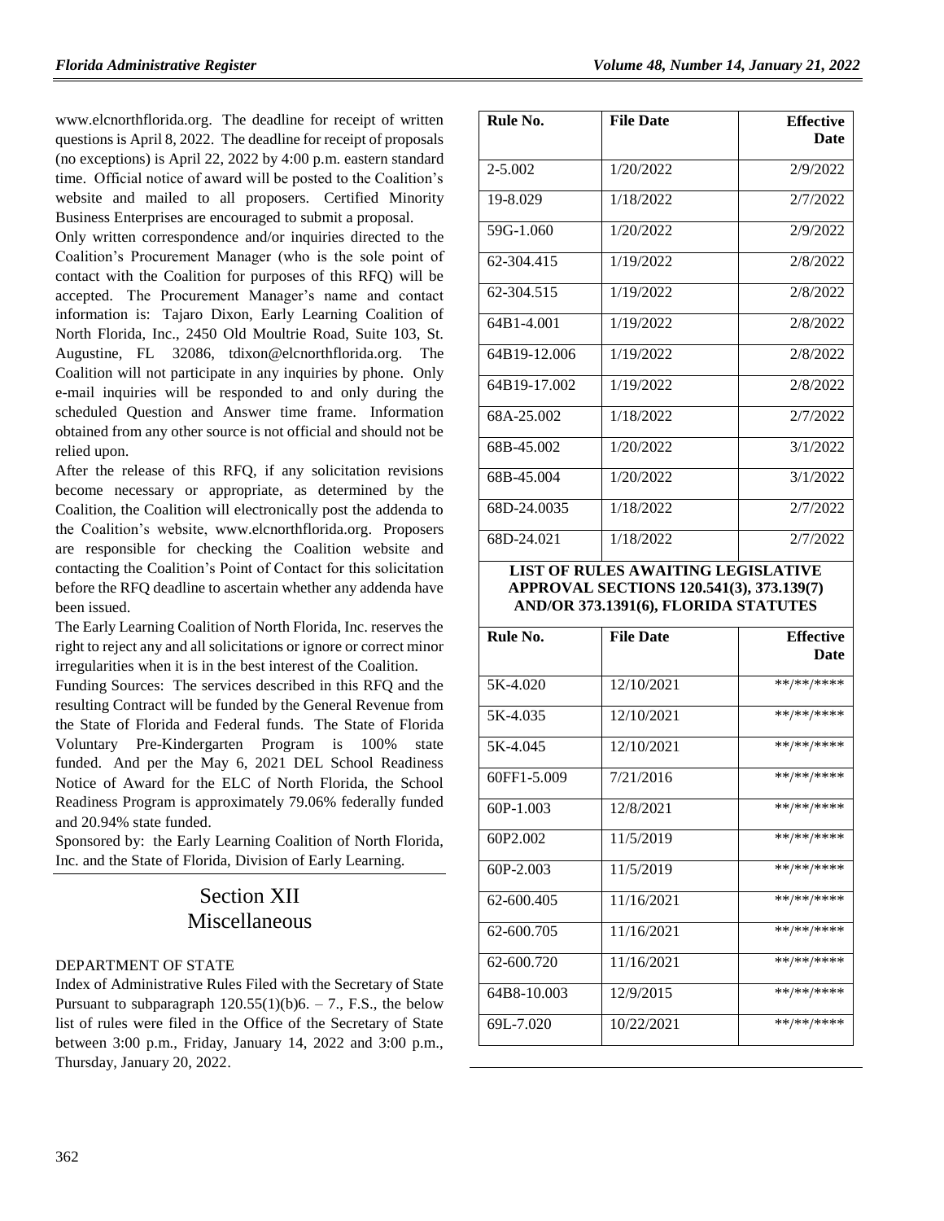www.elcnorthflorida.org. The deadline for receipt of written questions is April 8, 2022. The deadline for receipt of proposals (no exceptions) is April 22, 2022 by 4:00 p.m. eastern standard time. Official notice of award will be posted to the Coalition's website and mailed to all proposers. Certified Minority Business Enterprises are encouraged to submit a proposal.

Only written correspondence and/or inquiries directed to the Coalition's Procurement Manager (who is the sole point of contact with the Coalition for purposes of this RFQ) will be accepted. The Procurement Manager's name and contact information is: Tajaro Dixon, Early Learning Coalition of North Florida, Inc., 2450 Old Moultrie Road, Suite 103, St. Augustine, FL 32086, tdixon@elcnorthflorida.org. The Coalition will not participate in any inquiries by phone. Only e-mail inquiries will be responded to and only during the scheduled Question and Answer time frame. Information obtained from any other source is not official and should not be relied upon.

After the release of this RFQ, if any solicitation revisions become necessary or appropriate, as determined by the Coalition, the Coalition will electronically post the addenda to the Coalition's website, www.elcnorthflorida.org. Proposers are responsible for checking the Coalition website and contacting the Coalition's Point of Contact for this solicitation before the RFQ deadline to ascertain whether any addenda have been issued.

The Early Learning Coalition of North Florida, Inc. reserves the right to reject any and all solicitations or ignore or correct minor irregularities when it is in the best interest of the Coalition.

Funding Sources: The services described in this RFQ and the resulting Contract will be funded by the General Revenue from the State of Florida and Federal funds. The State of Florida Voluntary Pre-Kindergarten Program is 100% state funded. And per the May 6, 2021 DEL School Readiness Notice of Award for the ELC of North Florida, the School Readiness Program is approximately 79.06% federally funded and 20.94% state funded.

Sponsored by: the Early Learning Coalition of North Florida, Inc. and the State of Florida, Division of Early Learning.

# Section XII
# Miscellaneous

DEPARTMENT OF STATE

Index of Administrative Rules Filed with the Secretary of State Pursuant to subparagraph 120.55(1)(b)6. – 7., F.S., the below list of rules were filed in the Office of the Secretary of State between 3:00 p.m., Friday, January 14, 2022 and 3:00 p.m., Thursday, January 20, 2022.

| Rule No. | File Date | Effective Date |
|---|---|---|
| 2-5.002 | 1/20/2022 | 2/9/2022 |
| 19-8.029 | 1/18/2022 | 2/7/2022 |
| 59G-1.060 | 1/20/2022 | 2/9/2022 |
| 62-304.415 | 1/19/2022 | 2/8/2022 |
| 62-304.515 | 1/19/2022 | 2/8/2022 |
| 64B1-4.001 | 1/19/2022 | 2/8/2022 |
| 64B19-12.006 | 1/19/2022 | 2/8/2022 |
| 64B19-17.002 | 1/19/2022 | 2/8/2022 |
| 68A-25.002 | 1/18/2022 | 2/7/2022 |
| 68B-45.002 | 1/20/2022 | 3/1/2022 |
| 68B-45.004 | 1/20/2022 | 3/1/2022 |
| 68D-24.0035 | 1/18/2022 | 2/7/2022 |
| 68D-24.021 | 1/18/2022 | 2/7/2022 |

**LIST OF RULES AWAITING LEGISLATIVE APPROVAL SECTIONS 120.541(3), 373.139(7) AND/OR 373.1391(6), FLORIDA STATUTES**

| Rule No. | File Date | Effective Date |
|---|---|---|
| 5K-4.020 | 12/10/2021 | \*\*/\*\*/\*\*\*\* |
| 5K-4.035 | 12/10/2021 | \*\*/\*\*/\*\*\*\* |
| 5K-4.045 | 12/10/2021 | \*\*/\*\*/\*\*\*\* |
| 60FF1-5.009 | 7/21/2016 | \*\*/\*\*/\*\*\*\* |
| 60P-1.003 | 12/8/2021 | \*\*/\*\*/\*\*\*\* |
| 60P2.002 | 11/5/2019 | \*\*/\*\*/\*\*\*\* |
| 60P-2.003 | 11/5/2019 | \*\*/\*\*/\*\*\*\* |
| 62-600.405 | 11/16/2021 | \*\*/\*\*/\*\*\*\* |
| 62-600.705 | 11/16/2021 | \*\*/\*\*/\*\*\*\* |
| 62-600.720 | 11/16/2021 | \*\*/\*\*/\*\*\*\* |
| 64B8-10.003 | 12/9/2015 | \*\*/\*\*/\*\*\*\* |
| 69L-7.020 | 10/22/2021 | \*\*/\*\*/\*\*\*\* |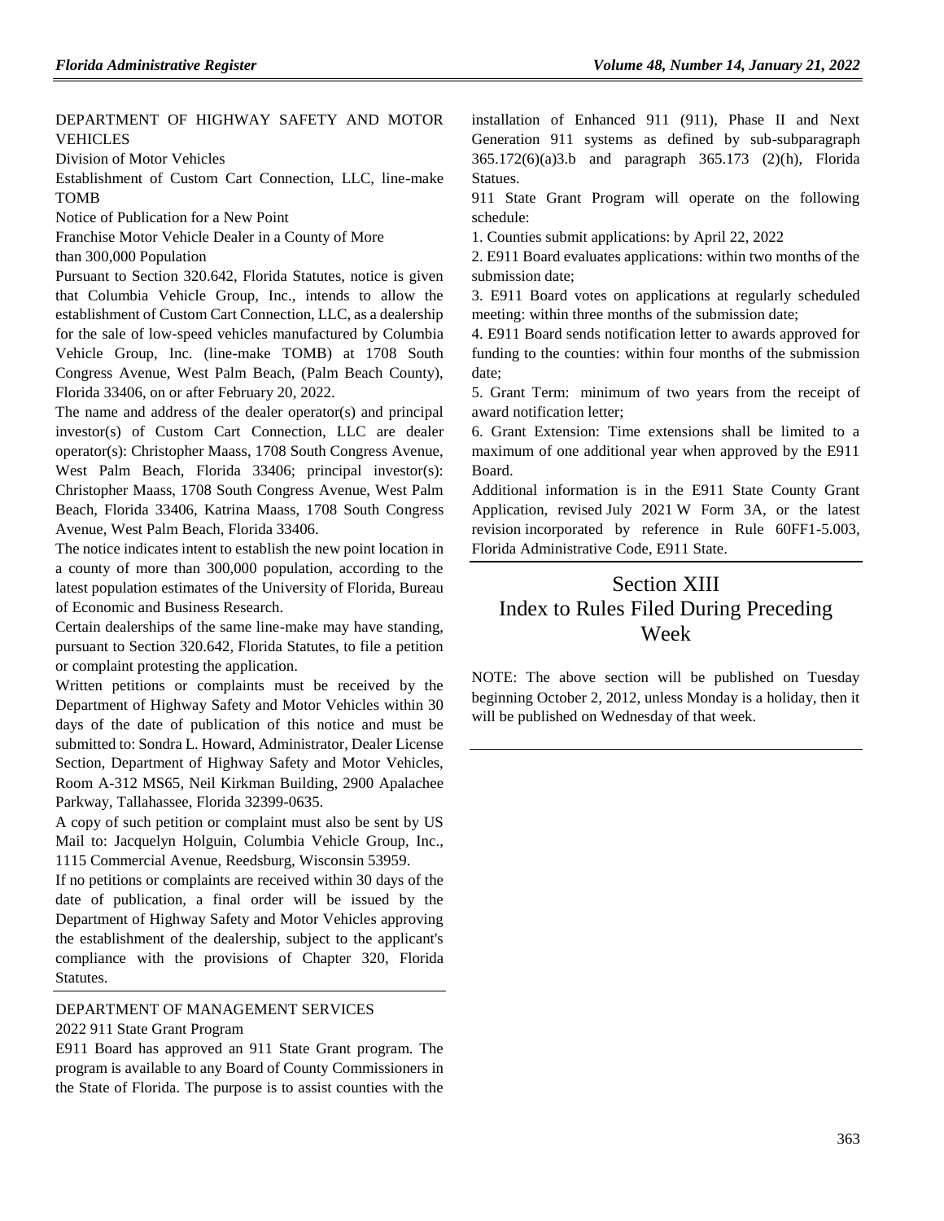DEPARTMENT OF HIGHWAY SAFETY AND MOTOR VEHICLES

Division of Motor Vehicles

Establishment of Custom Cart Connection, LLC, line-make TOMB

Notice of Publication for a New Point

Franchise Motor Vehicle Dealer in a County of More than 300,000 Population

Pursuant to Section 320.642, Florida Statutes, notice is given that Columbia Vehicle Group, Inc., intends to allow the establishment of Custom Cart Connection, LLC, as a dealership for the sale of low-speed vehicles manufactured by Columbia Vehicle Group, Inc. (line-make TOMB) at 1708 South Congress Avenue, West Palm Beach, (Palm Beach County), Florida 33406, on or after February 20, 2022.

The name and address of the dealer operator(s) and principal investor(s) of Custom Cart Connection, LLC are dealer operator(s): Christopher Maass, 1708 South Congress Avenue, West Palm Beach, Florida 33406; principal investor(s): Christopher Maass, 1708 South Congress Avenue, West Palm Beach, Florida 33406, Katrina Maass, 1708 South Congress Avenue, West Palm Beach, Florida 33406.

The notice indicates intent to establish the new point location in a county of more than 300,000 population, according to the latest population estimates of the University of Florida, Bureau of Economic and Business Research.

Certain dealerships of the same line-make may have standing, pursuant to Section 320.642, Florida Statutes, to file a petition or complaint protesting the application.

Written petitions or complaints must be received by the Department of Highway Safety and Motor Vehicles within 30 days of the date of publication of this notice and must be submitted to: Sondra L. Howard, Administrator, Dealer License Section, Department of Highway Safety and Motor Vehicles, Room A-312 MS65, Neil Kirkman Building, 2900 Apalachee Parkway, Tallahassee, Florida 32399-0635.

A copy of such petition or complaint must also be sent by US Mail to: Jacquelyn Holguin, Columbia Vehicle Group, Inc., 1115 Commercial Avenue, Reedsburg, Wisconsin 53959.

If no petitions or complaints are received within 30 days of the date of publication, a final order will be issued by the Department of Highway Safety and Motor Vehicles approving the establishment of the dealership, subject to the applicant's compliance with the provisions of Chapter 320, Florida Statutes.

DEPARTMENT OF MANAGEMENT SERVICES

2022 911 State Grant Program

E911 Board has approved an 911 State Grant program. The program is available to any Board of County Commissioners in the State of Florida. The purpose is to assist counties with the installation of Enhanced 911 (911), Phase II and Next Generation 911 systems as defined by sub-subparagraph 365.172(6)(a)3.b and paragraph 365.173 (2)(h), Florida Statues.

911 State Grant Program will operate on the following schedule:

1. Counties submit applications: by April 22, 2022
2. E911 Board evaluates applications: within two months of the submission date;
3. E911 Board votes on applications at regularly scheduled meeting: within three months of the submission date;
4. E911 Board sends notification letter to awards approved for funding to the counties: within four months of the submission date;
5. Grant Term: minimum of two years from the receipt of award notification letter;
6. Grant Extension: Time extensions shall be limited to a maximum of one additional year when approved by the E911 Board.

Additional information is in the E911 State County Grant Application, revised July 2021 W Form 3A, or the latest revision incorporated by reference in Rule 60FF1-5.003, Florida Administrative Code, E911 State.

# Section XIII Index to Rules Filed During Preceding Week

NOTE: The above section will be published on Tuesday beginning October 2, 2012, unless Monday is a holiday, then it will be published on Wednesday of that week.